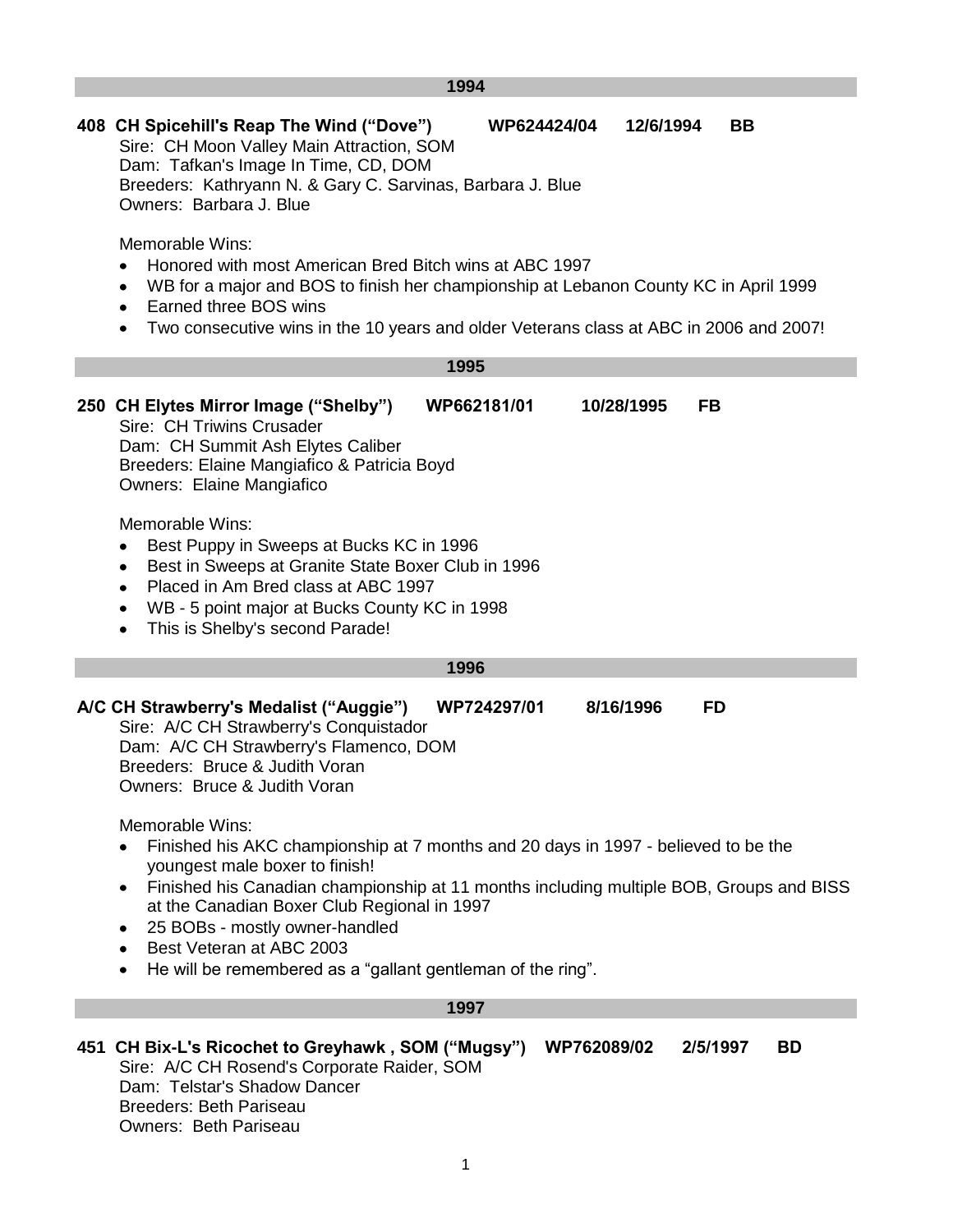## 1994

**408 CH Spicehill's Reap The Wind ("Dove") WP624424/04 12/6/1994 BB**

Sire: CH Moon Valley Main Attraction, SOM
Dam: Tafkan's Image In Time, CD, DOM
Breeders: Kathryann N. & Gary C. Sarvinas, Barbara J. Blue
Owners: Barbara J. Blue

Memorable Wins:

- Honored with most American Bred Bitch wins at ABC 1997
- WB for a major and BOS to finish her championship at Lebanon County KC in April 1999
- Earned three BOS wins
- Two consecutive wins in the 10 years and older Veterans class at ABC in 2006 and 2007!

## 1995

**250 CH Elytes Mirror Image ("Shelby") WP662181/01 10/28/1995 FB**

Sire: CH Triwins Crusader
Dam: CH Summit Ash Elytes Caliber
Breeders: Elaine Mangiafico & Patricia Boyd
Owners: Elaine Mangiafico

Memorable Wins:

- Best Puppy in Sweeps at Bucks KC in 1996
- Best in Sweeps at Granite State Boxer Club in 1996
- Placed in Am Bred class at ABC 1997
- WB - 5 point major at Bucks County KC in 1998
- This is Shelby's second Parade!

## 1996

**A/C CH Strawberry's Medalist ("Auggie") WP724297/01 8/16/1996 FD**

Sire: A/C CH Strawberry's Conquistador
Dam: A/C CH Strawberry's Flamenco, DOM
Breeders: Bruce & Judith Voran
Owners: Bruce & Judith Voran

Memorable Wins:

- Finished his AKC championship at 7 months and 20 days in 1997 - believed to be the youngest male boxer to finish!
- Finished his Canadian championship at 11 months including multiple BOB, Groups and BISS at the Canadian Boxer Club Regional in 1997
- 25 BOBs - mostly owner-handled
- Best Veteran at ABC 2003
- He will be remembered as a "gallant gentleman of the ring".

## 1997

**451 CH Bix-L's Ricochet to Greyhawk , SOM ("Mugsy") WP762089/02 2/5/1997 BD**

Sire: A/C CH Rosend's Corporate Raider, SOM
Dam: Telstar's Shadow Dancer
Breeders: Beth Pariseau
Owners: Beth Pariseau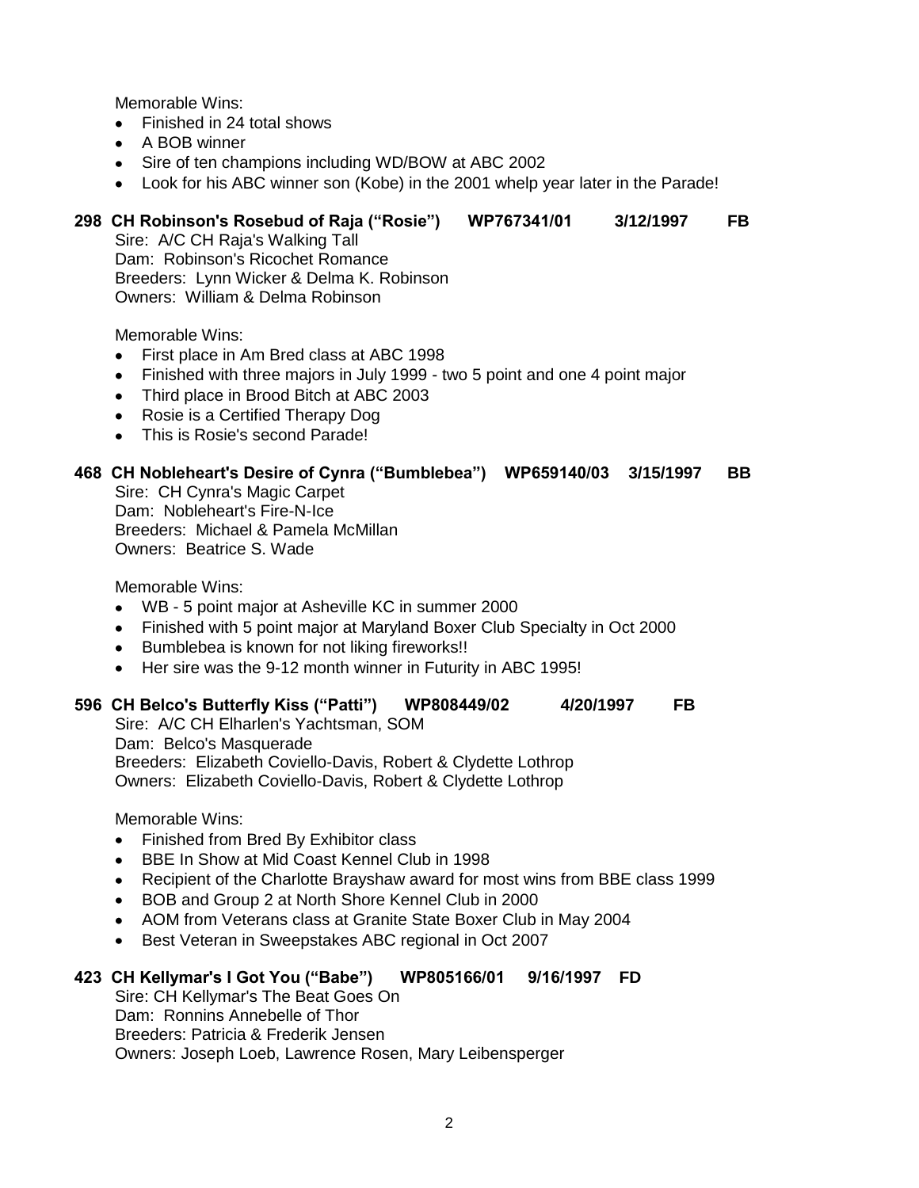Memorable Wins:

- Finished in 24 total shows
- A BOB winner
- Sire of ten champions including WD/BOW at ABC 2002
- Look for his ABC winner son (Kobe) in the 2001 whelp year later in the Parade!

**298 CH Robinson's Rosebud of Raja ("Rosie") WP767341/01 3/12/1997 FB**

Sire: A/C CH Raja's Walking Tall
Dam: Robinson's Ricochet Romance
Breeders: Lynn Wicker & Delma K. Robinson
Owners: William & Delma Robinson

Memorable Wins:

- First place in Am Bred class at ABC 1998
- Finished with three majors in July 1999 - two 5 point and one 4 point major
- Third place in Brood Bitch at ABC 2003
- Rosie is a Certified Therapy Dog
- This is Rosie's second Parade!

**468 CH Nobleheart's Desire of Cynra ("Bumblebea") WP659140/03 3/15/1997 BB**

Sire: CH Cynra's Magic Carpet
Dam: Nobleheart's Fire-N-Ice
Breeders: Michael & Pamela McMillan
Owners: Beatrice S. Wade

Memorable Wins:

- WB - 5 point major at Asheville KC in summer 2000
- Finished with 5 point major at Maryland Boxer Club Specialty in Oct 2000
- Bumblebea is known for not liking fireworks!!
- Her sire was the 9-12 month winner in Futurity in ABC 1995!

**596 CH Belco's Butterfly Kiss ("Patti") WP808449/02 4/20/1997 FB**

Sire: A/C CH Elharlen's Yachtsman, SOM
Dam: Belco's Masquerade
Breeders: Elizabeth Coviello-Davis, Robert & Clydette Lothrop
Owners: Elizabeth Coviello-Davis, Robert & Clydette Lothrop

Memorable Wins:

- Finished from Bred By Exhibitor class
- BBE In Show at Mid Coast Kennel Club in 1998
- Recipient of the Charlotte Brayshaw award for most wins from BBE class 1999
- BOB and Group 2 at North Shore Kennel Club in 2000
- AOM from Veterans class at Granite State Boxer Club in May 2004
- Best Veteran in Sweepstakes ABC regional in Oct 2007

**423 CH Kellymar's I Got You ("Babe") WP805166/01 9/16/1997 FD**

Sire: CH Kellymar's The Beat Goes On
Dam: Ronnins Annebelle of Thor
Breeders: Patricia & Frederik Jensen
Owners: Joseph Loeb, Lawrence Rosen, Mary Leibensperger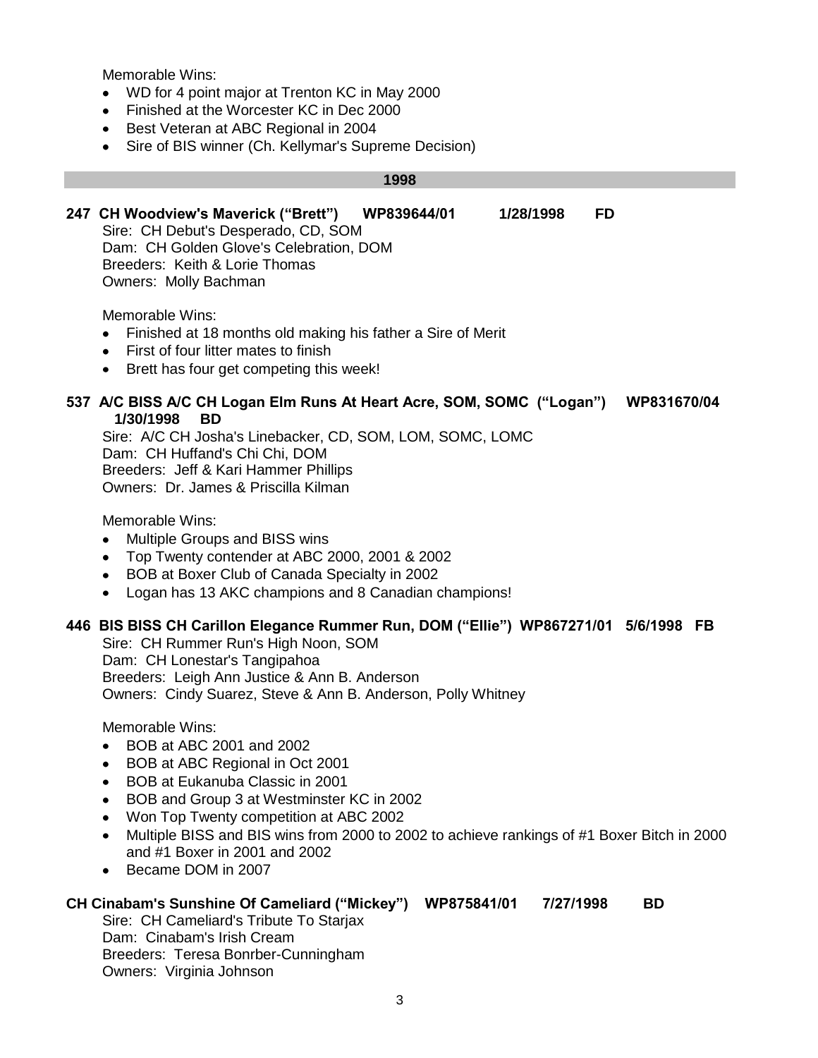Memorable Wins:

- WD for 4 point major at Trenton KC in May 2000
- Finished at the Worcester KC in Dec 2000
- Best Veteran at ABC Regional in 2004
- Sire of BIS winner (Ch. Kellymar's Supreme Decision)

## 1998

**247 CH Woodview's Maverick ("Brett") WP839644/01 1/28/1998 FD**

Sire: CH Debut's Desperado, CD, SOM
Dam: CH Golden Glove's Celebration, DOM
Breeders: Keith & Lorie Thomas
Owners: Molly Bachman

Memorable Wins:

- Finished at 18 months old making his father a Sire of Merit
- First of four litter mates to finish
- Brett has four get competing this week!

**537 A/C BISS A/C CH Logan Elm Runs At Heart Acre, SOM, SOMC ("Logan") WP831670/04 1/30/1998 BD**

Sire: A/C CH Josha's Linebacker, CD, SOM, LOM, SOMC, LOMC
Dam: CH Huffand's Chi Chi, DOM
Breeders: Jeff & Kari Hammer Phillips
Owners: Dr. James & Priscilla Kilman

Memorable Wins:

- Multiple Groups and BISS wins
- Top Twenty contender at ABC 2000, 2001 & 2002
- BOB at Boxer Club of Canada Specialty in 2002
- Logan has 13 AKC champions and 8 Canadian champions!

**446 BIS BISS CH Carillon Elegance Rummer Run, DOM ("Ellie") WP867271/01 5/6/1998 FB**

Sire: CH Rummer Run's High Noon, SOM
Dam: CH Lonestar's Tangipahoa
Breeders: Leigh Ann Justice & Ann B. Anderson
Owners: Cindy Suarez, Steve & Ann B. Anderson, Polly Whitney

Memorable Wins:

- BOB at ABC 2001 and 2002
- BOB at ABC Regional in Oct 2001
- BOB at Eukanuba Classic in 2001
- BOB and Group 3 at Westminster KC in 2002
- Won Top Twenty competition at ABC 2002
- Multiple BISS and BIS wins from 2000 to 2002 to achieve rankings of #1 Boxer Bitch in 2000 and #1 Boxer in 2001 and 2002
- Became DOM in 2007

**CH Cinabam's Sunshine Of Cameliard ("Mickey") WP875841/01 7/27/1998 BD**

Sire: CH Cameliard's Tribute To Starjax
Dam: Cinabam's Irish Cream
Breeders: Teresa Bonrber-Cunningham
Owners: Virginia Johnson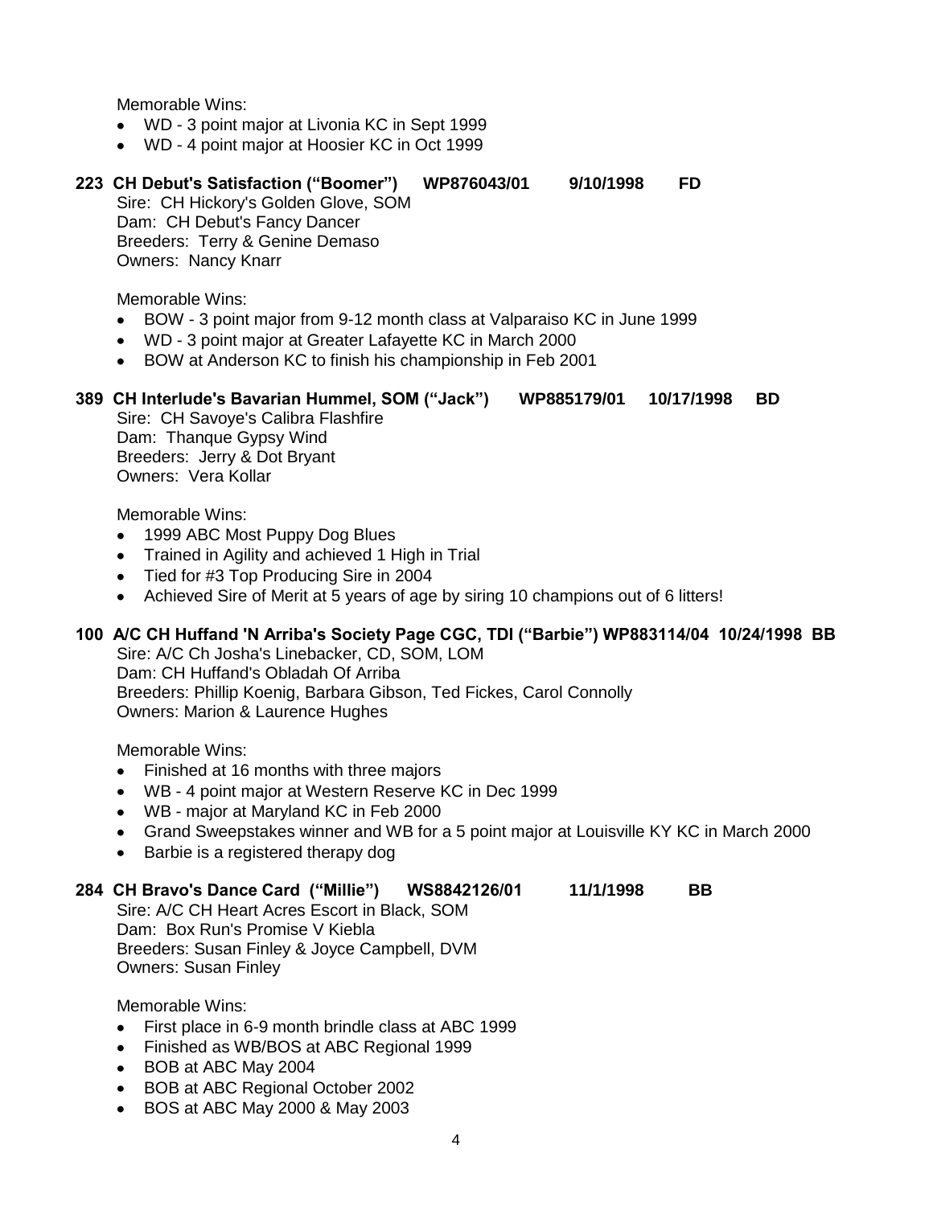Memorable Wins:

- WD - 3 point major at Livonia KC in Sept 1999
- WD - 4 point major at Hoosier KC in Oct 1999

**223 CH Debut's Satisfaction ("Boomer") WP876043/01 9/10/1998 FD**

Sire: CH Hickory's Golden Glove, SOM
Dam: CH Debut's Fancy Dancer
Breeders: Terry & Genine Demaso
Owners: Nancy Knarr

Memorable Wins:

- BOW - 3 point major from 9-12 month class at Valparaiso KC in June 1999
- WD - 3 point major at Greater Lafayette KC in March 2000
- BOW at Anderson KC to finish his championship in Feb 2001

**389 CH Interlude's Bavarian Hummel, SOM ("Jack") WP885179/01 10/17/1998 BD**

Sire: CH Savoye's Calibra Flashfire
Dam: Thanque Gypsy Wind
Breeders: Jerry & Dot Bryant
Owners: Vera Kollar

Memorable Wins:

- 1999 ABC Most Puppy Dog Blues
- Trained in Agility and achieved 1 High in Trial
- Tied for #3 Top Producing Sire in 2004
- Achieved Sire of Merit at 5 years of age by siring 10 champions out of 6 litters!

**100 A/C CH Huffand 'N Arriba's Society Page CGC, TDI ("Barbie") WP883114/04 10/24/1998 BB**

Sire: A/C Ch Josha's Linebacker, CD, SOM, LOM
Dam: CH Huffand's Obladah Of Arriba
Breeders: Phillip Koenig, Barbara Gibson, Ted Fickes, Carol Connolly
Owners: Marion & Laurence Hughes

Memorable Wins:

- Finished at 16 months with three majors
- WB - 4 point major at Western Reserve KC in Dec 1999
- WB - major at Maryland KC in Feb 2000
- Grand Sweepstakes winner and WB for a 5 point major at Louisville KY KC in March 2000
- Barbie is a registered therapy dog

**284 CH Bravo's Dance Card ("Millie") WS8842126/01 11/1/1998 BB**

Sire: A/C CH Heart Acres Escort in Black, SOM
Dam: Box Run's Promise V Kiebla
Breeders: Susan Finley & Joyce Campbell, DVM
Owners: Susan Finley

Memorable Wins:

- First place in 6-9 month brindle class at ABC 1999
- Finished as WB/BOS at ABC Regional 1999
- BOB at ABC May 2004
- BOB at ABC Regional October 2002
- BOS at ABC May 2000 & May 2003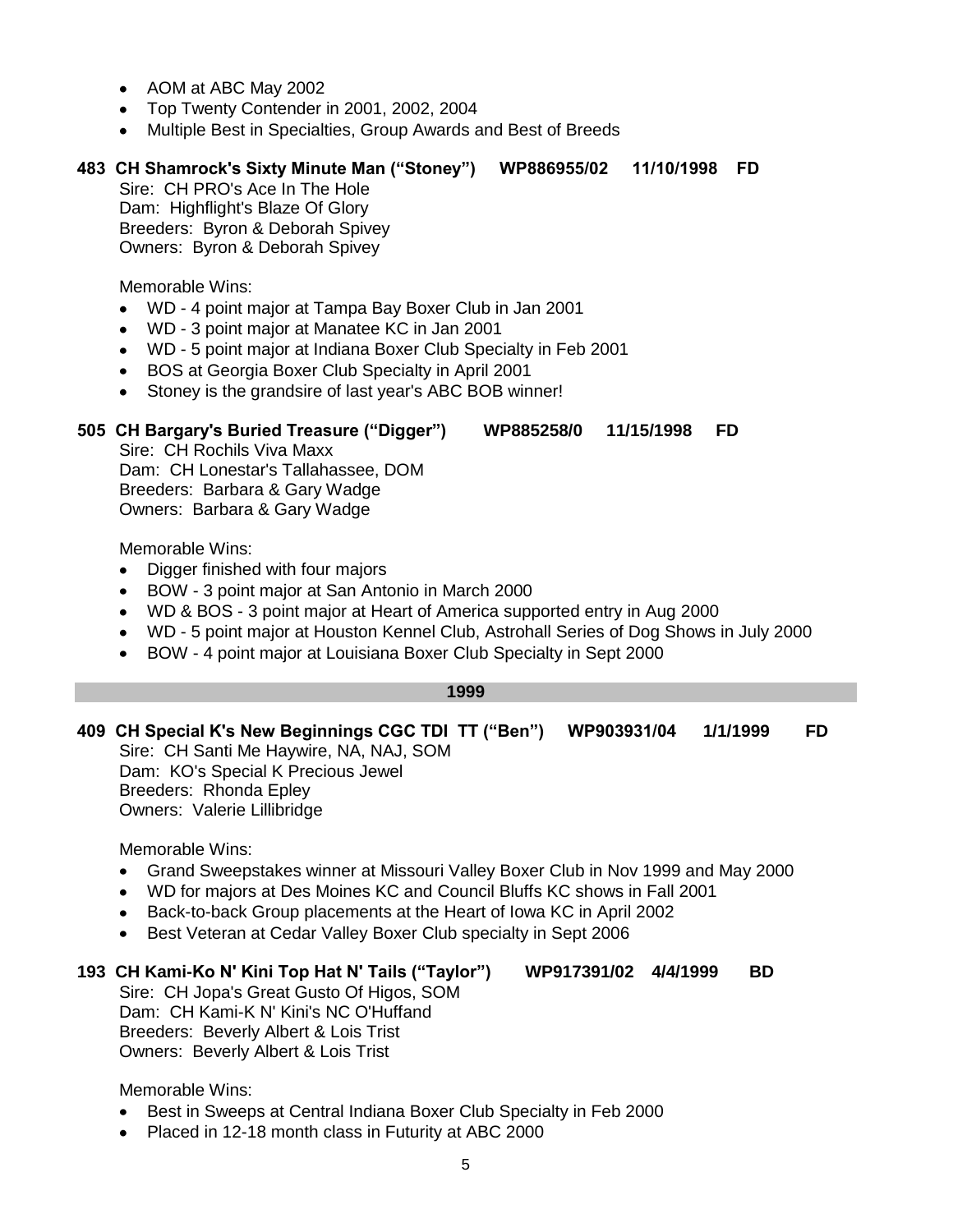- AOM at ABC May 2002
- Top Twenty Contender in 2001, 2002, 2004
- Multiple Best in Specialties, Group Awards and Best of Breeds

**483 CH Shamrock's Sixty Minute Man ("Stoney") WP886955/02 11/10/1998 FD**

Sire: CH PRO's Ace In The Hole
Dam: Highflight's Blaze Of Glory
Breeders: Byron & Deborah Spivey
Owners: Byron & Deborah Spivey

Memorable Wins:

- WD - 4 point major at Tampa Bay Boxer Club in Jan 2001
- WD - 3 point major at Manatee KC in Jan 2001
- WD - 5 point major at Indiana Boxer Club Specialty in Feb 2001
- BOS at Georgia Boxer Club Specialty in April 2001
- Stoney is the grandsire of last year's ABC BOB winner!

**505 CH Bargary's Buried Treasure ("Digger") WP885258/0 11/15/1998 FD**

Sire: CH Rochils Viva Maxx
Dam: CH Lonestar's Tallahassee, DOM
Breeders: Barbara & Gary Wadge
Owners: Barbara & Gary Wadge

Memorable Wins:

- Digger finished with four majors
- BOW - 3 point major at San Antonio in March 2000
- WD & BOS - 3 point major at Heart of America supported entry in Aug 2000
- WD - 5 point major at Houston Kennel Club, Astrohall Series of Dog Shows in July 2000
- BOW - 4 point major at Louisiana Boxer Club Specialty in Sept 2000

## 1999

**409 CH Special K's New Beginnings CGC TDI TT ("Ben") WP903931/04 1/1/1999 FD**

Sire: CH Santi Me Haywire, NA, NAJ, SOM
Dam: KO's Special K Precious Jewel
Breeders: Rhonda Epley
Owners: Valerie Lillibridge

Memorable Wins:

- Grand Sweepstakes winner at Missouri Valley Boxer Club in Nov 1999 and May 2000
- WD for majors at Des Moines KC and Council Bluffs KC shows in Fall 2001
- Back-to-back Group placements at the Heart of Iowa KC in April 2002
- Best Veteran at Cedar Valley Boxer Club specialty in Sept 2006

**193 CH Kami-Ko N' Kini Top Hat N' Tails ("Taylor") WP917391/02 4/4/1999 BD**

Sire: CH Jopa's Great Gusto Of Higos, SOM
Dam: CH Kami-K N' Kini's NC O'Huffand
Breeders: Beverly Albert & Lois Trist
Owners: Beverly Albert & Lois Trist

Memorable Wins:

- Best in Sweeps at Central Indiana Boxer Club Specialty in Feb 2000
- Placed in 12-18 month class in Futurity at ABC 2000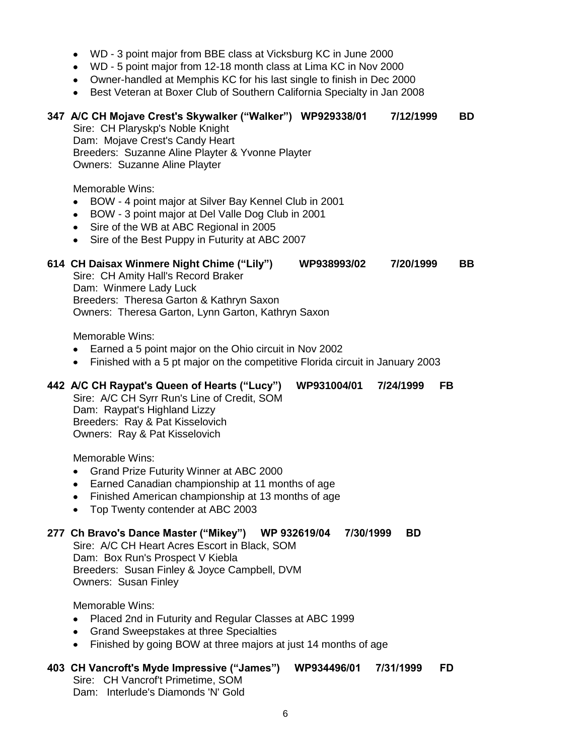- WD - 3 point major from BBE class at Vicksburg KC in June 2000
- WD - 5 point major from 12-18 month class at Lima KC in Nov 2000
- Owner-handled at Memphis KC for his last single to finish in Dec 2000
- Best Veteran at Boxer Club of Southern California Specialty in Jan 2008

**347 A/C CH Mojave Crest's Skywalker ("Walker") WP929338/01 7/12/1999 BD**

Sire: CH Playskp's Noble Knight
Dam: Mojave Crest's Candy Heart
Breeders: Suzanne Aline Playter & Yvonne Playter
Owners: Suzanne Aline Playter

Memorable Wins:

- BOW - 4 point major at Silver Bay Kennel Club in 2001
- BOW - 3 point major at Del Valle Dog Club in 2001
- Sire of the WB at ABC Regional in 2005
- Sire of the Best Puppy in Futurity at ABC 2007

**614 CH Daisax Winmere Night Chime ("Lily") WP938993/02 7/20/1999 BB**

Sire: CH Amity Hall's Record Braker
Dam: Winmere Lady Luck
Breeders: Theresa Garton & Kathryn Saxon
Owners: Theresa Garton, Lynn Garton, Kathryn Saxon

Memorable Wins:

- Earned a 5 point major on the Ohio circuit in Nov 2002
- Finished with a 5 pt major on the competitive Florida circuit in January 2003

**442 A/C CH Raypat's Queen of Hearts ("Lucy") WP931004/01 7/24/1999 FB**

Sire: A/C CH Syrr Run's Line of Credit, SOM
Dam: Raypat's Highland Lizzy
Breeders: Ray & Pat Kisselovich
Owners: Ray & Pat Kisselovich

Memorable Wins:

- Grand Prize Futurity Winner at ABC 2000
- Earned Canadian championship at 11 months of age
- Finished American championship at 13 months of age
- Top Twenty contender at ABC 2003

**277 Ch Bravo's Dance Master ("Mikey") WP 932619/04 7/30/1999 BD**

Sire: A/C CH Heart Acres Escort in Black, SOM
Dam: Box Run's Prospect V Kiebla
Breeders: Susan Finley & Joyce Campbell, DVM
Owners: Susan Finley

Memorable Wins:

- Placed 2nd in Futurity and Regular Classes at ABC 1999
- Grand Sweepstakes at three Specialties
- Finished by going BOW at three majors at just 14 months of age

**403 CH Vancroft's Myde Impressive ("James") WP934496/01 7/31/1999 FD**

Sire: CH Vancrof't Primetime, SOM
Dam: Interlude's Diamonds 'N' Gold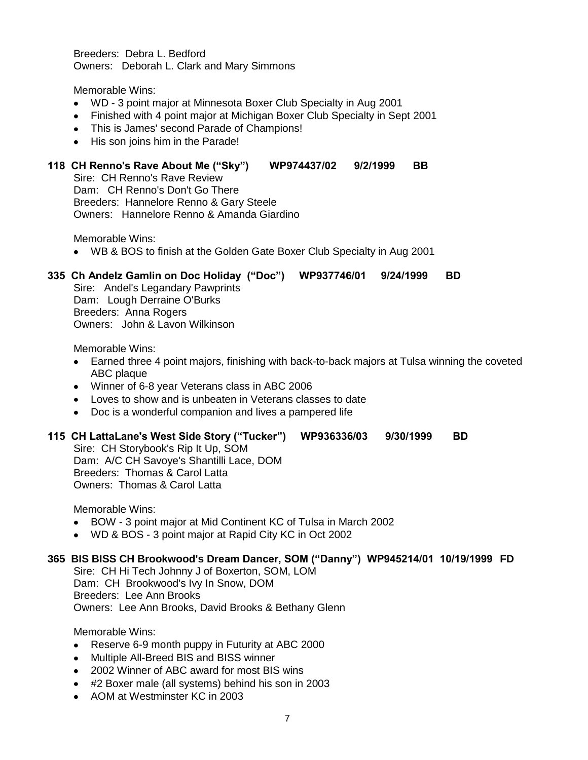Breeders: Debra L. Bedford
Owners: Deborah L. Clark and Mary Simmons

Memorable Wins:

- WD - 3 point major at Minnesota Boxer Club Specialty in Aug 2001
- Finished with 4 point major at Michigan Boxer Club Specialty in Sept 2001
- This is James' second Parade of Champions!
- His son joins him in the Parade!

**118 CH Renno's Rave About Me ("Sky") WP974437/02 9/2/1999 BB**

Sire: CH Renno's Rave Review
Dam: CH Renno's Don't Go There
Breeders: Hannelore Renno & Gary Steele
Owners: Hannelore Renno & Amanda Giardino

Memorable Wins:

- WB & BOS to finish at the Golden Gate Boxer Club Specialty in Aug 2001

**335 Ch Andelz Gamlin on Doc Holiday ("Doc") WP937746/01 9/24/1999 BD**

Sire: Andel's Legandary Pawprints
Dam: Lough Derraine O'Burks
Breeders: Anna Rogers
Owners: John & Lavon Wilkinson

Memorable Wins:

- Earned three 4 point majors, finishing with back-to-back majors at Tulsa winning the coveted ABC plaque
- Winner of 6-8 year Veterans class in ABC 2006
- Loves to show and is unbeaten in Veterans classes to date
- Doc is a wonderful companion and lives a pampered life

**115 CH LattaLane's West Side Story ("Tucker") WP936336/03 9/30/1999 BD**

Sire: CH Storybook's Rip It Up, SOM
Dam: A/C CH Savoye's Shantilli Lace, DOM
Breeders: Thomas & Carol Latta
Owners: Thomas & Carol Latta

Memorable Wins:

- BOW - 3 point major at Mid Continent KC of Tulsa in March 2002
- WD & BOS - 3 point major at Rapid City KC in Oct 2002

**365 BIS BISS CH Brookwood's Dream Dancer, SOM ("Danny") WP945214/01 10/19/1999 FD**

Sire: CH Hi Tech Johnny J of Boxerton, SOM, LOM
Dam: CH Brookwood's Ivy In Snow, DOM
Breeders: Lee Ann Brooks
Owners: Lee Ann Brooks, David Brooks & Bethany Glenn

Memorable Wins:

- Reserve 6-9 month puppy in Futurity at ABC 2000
- Multiple All-Breed BIS and BISS winner
- 2002 Winner of ABC award for most BIS wins
- #2 Boxer male (all systems) behind his son in 2003
- AOM at Westminster KC in 2003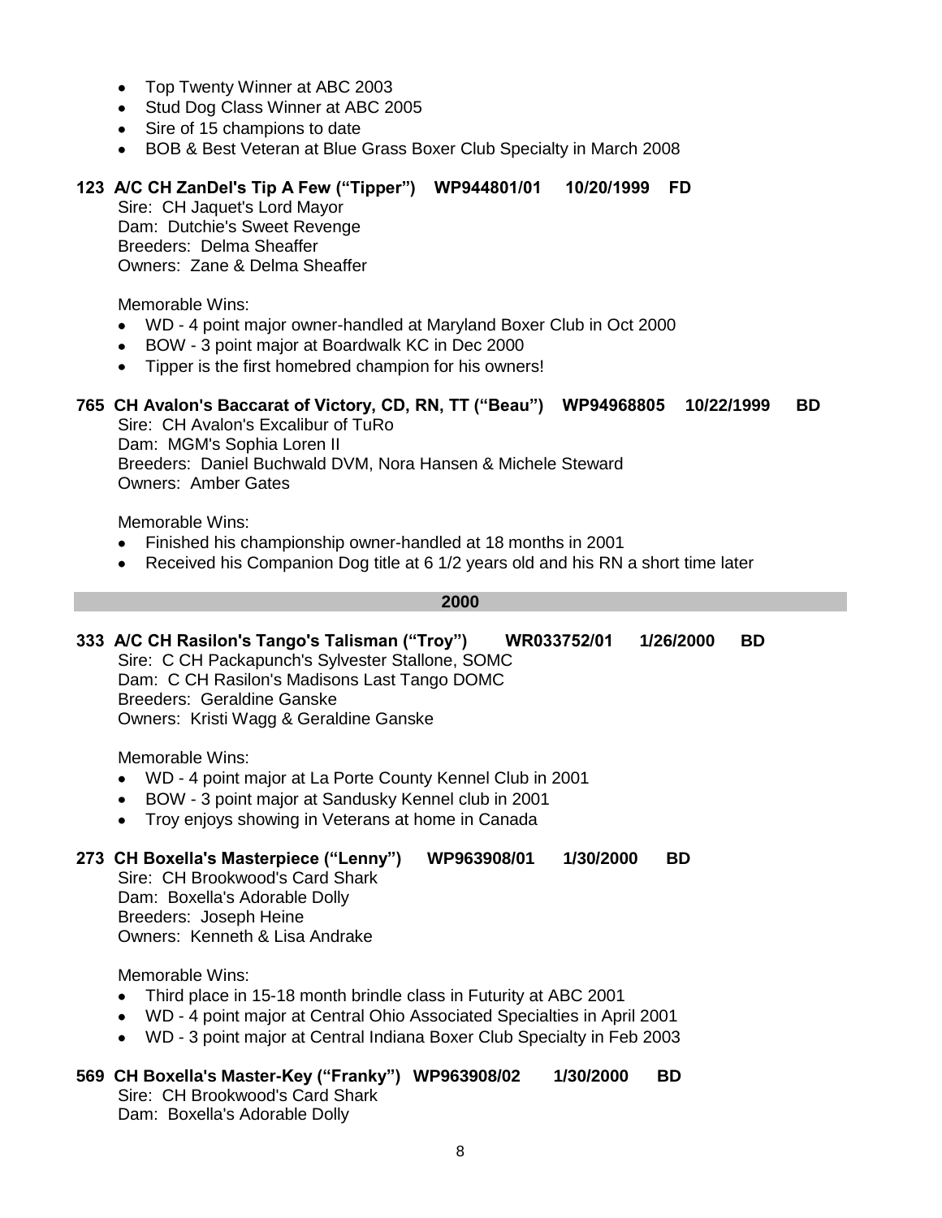- Top Twenty Winner at ABC 2003
- Stud Dog Class Winner at ABC 2005
- Sire of 15 champions to date
- BOB & Best Veteran at Blue Grass Boxer Club Specialty in March 2008

**123 A/C CH ZanDel's Tip A Few ("Tipper") WP944801/01 10/20/1999 FD**

Sire: CH Jaquet's Lord Mayor
Dam: Dutchie's Sweet Revenge
Breeders: Delma Sheaffer
Owners: Zane & Delma Sheaffer

Memorable Wins:

- WD - 4 point major owner-handled at Maryland Boxer Club in Oct 2000
- BOW - 3 point major at Boardwalk KC in Dec 2000
- Tipper is the first homebred champion for his owners!

**765 CH Avalon's Baccarat of Victory, CD, RN, TT ("Beau") WP94968805 10/22/1999 BD**

Sire: CH Avalon's Excalibur of TuRo
Dam: MGM's Sophia Loren II
Breeders: Daniel Buchwald DVM, Nora Hansen & Michele Steward
Owners: Amber Gates

Memorable Wins:

- Finished his championship owner-handled at 18 months in 2001
- Received his Companion Dog title at 6 1/2 years old and his RN a short time later

## 2000

**333 A/C CH Rasilon's Tango's Talisman ("Troy") WR033752/01 1/26/2000 BD**

Sire: C CH Packapunch's Sylvester Stallone, SOMC
Dam: C CH Rasilon's Madisons Last Tango DOMC
Breeders: Geraldine Ganske
Owners: Kristi Wagg & Geraldine Ganske

Memorable Wins:

- WD - 4 point major at La Porte County Kennel Club in 2001
- BOW - 3 point major at Sandusky Kennel club in 2001
- Troy enjoys showing in Veterans at home in Canada

**273 CH Boxella's Masterpiece ("Lenny") WP963908/01 1/30/2000 BD**

Sire: CH Brookwood's Card Shark
Dam: Boxella's Adorable Dolly
Breeders: Joseph Heine
Owners: Kenneth & Lisa Andrake

Memorable Wins:

- Third place in 15-18 month brindle class in Futurity at ABC 2001
- WD - 4 point major at Central Ohio Associated Specialties in April 2001
- WD - 3 point major at Central Indiana Boxer Club Specialty in Feb 2003

**569 CH Boxella's Master-Key ("Franky") WP963908/02 1/30/2000 BD**

Sire: CH Brookwood's Card Shark
Dam: Boxella's Adorable Dolly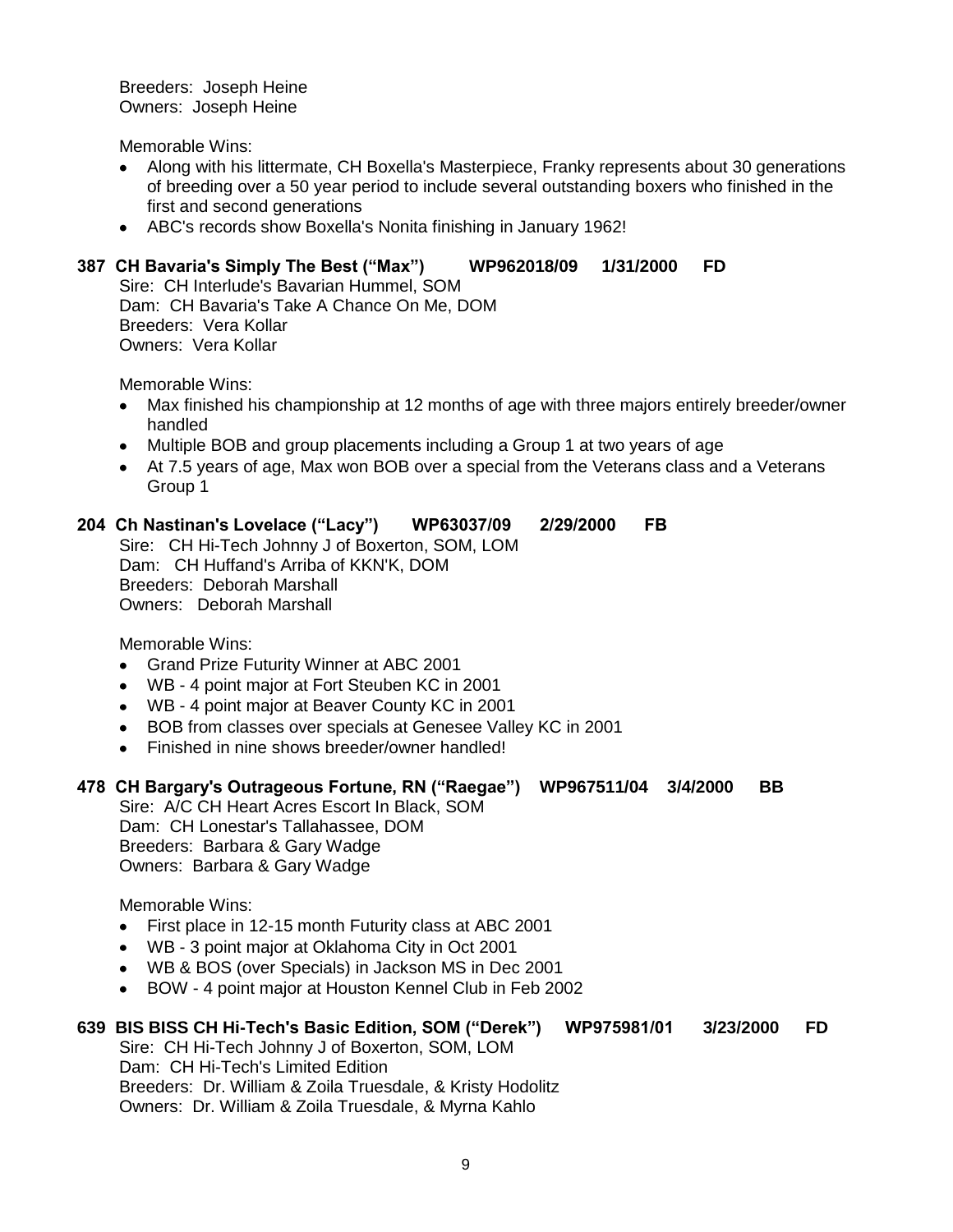Breeders: Joseph Heine
Owners: Joseph Heine

Memorable Wins:

- Along with his littermate, CH Boxella's Masterpiece, Franky represents about 30 generations of breeding over a 50 year period to include several outstanding boxers who finished in the first and second generations
- ABC's records show Boxella's Nonita finishing in January 1962!

**387 CH Bavaria's Simply The Best ("Max") WP962018/09 1/31/2000 FD**

Sire: CH Interlude's Bavarian Hummel, SOM
Dam: CH Bavaria's Take A Chance On Me, DOM
Breeders: Vera Kollar
Owners: Vera Kollar

Memorable Wins:

- Max finished his championship at 12 months of age with three majors entirely breeder/owner handled
- Multiple BOB and group placements including a Group 1 at two years of age
- At 7.5 years of age, Max won BOB over a special from the Veterans class and a Veterans Group 1

**204 Ch Nastinan's Lovelace ("Lacy") WP63037/09 2/29/2000 FB**

Sire: CH Hi-Tech Johnny J of Boxerton, SOM, LOM
Dam: CH Huffand's Arriba of KKN'K, DOM
Breeders: Deborah Marshall
Owners: Deborah Marshall

Memorable Wins:

- Grand Prize Futurity Winner at ABC 2001
- WB - 4 point major at Fort Steuben KC in 2001
- WB - 4 point major at Beaver County KC in 2001
- BOB from classes over specials at Genesee Valley KC in 2001
- Finished in nine shows breeder/owner handled!

**478 CH Bargary's Outrageous Fortune, RN ("Raegae") WP967511/04 3/4/2000 BB**

Sire: A/C CH Heart Acres Escort In Black, SOM
Dam: CH Lonestar's Tallahassee, DOM
Breeders: Barbara & Gary Wadge
Owners: Barbara & Gary Wadge

Memorable Wins:

- First place in 12-15 month Futurity class at ABC 2001
- WB - 3 point major at Oklahoma City in Oct 2001
- WB & BOS (over Specials) in Jackson MS in Dec 2001
- BOW - 4 point major at Houston Kennel Club in Feb 2002

**639 BIS BISS CH Hi-Tech's Basic Edition, SOM ("Derek") WP975981/01 3/23/2000 FD**

Sire: CH Hi-Tech Johnny J of Boxerton, SOM, LOM
Dam: CH Hi-Tech's Limited Edition
Breeders: Dr. William & Zoila Truesdale, & Kristy Hodolitz
Owners: Dr. William & Zoila Truesdale, & Myrna Kahlo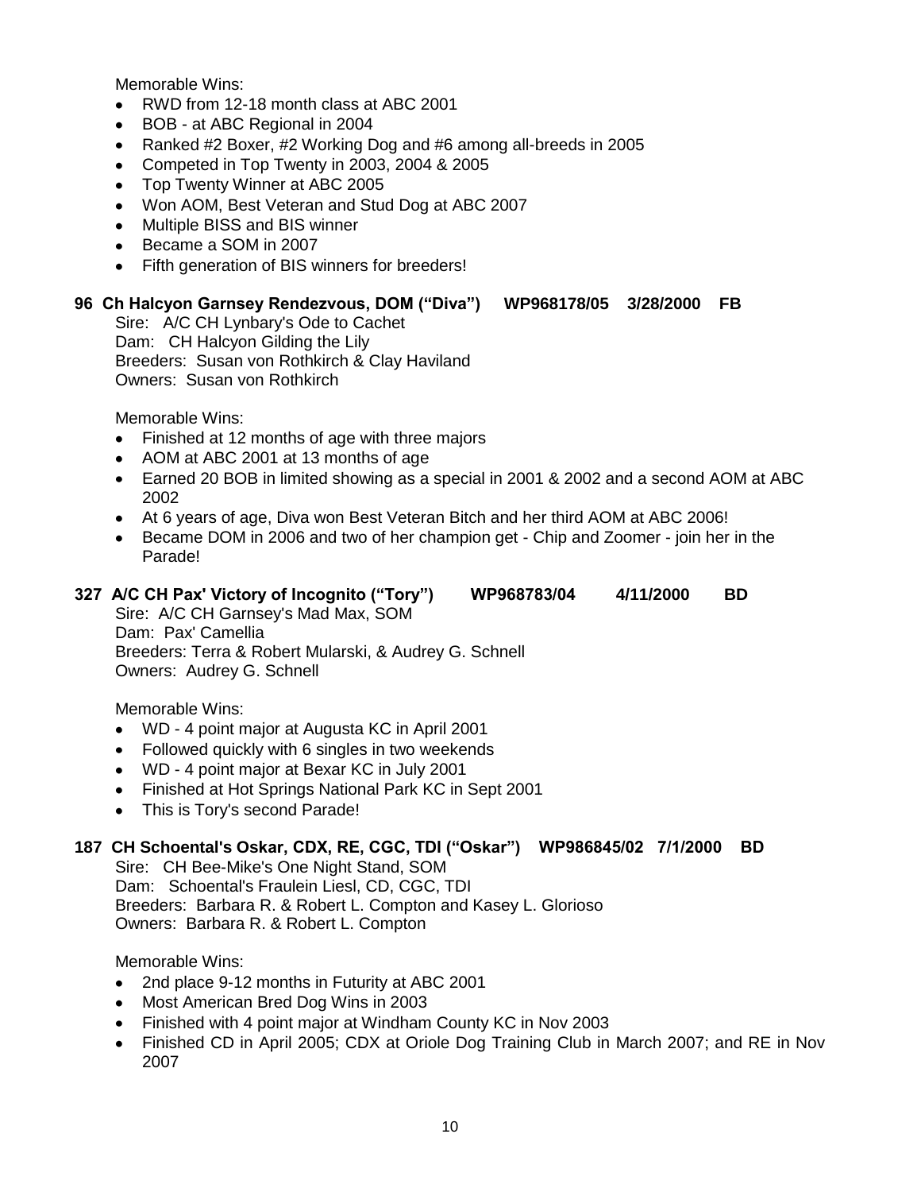Memorable Wins:

- RWD from 12-18 month class at ABC 2001
- BOB - at ABC Regional in 2004
- Ranked #2 Boxer, #2 Working Dog and #6 among all-breeds in 2005
- Competed in Top Twenty in 2003, 2004 & 2005
- Top Twenty Winner at ABC 2005
- Won AOM, Best Veteran and Stud Dog at ABC 2007
- Multiple BISS and BIS winner
- Became a SOM in 2007
- Fifth generation of BIS winners for breeders!

**96 Ch Halcyon Garnsey Rendezvous, DOM ("Diva") WP968178/05 3/28/2000 FB**

Sire: A/C CH Lynbary's Ode to Cachet
Dam: CH Halcyon Gilding the Lily
Breeders: Susan von Rothkirch & Clay Haviland
Owners: Susan von Rothkirch

Memorable Wins:

- Finished at 12 months of age with three majors
- AOM at ABC 2001 at 13 months of age
- Earned 20 BOB in limited showing as a special in 2001 & 2002 and a second AOM at ABC 2002
- At 6 years of age, Diva won Best Veteran Bitch and her third AOM at ABC 2006!
- Became DOM in 2006 and two of her champion get - Chip and Zoomer - join her in the Parade!

**327 A/C CH Pax' Victory of Incognito ("Tory") WP968783/04 4/11/2000 BD**

Sire: A/C CH Garnsey's Mad Max, SOM
Dam: Pax' Camellia
Breeders: Terra & Robert Mularski, & Audrey G. Schnell
Owners: Audrey G. Schnell

Memorable Wins:

- WD - 4 point major at Augusta KC in April 2001
- Followed quickly with 6 singles in two weekends
- WD - 4 point major at Bexar KC in July 2001
- Finished at Hot Springs National Park KC in Sept 2001
- This is Tory's second Parade!

**187 CH Schoental's Oskar, CDX, RE, CGC, TDI ("Oskar") WP986845/02 7/1/2000 BD**

Sire: CH Bee-Mike's One Night Stand, SOM
Dam: Schoental's Fraulein Liesl, CD, CGC, TDI
Breeders: Barbara R. & Robert L. Compton and Kasey L. Glorioso
Owners: Barbara R. & Robert L. Compton

Memorable Wins:

- 2nd place 9-12 months in Futurity at ABC 2001
- Most American Bred Dog Wins in 2003
- Finished with 4 point major at Windham County KC in Nov 2003
- Finished CD in April 2005; CDX at Oriole Dog Training Club in March 2007; and RE in Nov 2007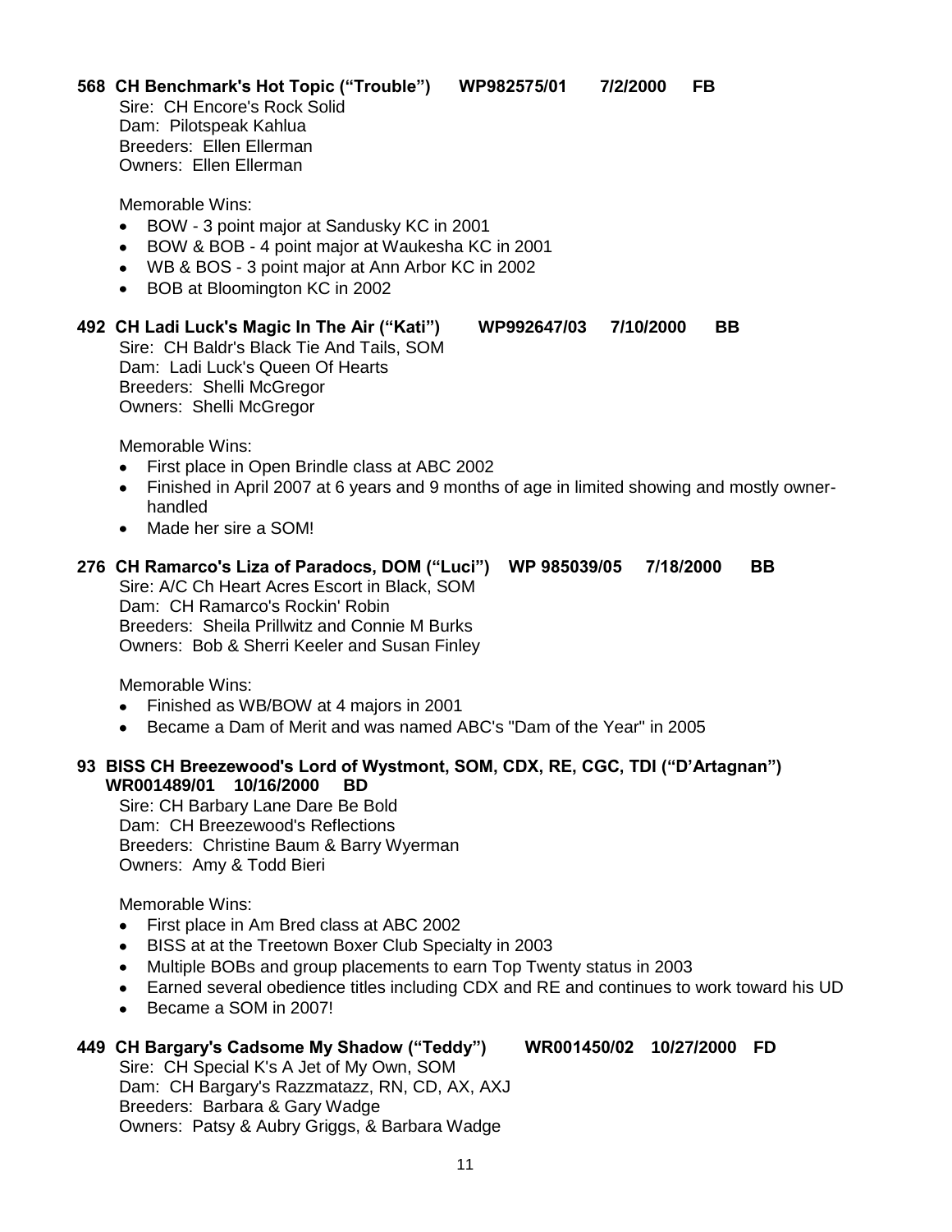**568 CH Benchmark's Hot Topic ("Trouble") WP982575/01 7/2/2000 FB**

Sire: CH Encore's Rock Solid
Dam: Pilotspeak Kahlua
Breeders: Ellen Ellerman
Owners: Ellen Ellerman

Memorable Wins:

- BOW - 3 point major at Sandusky KC in 2001
- BOW & BOB - 4 point major at Waukesha KC in 2001
- WB & BOS - 3 point major at Ann Arbor KC in 2002
- BOB at Bloomington KC in 2002

**492 CH Ladi Luck's Magic In The Air ("Kati") WP992647/03 7/10/2000 BB**

Sire: CH Baldr's Black Tie And Tails, SOM
Dam: Ladi Luck's Queen Of Hearts
Breeders: Shelli McGregor
Owners: Shelli McGregor

Memorable Wins:

- First place in Open Brindle class at ABC 2002
- Finished in April 2007 at 6 years and 9 months of age in limited showing and mostly owner-handled
- Made her sire a SOM!

**276 CH Ramarco's Liza of Paradocs, DOM ("Luci") WP 985039/05 7/18/2000 BB**

Sire: A/C Ch Heart Acres Escort in Black, SOM
Dam: CH Ramarco's Rockin' Robin
Breeders: Sheila Prillwitz and Connie M Burks
Owners: Bob & Sherri Keeler and Susan Finley

Memorable Wins:

- Finished as WB/BOW at 4 majors in 2001
- Became a Dam of Merit and was named ABC's "Dam of the Year" in 2005

**93 BISS CH Breezewood's Lord of Wystmont, SOM, CDX, RE, CGC, TDI ("D'Artagnan") WR001489/01 10/16/2000 BD**

Sire: CH Barbary Lane Dare Be Bold
Dam: CH Breezewood's Reflections
Breeders: Christine Baum & Barry Wyerman
Owners: Amy & Todd Bieri

Memorable Wins:

- First place in Am Bred class at ABC 2002
- BISS at at the Treetown Boxer Club Specialty in 2003
- Multiple BOBs and group placements to earn Top Twenty status in 2003
- Earned several obedience titles including CDX and RE and continues to work toward his UD
- Became a SOM in 2007!

**449 CH Bargary's Cadsome My Shadow ("Teddy") WR001450/02 10/27/2000 FD**

Sire: CH Special K's A Jet of My Own, SOM
Dam: CH Bargary's Razzmatazz, RN, CD, AX, AXJ
Breeders: Barbara & Gary Wadge
Owners: Patsy & Aubry Griggs, & Barbara Wadge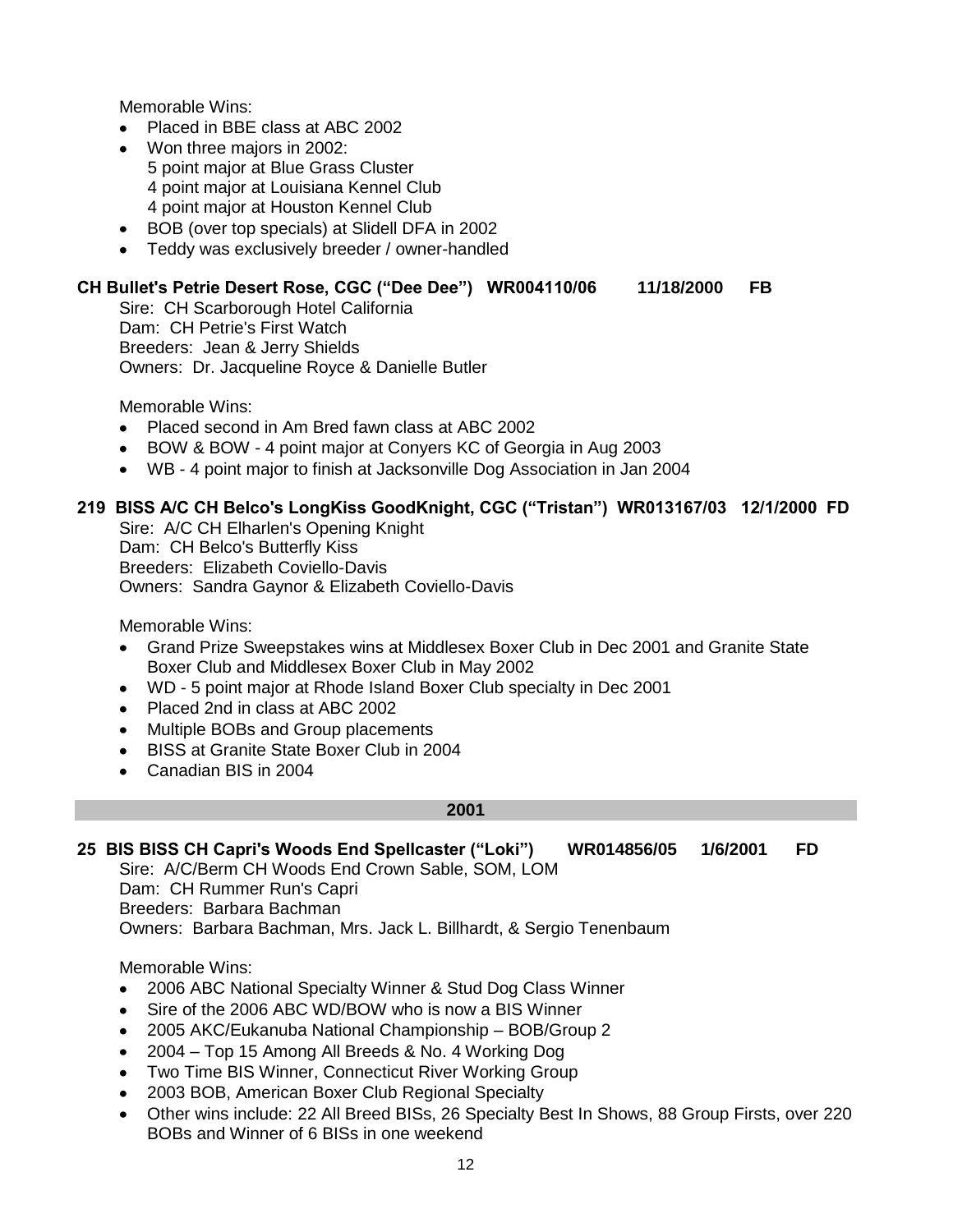Memorable Wins:

- Placed in BBE class at ABC 2002
- Won three majors in 2002:
  5 point major at Blue Grass Cluster
  4 point major at Louisiana Kennel Club
  4 point major at Houston Kennel Club
- BOB (over top specials) at Slidell DFA in 2002
- Teddy was exclusively breeder / owner-handled

**CH Bullet's Petrie Desert Rose, CGC ("Dee Dee") WR004110/06 11/18/2000 FB**

Sire: CH Scarborough Hotel California
Dam: CH Petrie's First Watch
Breeders: Jean & Jerry Shields
Owners: Dr. Jacqueline Royce & Danielle Butler

Memorable Wins:

- Placed second in Am Bred fawn class at ABC 2002
- BOW & BOW - 4 point major at Conyers KC of Georgia in Aug 2003
- WB - 4 point major to finish at Jacksonville Dog Association in Jan 2004

**219 BISS A/C CH Belco's LongKiss GoodKnight, CGC ("Tristan") WR013167/03 12/1/2000 FD**

Sire: A/C CH Elharlen's Opening Knight
Dam: CH Belco's Butterfly Kiss
Breeders: Elizabeth Coviello-Davis
Owners: Sandra Gaynor & Elizabeth Coviello-Davis

Memorable Wins:

- Grand Prize Sweepstakes wins at Middlesex Boxer Club in Dec 2001 and Granite State Boxer Club and Middlesex Boxer Club in May 2002
- WD - 5 point major at Rhode Island Boxer Club specialty in Dec 2001
- Placed 2nd in class at ABC 2002
- Multiple BOBs and Group placements
- BISS at Granite State Boxer Club in 2004
- Canadian BIS in 2004

## 2001

**25 BIS BISS CH Capri's Woods End Spellcaster ("Loki") WR014856/05 1/6/2001 FD**

Sire: A/C/Berm CH Woods End Crown Sable, SOM, LOM
Dam: CH Rummer Run's Capri
Breeders: Barbara Bachman
Owners: Barbara Bachman, Mrs. Jack L. Billhardt, & Sergio Tenenbaum

Memorable Wins:

- 2006 ABC National Specialty Winner & Stud Dog Class Winner
- Sire of the 2006 ABC WD/BOW who is now a BIS Winner
- 2005 AKC/Eukanuba National Championship – BOB/Group 2
- 2004 – Top 15 Among All Breeds & No. 4 Working Dog
- Two Time BIS Winner, Connecticut River Working Group
- 2003 BOB, American Boxer Club Regional Specialty
- Other wins include: 22 All Breed BISs, 26 Specialty Best In Shows, 88 Group Firsts, over 220 BOBs and Winner of 6 BISs in one weekend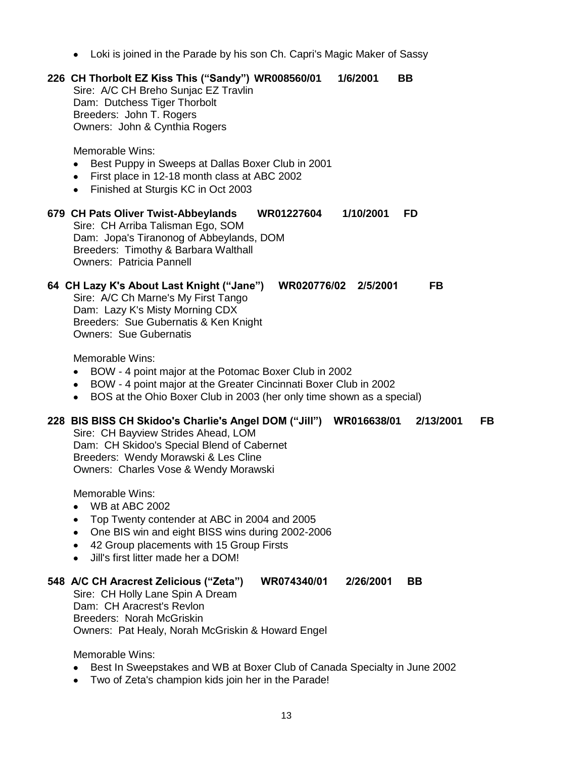- Loki is joined in the Parade by his son Ch. Capri's Magic Maker of Sassy

**226 CH Thorbolt EZ Kiss This ("Sandy") WR008560/01 1/6/2001 BB**

Sire: A/C CH Breho Sunjac EZ Travlin
Dam: Dutchess Tiger Thorbolt
Breeders: John T. Rogers
Owners: John & Cynthia Rogers

Memorable Wins:

- Best Puppy in Sweeps at Dallas Boxer Club in 2001
- First place in 12-18 month class at ABC 2002
- Finished at Sturgis KC in Oct 2003

**679 CH Pats Oliver Twist-Abbeylands WR01227604 1/10/2001 FD**

Sire: CH Arriba Talisman Ego, SOM
Dam: Jopa's Tiranonog of Abbeylands, DOM
Breeders: Timothy & Barbara Walthall
Owners: Patricia Pannell

**64 CH Lazy K's About Last Knight ("Jane") WR020776/02 2/5/2001 FB**

Sire: A/C Ch Marne's My First Tango
Dam: Lazy K's Misty Morning CDX
Breeders: Sue Gubernatis & Ken Knight
Owners: Sue Gubernatis

Memorable Wins:

- BOW - 4 point major at the Potomac Boxer Club in 2002
- BOW - 4 point major at the Greater Cincinnati Boxer Club in 2002
- BOS at the Ohio Boxer Club in 2003 (her only time shown as a special)

**228 BIS BISS CH Skidoo's Charlie's Angel DOM ("Jill") WR016638/01 2/13/2001 FB**

Sire: CH Bayview Strides Ahead, LOM
Dam: CH Skidoo's Special Blend of Cabernet
Breeders: Wendy Morawski & Les Cline
Owners: Charles Vose & Wendy Morawski

Memorable Wins:

- WB at ABC 2002
- Top Twenty contender at ABC in 2004 and 2005
- One BIS win and eight BISS wins during 2002-2006
- 42 Group placements with 15 Group Firsts
- Jill's first litter made her a DOM!

**548 A/C CH Aracrest Zelicious ("Zeta") WR074340/01 2/26/2001 BB**

Sire: CH Holly Lane Spin A Dream
Dam: CH Aracrest's Revlon
Breeders: Norah McGriskin
Owners: Pat Healy, Norah McGriskin & Howard Engel

Memorable Wins:

- Best In Sweepstakes and WB at Boxer Club of Canada Specialty in June 2002
- Two of Zeta's champion kids join her in the Parade!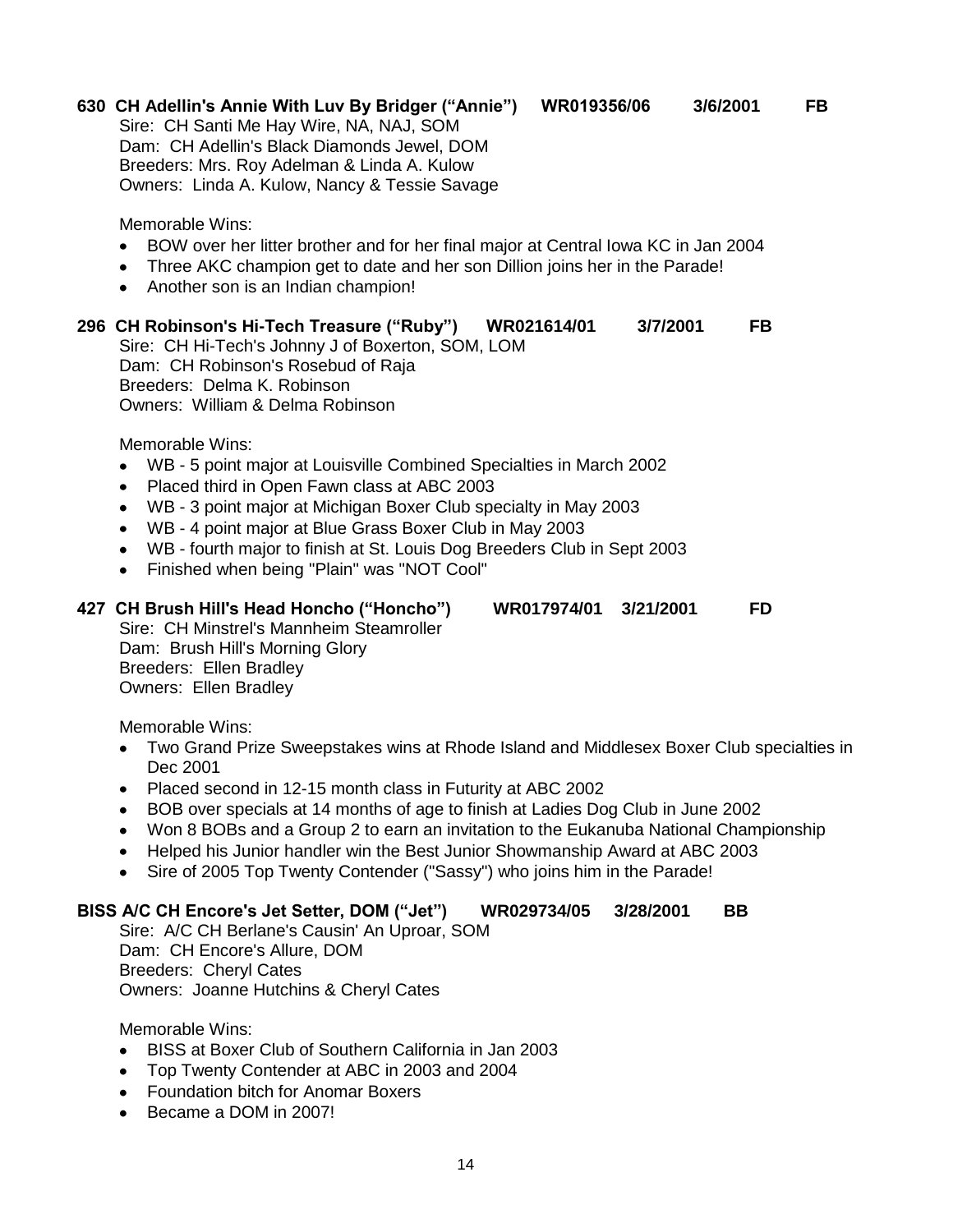**630 CH Adellin's Annie With Luv By Bridger ("Annie") WR019356/06 3/6/2001 FB**

Sire: CH Santi Me Hay Wire, NA, NAJ, SOM
Dam: CH Adellin's Black Diamonds Jewel, DOM
Breeders: Mrs. Roy Adelman & Linda A. Kulow
Owners: Linda A. Kulow, Nancy & Tessie Savage

Memorable Wins:

- BOW over her litter brother and for her final major at Central Iowa KC in Jan 2004
- Three AKC champion get to date and her son Dillion joins her in the Parade!
- Another son is an Indian champion!

**296 CH Robinson's Hi-Tech Treasure ("Ruby") WR021614/01 3/7/2001 FB**

Sire: CH Hi-Tech's Johnny J of Boxerton, SOM, LOM
Dam: CH Robinson's Rosebud of Raja
Breeders: Delma K. Robinson
Owners: William & Delma Robinson

Memorable Wins:

- WB - 5 point major at Louisville Combined Specialties in March 2002
- Placed third in Open Fawn class at ABC 2003
- WB - 3 point major at Michigan Boxer Club specialty in May 2003
- WB - 4 point major at Blue Grass Boxer Club in May 2003
- WB - fourth major to finish at St. Louis Dog Breeders Club in Sept 2003
- Finished when being "Plain" was "NOT Cool"

**427 CH Brush Hill's Head Honcho ("Honcho") WR017974/01 3/21/2001 FD**

Sire: CH Minstrel's Mannheim Steamroller
Dam: Brush Hill's Morning Glory
Breeders: Ellen Bradley
Owners: Ellen Bradley

Memorable Wins:

- Two Grand Prize Sweepstakes wins at Rhode Island and Middlesex Boxer Club specialties in Dec 2001
- Placed second in 12-15 month class in Futurity at ABC 2002
- BOB over specials at 14 months of age to finish at Ladies Dog Club in June 2002
- Won 8 BOBs and a Group 2 to earn an invitation to the Eukanuba National Championship
- Helped his Junior handler win the Best Junior Showmanship Award at ABC 2003
- Sire of 2005 Top Twenty Contender ("Sassy") who joins him in the Parade!

**BISS A/C CH Encore's Jet Setter, DOM ("Jet") WR029734/05 3/28/2001 BB**

Sire: A/C CH Berlane's Causin' An Uproar, SOM
Dam: CH Encore's Allure, DOM
Breeders: Cheryl Cates
Owners: Joanne Hutchins & Cheryl Cates

Memorable Wins:

- BISS at Boxer Club of Southern California in Jan 2003
- Top Twenty Contender at ABC in 2003 and 2004
- Foundation bitch for Anomar Boxers
- Became a DOM in 2007!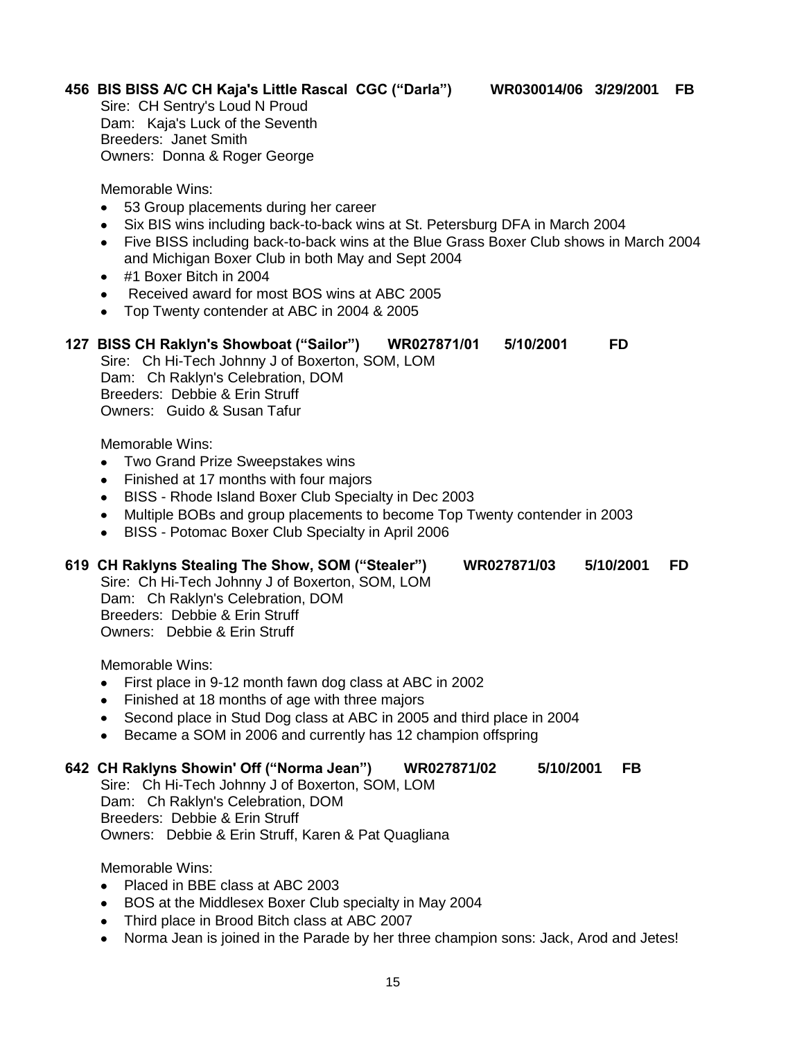**456 BIS BISS A/C CH Kaja's Little Rascal CGC ("Darla") WR030014/06 3/29/2001 FB**

Sire: CH Sentry's Loud N Proud
Dam: Kaja's Luck of the Seventh
Breeders: Janet Smith
Owners: Donna & Roger George

Memorable Wins:

- 53 Group placements during her career
- Six BIS wins including back-to-back wins at St. Petersburg DFA in March 2004
- Five BISS including back-to-back wins at the Blue Grass Boxer Club shows in March 2004 and Michigan Boxer Club in both May and Sept 2004
- #1 Boxer Bitch in 2004
- Received award for most BOS wins at ABC 2005
- Top Twenty contender at ABC in 2004 & 2005

**127 BISS CH Raklyn's Showboat ("Sailor") WR027871/01 5/10/2001 FD**

Sire: Ch Hi-Tech Johnny J of Boxerton, SOM, LOM
Dam: Ch Raklyn's Celebration, DOM
Breeders: Debbie & Erin Struff
Owners: Guido & Susan Tafur

Memorable Wins:

- Two Grand Prize Sweepstakes wins
- Finished at 17 months with four majors
- BISS - Rhode Island Boxer Club Specialty in Dec 2003
- Multiple BOBs and group placements to become Top Twenty contender in 2003
- BISS - Potomac Boxer Club Specialty in April 2006

**619 CH Raklyns Stealing The Show, SOM ("Stealer") WR027871/03 5/10/2001 FD**

Sire: Ch Hi-Tech Johnny J of Boxerton, SOM, LOM
Dam: Ch Raklyn's Celebration, DOM
Breeders: Debbie & Erin Struff
Owners: Debbie & Erin Struff

Memorable Wins:

- First place in 9-12 month fawn dog class at ABC in 2002
- Finished at 18 months of age with three majors
- Second place in Stud Dog class at ABC in 2005 and third place in 2004
- Became a SOM in 2006 and currently has 12 champion offspring

**642 CH Raklyns Showin' Off ("Norma Jean") WR027871/02 5/10/2001 FB**

Sire: Ch Hi-Tech Johnny J of Boxerton, SOM, LOM
Dam: Ch Raklyn's Celebration, DOM
Breeders: Debbie & Erin Struff
Owners: Debbie & Erin Struff, Karen & Pat Quagliana

Memorable Wins:

- Placed in BBE class at ABC 2003
- BOS at the Middlesex Boxer Club specialty in May 2004
- Third place in Brood Bitch class at ABC 2007
- Norma Jean is joined in the Parade by her three champion sons: Jack, Arod and Jetes!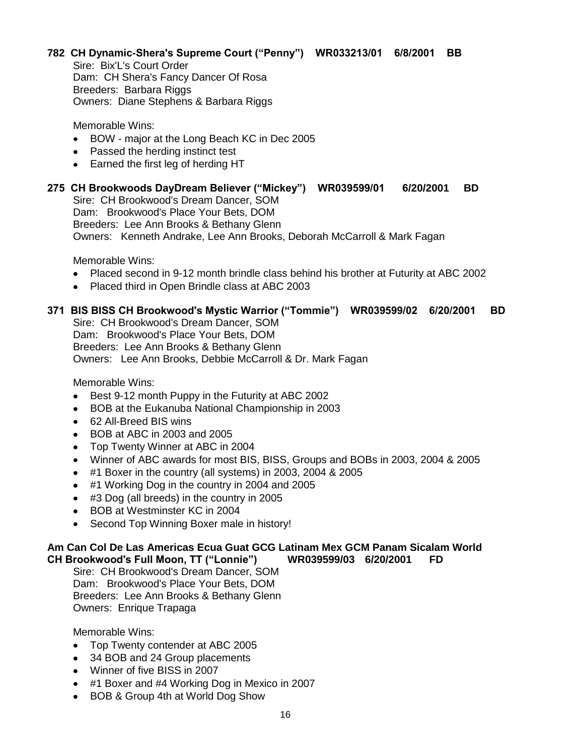**782 CH Dynamic-Shera's Supreme Court ("Penny") WR033213/01 6/8/2001 BB**

Sire: Bix'L's Court Order
Dam: CH Shera's Fancy Dancer Of Rosa
Breeders: Barbara Riggs
Owners: Diane Stephens & Barbara Riggs

Memorable Wins:

- BOW - major at the Long Beach KC in Dec 2005
- Passed the herding instinct test
- Earned the first leg of herding HT

**275 CH Brookwoods DayDream Believer ("Mickey") WR039599/01 6/20/2001 BD**

Sire: CH Brookwood's Dream Dancer, SOM
Dam: Brookwood's Place Your Bets, DOM
Breeders: Lee Ann Brooks & Bethany Glenn
Owners: Kenneth Andrake, Lee Ann Brooks, Deborah McCarroll & Mark Fagan

Memorable Wins:

- Placed second in 9-12 month brindle class behind his brother at Futurity at ABC 2002
- Placed third in Open Brindle class at ABC 2003

**371 BIS BISS CH Brookwood's Mystic Warrior ("Tommie") WR039599/02 6/20/2001 BD**

Sire: CH Brookwood's Dream Dancer, SOM
Dam: Brookwood's Place Your Bets, DOM
Breeders: Lee Ann Brooks & Bethany Glenn
Owners: Lee Ann Brooks, Debbie McCarroll & Dr. Mark Fagan

Memorable Wins:

- Best 9-12 month Puppy in the Futurity at ABC 2002
- BOB at the Eukanuba National Championship in 2003
- 62 All-Breed BIS wins
- BOB at ABC in 2003 and 2005
- Top Twenty Winner at ABC in 2004
- Winner of ABC awards for most BIS, BISS, Groups and BOBs in 2003, 2004 & 2005
- #1 Boxer in the country (all systems) in 2003, 2004 & 2005
- #1 Working Dog in the country in 2004 and 2005
- #3 Dog (all breeds) in the country in 2005
- BOB at Westminster KC in 2004
- Second Top Winning Boxer male in history!

**Am Can Col De Las Americas Ecua Guat GCG Latinam Mex GCM Panam Sicalam World CH Brookwood's Full Moon, TT ("Lonnie") WR039599/03 6/20/2001 FD**

Sire: CH Brookwood's Dream Dancer, SOM
Dam: Brookwood's Place Your Bets, DOM
Breeders: Lee Ann Brooks & Bethany Glenn
Owners: Enrique Trapaga

Memorable Wins:

- Top Twenty contender at ABC 2005
- 34 BOB and 24 Group placements
- Winner of five BISS in 2007
- #1 Boxer and #4 Working Dog in Mexico in 2007
- BOB & Group 4th at World Dog Show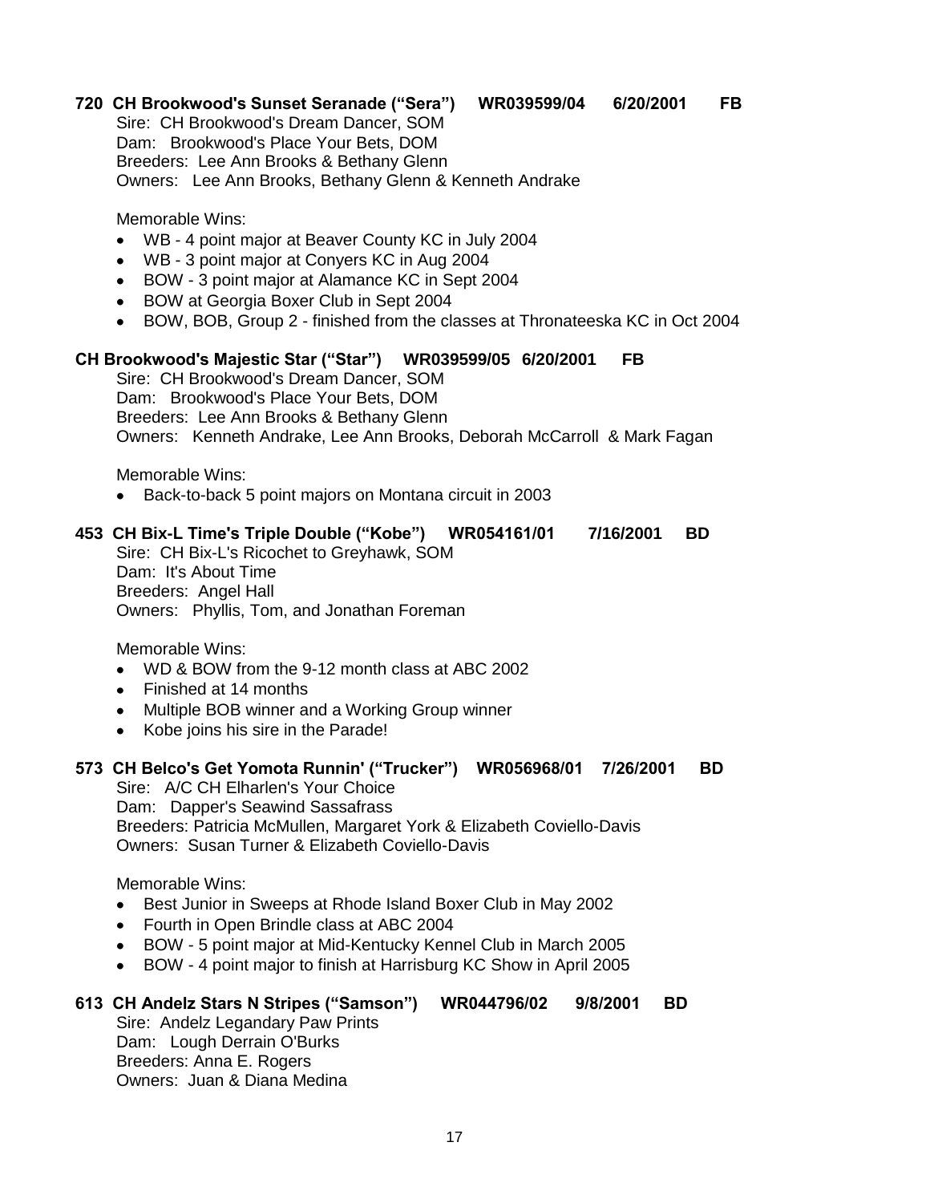**720 CH Brookwood's Sunset Seranade ("Sera") WR039599/04 6/20/2001 FB**

Sire: CH Brookwood's Dream Dancer, SOM
Dam: Brookwood's Place Your Bets, DOM
Breeders: Lee Ann Brooks & Bethany Glenn
Owners: Lee Ann Brooks, Bethany Glenn & Kenneth Andrake

Memorable Wins:

- WB - 4 point major at Beaver County KC in July 2004
- WB - 3 point major at Conyers KC in Aug 2004
- BOW - 3 point major at Alamance KC in Sept 2004
- BOW at Georgia Boxer Club in Sept 2004
- BOW, BOB, Group 2 - finished from the classes at Thronateeska KC in Oct 2004

**CH Brookwood's Majestic Star ("Star") WR039599/05 6/20/2001 FB**

Sire: CH Brookwood's Dream Dancer, SOM
Dam: Brookwood's Place Your Bets, DOM
Breeders: Lee Ann Brooks & Bethany Glenn
Owners: Kenneth Andrake, Lee Ann Brooks, Deborah McCarroll & Mark Fagan

Memorable Wins:

- Back-to-back 5 point majors on Montana circuit in 2003

**453 CH Bix-L Time's Triple Double ("Kobe") WR054161/01 7/16/2001 BD**

Sire: CH Bix-L's Ricochet to Greyhawk, SOM
Dam: It's About Time
Breeders: Angel Hall
Owners: Phyllis, Tom, and Jonathan Foreman

Memorable Wins:

- WD & BOW from the 9-12 month class at ABC 2002
- Finished at 14 months
- Multiple BOB winner and a Working Group winner
- Kobe joins his sire in the Parade!

**573 CH Belco's Get Yomota Runnin' ("Trucker") WR056968/01 7/26/2001 BD**

Sire: A/C CH Elharlen's Your Choice
Dam: Dapper's Seawind Sassafrass
Breeders: Patricia McMullen, Margaret York & Elizabeth Coviello-Davis
Owners: Susan Turner & Elizabeth Coviello-Davis

Memorable Wins:

- Best Junior in Sweeps at Rhode Island Boxer Club in May 2002
- Fourth in Open Brindle class at ABC 2004
- BOW - 5 point major at Mid-Kentucky Kennel Club in March 2005
- BOW - 4 point major to finish at Harrisburg KC Show in April 2005

**613 CH Andelz Stars N Stripes ("Samson") WR044796/02 9/8/2001 BD**

Sire: Andelz Legandary Paw Prints
Dam: Lough Derrain O'Burks
Breeders: Anna E. Rogers
Owners: Juan & Diana Medina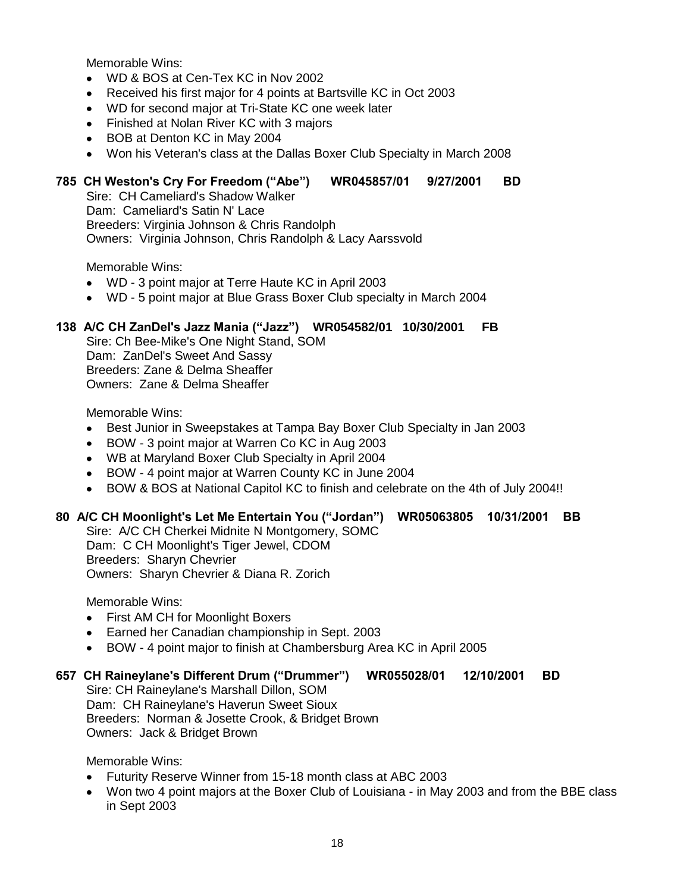Memorable Wins:

- WD & BOS at Cen-Tex KC in Nov 2002
- Received his first major for 4 points at Bartsville KC in Oct 2003
- WD for second major at Tri-State KC one week later
- Finished at Nolan River KC with 3 majors
- BOB at Denton KC in May 2004
- Won his Veteran's class at the Dallas Boxer Club Specialty in March 2008

**785 CH Weston's Cry For Freedom ("Abe") WR045857/01 9/27/2001 BD**

Sire: CH Cameliard's Shadow Walker
Dam: Cameliard's Satin N' Lace
Breeders: Virginia Johnson & Chris Randolph
Owners: Virginia Johnson, Chris Randolph & Lacy Aarssvold

Memorable Wins:

- WD - 3 point major at Terre Haute KC in April 2003
- WD - 5 point major at Blue Grass Boxer Club specialty in March 2004

**138 A/C CH ZanDel's Jazz Mania ("Jazz") WR054582/01 10/30/2001 FB**

Sire: Ch Bee-Mike's One Night Stand, SOM
Dam: ZanDel's Sweet And Sassy
Breeders: Zane & Delma Sheaffer
Owners: Zane & Delma Sheaffer

Memorable Wins:

- Best Junior in Sweepstakes at Tampa Bay Boxer Club Specialty in Jan 2003
- BOW - 3 point major at Warren Co KC in Aug 2003
- WB at Maryland Boxer Club Specialty in April 2004
- BOW - 4 point major at Warren County KC in June 2004
- BOW & BOS at National Capitol KC to finish and celebrate on the 4th of July 2004!!

**80 A/C CH Moonlight's Let Me Entertain You ("Jordan") WR05063805 10/31/2001 BB**

Sire: A/C CH Cherkei Midnite N Montgomery, SOMC
Dam: C CH Moonlight's Tiger Jewel, CDOM
Breeders: Sharyn Chevrier
Owners: Sharyn Chevrier & Diana R. Zorich

Memorable Wins:

- First AM CH for Moonlight Boxers
- Earned her Canadian championship in Sept. 2003
- BOW - 4 point major to finish at Chambersburg Area KC in April 2005

**657 CH Raineylane's Different Drum ("Drummer") WR055028/01 12/10/2001 BD**

Sire: CH Raineylane's Marshall Dillon, SOM
Dam: CH Raineylane's Haverun Sweet Sioux
Breeders: Norman & Josette Crook, & Bridget Brown
Owners: Jack & Bridget Brown

Memorable Wins:

- Futurity Reserve Winner from 15-18 month class at ABC 2003
- Won two 4 point majors at the Boxer Club of Louisiana - in May 2003 and from the BBE class in Sept 2003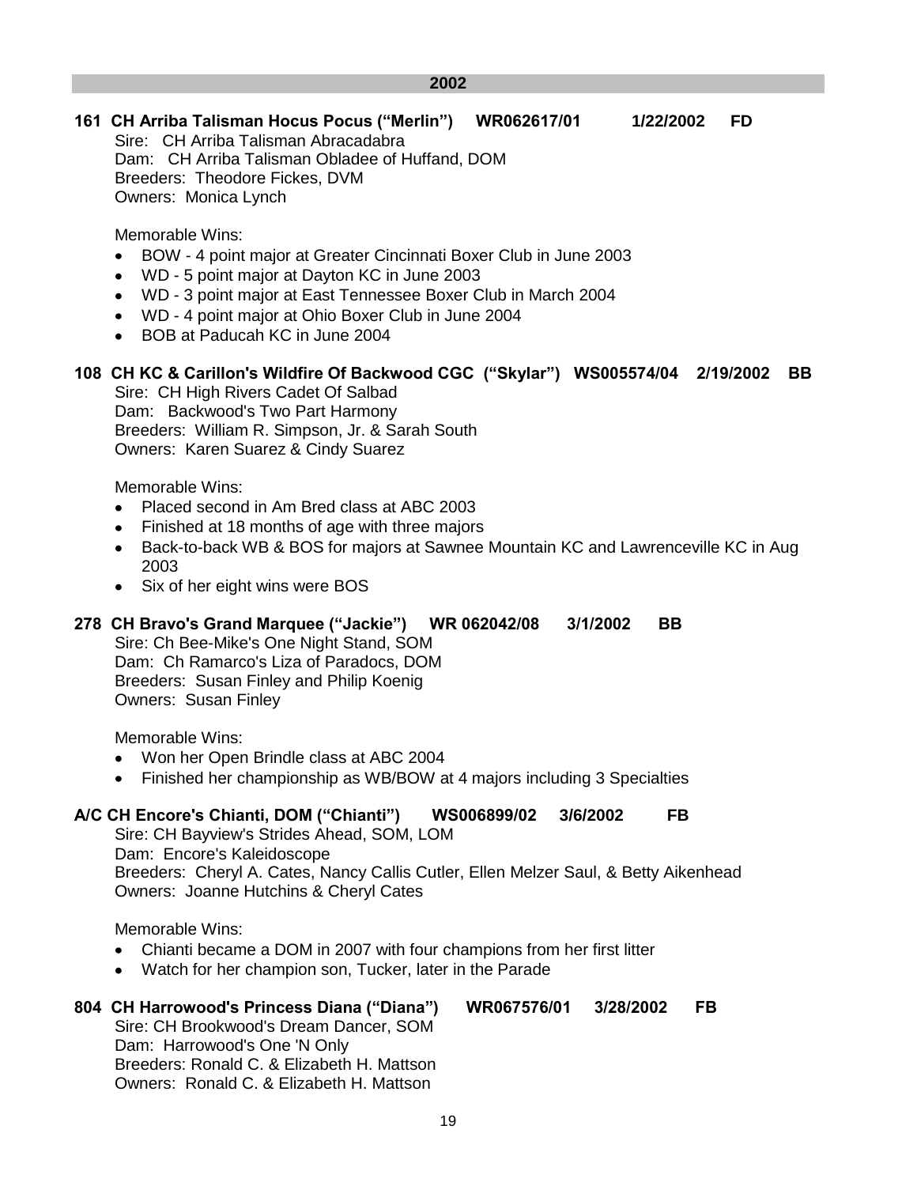## 2002

**161 CH Arriba Talisman Hocus Pocus ("Merlin") WR062617/01 1/22/2002 FD**

Sire: CH Arriba Talisman Abracadabra
Dam: CH Arriba Talisman Obladee of Huffand, DOM
Breeders: Theodore Fickes, DVM
Owners: Monica Lynch

Memorable Wins:

- BOW - 4 point major at Greater Cincinnati Boxer Club in June 2003
- WD - 5 point major at Dayton KC in June 2003
- WD - 3 point major at East Tennessee Boxer Club in March 2004
- WD - 4 point major at Ohio Boxer Club in June 2004
- BOB at Paducah KC in June 2004

**108 CH KC & Carillon's Wildfire Of Backwood CGC ("Skylar") WS005574/04 2/19/2002 BB**

Sire: CH High Rivers Cadet Of Salbad
Dam: Backwood's Two Part Harmony
Breeders: William R. Simpson, Jr. & Sarah South
Owners: Karen Suarez & Cindy Suarez

Memorable Wins:

- Placed second in Am Bred class at ABC 2003
- Finished at 18 months of age with three majors
- Back-to-back WB & BOS for majors at Sawnee Mountain KC and Lawrenceville KC in Aug 2003
- Six of her eight wins were BOS

**278 CH Bravo's Grand Marquee ("Jackie") WR 062042/08 3/1/2002 BB**

Sire: Ch Bee-Mike's One Night Stand, SOM
Dam: Ch Ramarco's Liza of Paradocs, DOM
Breeders: Susan Finley and Philip Koenig
Owners: Susan Finley

Memorable Wins:

- Won her Open Brindle class at ABC 2004
- Finished her championship as WB/BOW at 4 majors including 3 Specialties

**A/C CH Encore's Chianti, DOM ("Chianti") WS006899/02 3/6/2002 FB**

Sire: CH Bayview's Strides Ahead, SOM, LOM
Dam: Encore's Kaleidoscope
Breeders: Cheryl A. Cates, Nancy Callis Cutler, Ellen Melzer Saul, & Betty Aikenhead
Owners: Joanne Hutchins & Cheryl Cates

Memorable Wins:

- Chianti became a DOM in 2007 with four champions from her first litter
- Watch for her champion son, Tucker, later in the Parade

**804 CH Harrowood's Princess Diana ("Diana") WR067576/01 3/28/2002 FB**

Sire: CH Brookwood's Dream Dancer, SOM
Dam: Harrowood's One 'N Only
Breeders: Ronald C. & Elizabeth H. Mattson
Owners: Ronald C. & Elizabeth H. Mattson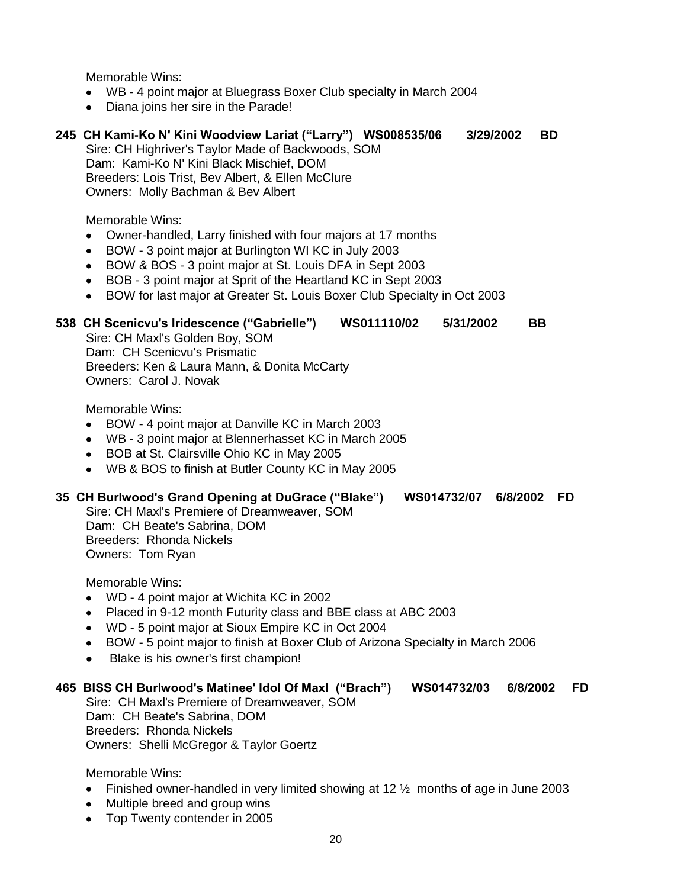Memorable Wins:

- WB - 4 point major at Bluegrass Boxer Club specialty in March 2004
- Diana joins her sire in the Parade!

**245 CH Kami-Ko N' Kini Woodview Lariat ("Larry") WS008535/06 3/29/2002 BD**

Sire: CH Highriver's Taylor Made of Backwoods, SOM
Dam: Kami-Ko N' Kini Black Mischief, DOM
Breeders: Lois Trist, Bev Albert, & Ellen McClure
Owners: Molly Bachman & Bev Albert

Memorable Wins:

- Owner-handled, Larry finished with four majors at 17 months
- BOW - 3 point major at Burlington WI KC in July 2003
- BOW & BOS - 3 point major at St. Louis DFA in Sept 2003
- BOB - 3 point major at Sprit of the Heartland KC in Sept 2003
- BOW for last major at Greater St. Louis Boxer Club Specialty in Oct 2003

**538 CH Scenicvu's Iridescence ("Gabrielle") WS011110/02 5/31/2002 BB**

Sire: CH Maxl's Golden Boy, SOM
Dam: CH Scenicvu's Prismatic
Breeders: Ken & Laura Mann, & Donita McCarty
Owners: Carol J. Novak

Memorable Wins:

- BOW - 4 point major at Danville KC in March 2003
- WB - 3 point major at Blennerhasset KC in March 2005
- BOB at St. Clairsville Ohio KC in May 2005
- WB & BOS to finish at Butler County KC in May 2005

**35 CH Burlwood's Grand Opening at DuGrace ("Blake") WS014732/07 6/8/2002 FD**

Sire: CH Maxl's Premiere of Dreamweaver, SOM
Dam: CH Beate's Sabrina, DOM
Breeders: Rhonda Nickels
Owners: Tom Ryan

Memorable Wins:

- WD - 4 point major at Wichita KC in 2002
- Placed in 9-12 month Futurity class and BBE class at ABC 2003
- WD - 5 point major at Sioux Empire KC in Oct 2004
- BOW - 5 point major to finish at Boxer Club of Arizona Specialty in March 2006
- Blake is his owner's first champion!

**465 BISS CH Burlwood's Matinee' Idol Of Maxl ("Brach") WS014732/03 6/8/2002 FD**

Sire: CH Maxl's Premiere of Dreamweaver, SOM
Dam: CH Beate's Sabrina, DOM
Breeders: Rhonda Nickels
Owners: Shelli McGregor & Taylor Goertz

Memorable Wins:

- Finished owner-handled in very limited showing at 12 ½ months of age in June 2003
- Multiple breed and group wins
- Top Twenty contender in 2005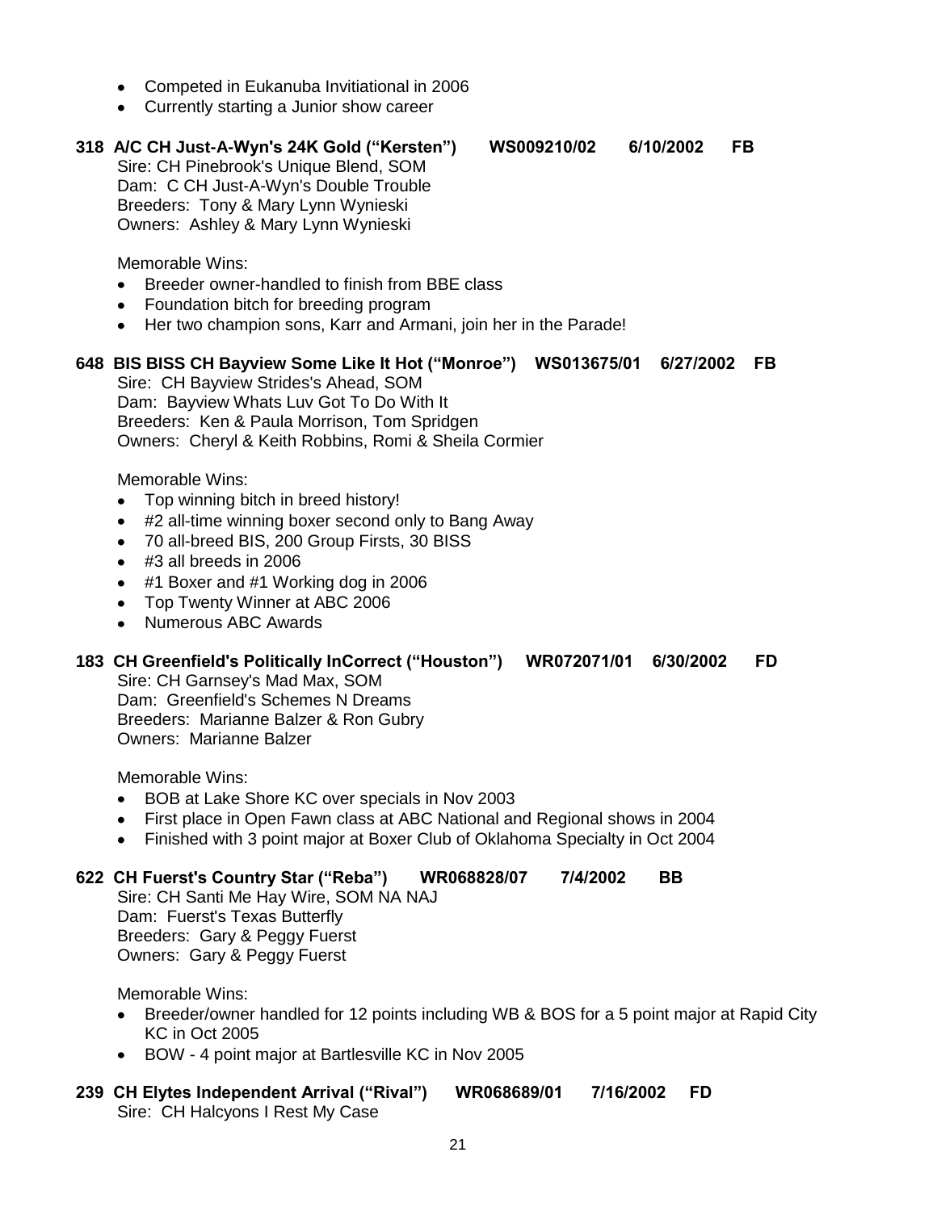- Competed in Eukanuba Invitiational in 2006
- Currently starting a Junior show career

**318 A/C CH Just-A-Wyn's 24K Gold ("Kersten") WS009210/02 6/10/2002 FB**

Sire: CH Pinebrook's Unique Blend, SOM
Dam: C CH Just-A-Wyn's Double Trouble
Breeders: Tony & Mary Lynn Wynieski
Owners: Ashley & Mary Lynn Wynieski

Memorable Wins:

- Breeder owner-handled to finish from BBE class
- Foundation bitch for breeding program
- Her two champion sons, Karr and Armani, join her in the Parade!

**648 BIS BISS CH Bayview Some Like It Hot ("Monroe") WS013675/01 6/27/2002 FB**

Sire: CH Bayview Strides's Ahead, SOM
Dam: Bayview Whats Luv Got To Do With It
Breeders: Ken & Paula Morrison, Tom Spridgen
Owners: Cheryl & Keith Robbins, Romi & Sheila Cormier

Memorable Wins:

- Top winning bitch in breed history!
- #2 all-time winning boxer second only to Bang Away
- 70 all-breed BIS, 200 Group Firsts, 30 BISS
- #3 all breeds in 2006
- #1 Boxer and #1 Working dog in 2006
- Top Twenty Winner at ABC 2006
- Numerous ABC Awards

**183 CH Greenfield's Politically InCorrect ("Houston") WR072071/01 6/30/2002 FD**

Sire: CH Garnsey's Mad Max, SOM
Dam: Greenfield's Schemes N Dreams
Breeders: Marianne Balzer & Ron Gubry
Owners: Marianne Balzer

Memorable Wins:

- BOB at Lake Shore KC over specials in Nov 2003
- First place in Open Fawn class at ABC National and Regional shows in 2004
- Finished with 3 point major at Boxer Club of Oklahoma Specialty in Oct 2004

**622 CH Fuerst's Country Star ("Reba") WR068828/07 7/4/2002 BB**

Sire: CH Santi Me Hay Wire, SOM NA NAJ
Dam: Fuerst's Texas Butterfly
Breeders: Gary & Peggy Fuerst
Owners: Gary & Peggy Fuerst

Memorable Wins:

- Breeder/owner handled for 12 points including WB & BOS for a 5 point major at Rapid City KC in Oct 2005
- BOW - 4 point major at Bartlesville KC in Nov 2005

**239 CH Elytes Independent Arrival ("Rival") WR068689/01 7/16/2002 FD**

Sire: CH Halcyons I Rest My Case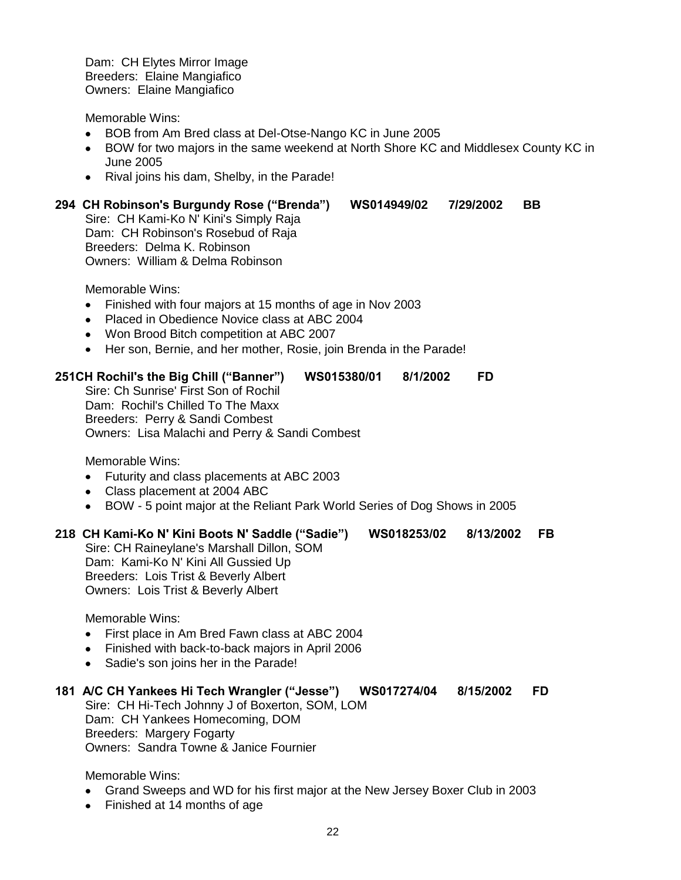Dam: CH Elytes Mirror Image
Breeders: Elaine Mangiafico
Owners: Elaine Mangiafico

Memorable Wins:

- BOB from Am Bred class at Del-Otse-Nango KC in June 2005
- BOW for two majors in the same weekend at North Shore KC and Middlesex County KC in June 2005
- Rival joins his dam, Shelby, in the Parade!

**294 CH Robinson's Burgundy Rose ("Brenda") WS014949/02 7/29/2002 BB**

Sire: CH Kami-Ko N' Kini's Simply Raja
Dam: CH Robinson's Rosebud of Raja
Breeders: Delma K. Robinson
Owners: William & Delma Robinson

Memorable Wins:

- Finished with four majors at 15 months of age in Nov 2003
- Placed in Obedience Novice class at ABC 2004
- Won Brood Bitch competition at ABC 2007
- Her son, Bernie, and her mother, Rosie, join Brenda in the Parade!

**251CH Rochil's the Big Chill ("Banner") WS015380/01 8/1/2002 FD**

Sire: Ch Sunrise' First Son of Rochil
Dam: Rochil's Chilled To The Maxx
Breeders: Perry & Sandi Combest
Owners: Lisa Malachi and Perry & Sandi Combest

Memorable Wins:

- Futurity and class placements at ABC 2003
- Class placement at 2004 ABC
- BOW - 5 point major at the Reliant Park World Series of Dog Shows in 2005

**218 CH Kami-Ko N' Kini Boots N' Saddle ("Sadie") WS018253/02 8/13/2002 FB**

Sire: CH Raineylane's Marshall Dillon, SOM
Dam: Kami-Ko N' Kini All Gussied Up
Breeders: Lois Trist & Beverly Albert
Owners: Lois Trist & Beverly Albert

Memorable Wins:

- First place in Am Bred Fawn class at ABC 2004
- Finished with back-to-back majors in April 2006
- Sadie's son joins her in the Parade!

**181 A/C CH Yankees Hi Tech Wrangler ("Jesse") WS017274/04 8/15/2002 FD**

Sire: CH Hi-Tech Johnny J of Boxerton, SOM, LOM
Dam: CH Yankees Homecoming, DOM
Breeders: Margery Fogarty
Owners: Sandra Towne & Janice Fournier

Memorable Wins:

- Grand Sweeps and WD for his first major at the New Jersey Boxer Club in 2003
- Finished at 14 months of age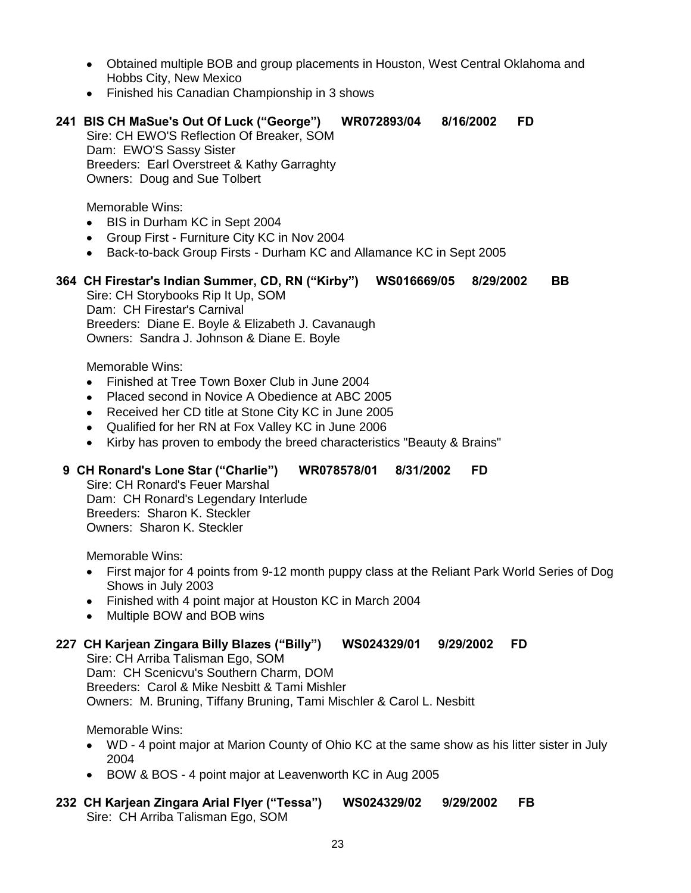- Obtained multiple BOB and group placements in Houston, West Central Oklahoma and Hobbs City, New Mexico
- Finished his Canadian Championship in 3 shows

**241 BIS CH MaSue's Out Of Luck ("George") WR072893/04 8/16/2002 FD**

Sire: CH EWO'S Reflection Of Breaker, SOM
Dam: EWO'S Sassy Sister
Breeders: Earl Overstreet & Kathy Garraghty
Owners: Doug and Sue Tolbert

Memorable Wins:

- BIS in Durham KC in Sept 2004
- Group First - Furniture City KC in Nov 2004
- Back-to-back Group Firsts - Durham KC and Allamance KC in Sept 2005

**364 CH Firestar's Indian Summer, CD, RN ("Kirby") WS016669/05 8/29/2002 BB**

Sire: CH Storybooks Rip It Up, SOM
Dam: CH Firestar's Carnival
Breeders: Diane E. Boyle & Elizabeth J. Cavanaugh
Owners: Sandra J. Johnson & Diane E. Boyle

Memorable Wins:

- Finished at Tree Town Boxer Club in June 2004
- Placed second in Novice A Obedience at ABC 2005
- Received her CD title at Stone City KC in June 2005
- Qualified for her RN at Fox Valley KC in June 2006
- Kirby has proven to embody the breed characteristics "Beauty & Brains"

**9 CH Ronard's Lone Star ("Charlie") WR078578/01 8/31/2002 FD**

Sire: CH Ronard's Feuer Marshal
Dam: CH Ronard's Legendary Interlude
Breeders: Sharon K. Steckler
Owners: Sharon K. Steckler

Memorable Wins:

- First major for 4 points from 9-12 month puppy class at the Reliant Park World Series of Dog Shows in July 2003
- Finished with 4 point major at Houston KC in March 2004
- Multiple BOW and BOB wins

**227 CH Karjean Zingara Billy Blazes ("Billy") WS024329/01 9/29/2002 FD**

Sire: CH Arriba Talisman Ego, SOM
Dam: CH Scenicvu's Southern Charm, DOM
Breeders: Carol & Mike Nesbitt & Tami Mishler
Owners: M. Bruning, Tiffany Bruning, Tami Mischler & Carol L. Nesbitt

Memorable Wins:

- WD - 4 point major at Marion County of Ohio KC at the same show as his litter sister in July 2004
- BOW & BOS - 4 point major at Leavenworth KC in Aug 2005

**232 CH Karjean Zingara Arial Flyer ("Tessa") WS024329/02 9/29/2002 FB**

Sire: CH Arriba Talisman Ego, SOM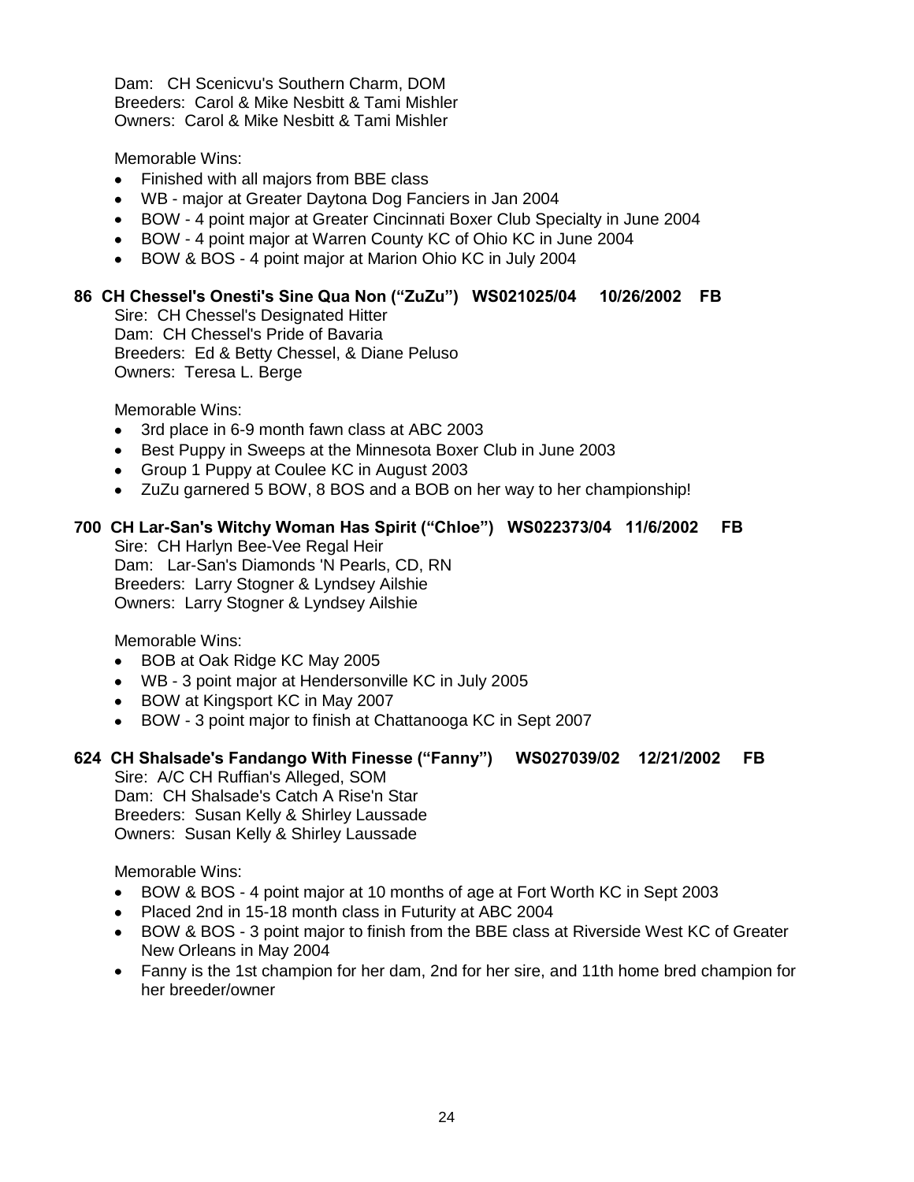Dam: CH Scenicvu's Southern Charm, DOM
Breeders: Carol & Mike Nesbitt & Tami Mishler
Owners: Carol & Mike Nesbitt & Tami Mishler

Memorable Wins:

- Finished with all majors from BBE class
- WB - major at Greater Daytona Dog Fanciers in Jan 2004
- BOW - 4 point major at Greater Cincinnati Boxer Club Specialty in June 2004
- BOW - 4 point major at Warren County KC of Ohio KC in June 2004
- BOW & BOS - 4 point major at Marion Ohio KC in July 2004

**86 CH Chessel's Onesti's Sine Qua Non ("ZuZu") WS021025/04 10/26/2002 FB**

Sire: CH Chessel's Designated Hitter
Dam: CH Chessel's Pride of Bavaria
Breeders: Ed & Betty Chessel, & Diane Peluso
Owners: Teresa L. Berge

Memorable Wins:

- 3rd place in 6-9 month fawn class at ABC 2003
- Best Puppy in Sweeps at the Minnesota Boxer Club in June 2003
- Group 1 Puppy at Coulee KC in August 2003
- ZuZu garnered 5 BOW, 8 BOS and a BOB on her way to her championship!

**700 CH Lar-San's Witchy Woman Has Spirit ("Chloe") WS022373/04 11/6/2002 FB**

Sire: CH Harlyn Bee-Vee Regal Heir
Dam: Lar-San's Diamonds 'N Pearls, CD, RN
Breeders: Larry Stogner & Lyndsey Ailshie
Owners: Larry Stogner & Lyndsey Ailshie

Memorable Wins:

- BOB at Oak Ridge KC May 2005
- WB - 3 point major at Hendersonville KC in July 2005
- BOW at Kingsport KC in May 2007
- BOW - 3 point major to finish at Chattanooga KC in Sept 2007

**624 CH Shalsade's Fandango With Finesse ("Fanny") WS027039/02 12/21/2002 FB**

Sire: A/C CH Ruffian's Alleged, SOM
Dam: CH Shalsade's Catch A Rise'n Star
Breeders: Susan Kelly & Shirley Laussade
Owners: Susan Kelly & Shirley Laussade

Memorable Wins:

- BOW & BOS - 4 point major at 10 months of age at Fort Worth KC in Sept 2003
- Placed 2nd in 15-18 month class in Futurity at ABC 2004
- BOW & BOS - 3 point major to finish from the BBE class at Riverside West KC of Greater New Orleans in May 2004
- Fanny is the 1st champion for her dam, 2nd for her sire, and 11th home bred champion for her breeder/owner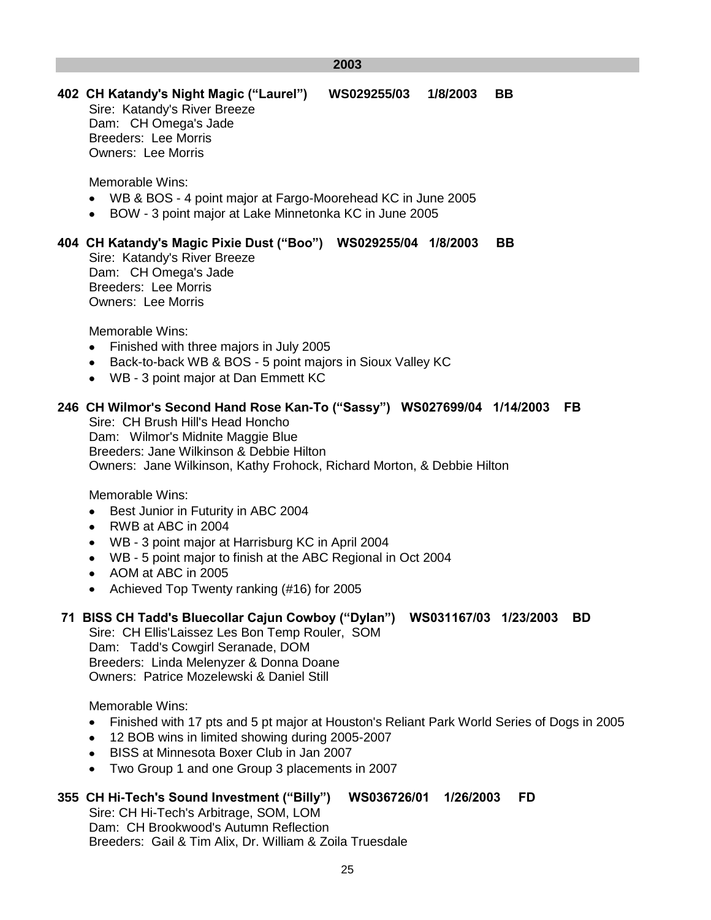## 2003

**402 CH Katandy's Night Magic ("Laurel") WS029255/03 1/8/2003 BB**

Sire: Katandy's River Breeze
Dam: CH Omega's Jade
Breeders: Lee Morris
Owners: Lee Morris

Memorable Wins:

- WB & BOS - 4 point major at Fargo-Moorehead KC in June 2005
- BOW - 3 point major at Lake Minnetonka KC in June 2005

**404 CH Katandy's Magic Pixie Dust ("Boo") WS029255/04 1/8/2003 BB**

Sire: Katandy's River Breeze
Dam: CH Omega's Jade
Breeders: Lee Morris
Owners: Lee Morris

Memorable Wins:

- Finished with three majors in July 2005
- Back-to-back WB & BOS - 5 point majors in Sioux Valley KC
- WB - 3 point major at Dan Emmett KC

**246 CH Wilmor's Second Hand Rose Kan-To ("Sassy") WS027699/04 1/14/2003 FB**

Sire: CH Brush Hill's Head Honcho
Dam: Wilmor's Midnite Maggie Blue
Breeders: Jane Wilkinson & Debbie Hilton
Owners: Jane Wilkinson, Kathy Frohock, Richard Morton, & Debbie Hilton

Memorable Wins:

- Best Junior in Futurity in ABC 2004
- RWB at ABC in 2004
- WB - 3 point major at Harrisburg KC in April 2004
- WB - 5 point major to finish at the ABC Regional in Oct 2004
- AOM at ABC in 2005
- Achieved Top Twenty ranking (#16) for 2005

**71 BISS CH Tadd's Bluecollar Cajun Cowboy ("Dylan") WS031167/03 1/23/2003 BD**

Sire: CH Ellis'Laissez Les Bon Temp Rouler, SOM
Dam: Tadd's Cowgirl Seranade, DOM
Breeders: Linda Melenyzer & Donna Doane
Owners: Patrice Mozelewski & Daniel Still

Memorable Wins:

- Finished with 17 pts and 5 pt major at Houston's Reliant Park World Series of Dogs in 2005
- 12 BOB wins in limited showing during 2005-2007
- BISS at Minnesota Boxer Club in Jan 2007
- Two Group 1 and one Group 3 placements in 2007

**355 CH Hi-Tech's Sound Investment ("Billy") WS036726/01 1/26/2003 FD**

Sire: CH Hi-Tech's Arbitrage, SOM, LOM
Dam: CH Brookwood's Autumn Reflection
Breeders: Gail & Tim Alix, Dr. William & Zoila Truesdale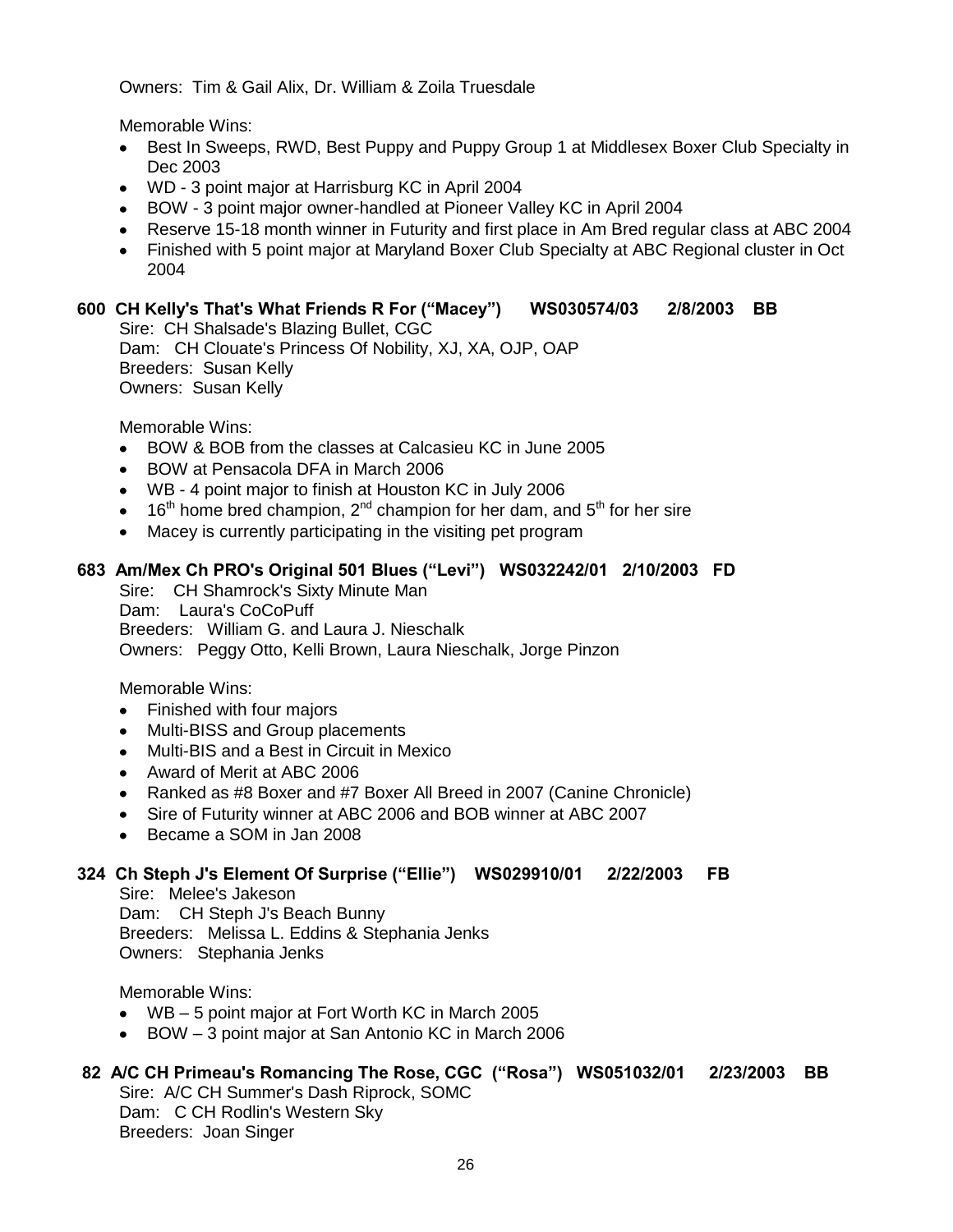Owners: Tim & Gail Alix, Dr. William & Zoila Truesdale

Memorable Wins:

- Best In Sweeps, RWD, Best Puppy and Puppy Group 1 at Middlesex Boxer Club Specialty in Dec 2003
- WD - 3 point major at Harrisburg KC in April 2004
- BOW - 3 point major owner-handled at Pioneer Valley KC in April 2004
- Reserve 15-18 month winner in Futurity and first place in Am Bred regular class at ABC 2004
- Finished with 5 point major at Maryland Boxer Club Specialty at ABC Regional cluster in Oct 2004

**600 CH Kelly's That's What Friends R For ("Macey") WS030574/03 2/8/2003 BB**

Sire: CH Shalsade's Blazing Bullet, CGC
Dam: CH Clouate's Princess Of Nobility, XJ, XA, OJP, OAP
Breeders: Susan Kelly
Owners: Susan Kelly

Memorable Wins:

- BOW & BOB from the classes at Calcasieu KC in June 2005
- BOW at Pensacola DFA in March 2006
- WB - 4 point major to finish at Houston KC in July 2006
- 16th home bred champion, 2nd champion for her dam, and 5th for her sire
- Macey is currently participating in the visiting pet program

**683 Am/Mex Ch PRO's Original 501 Blues ("Levi") WS032242/01 2/10/2003 FD**

Sire: CH Shamrock's Sixty Minute Man
Dam: Laura's CoCoPuff
Breeders: William G. and Laura J. Nieschalk
Owners: Peggy Otto, Kelli Brown, Laura Nieschalk, Jorge Pinzon

Memorable Wins:

- Finished with four majors
- Multi-BISS and Group placements
- Multi-BIS and a Best in Circuit in Mexico
- Award of Merit at ABC 2006
- Ranked as #8 Boxer and #7 Boxer All Breed in 2007 (Canine Chronicle)
- Sire of Futurity winner at ABC 2006 and BOB winner at ABC 2007
- Became a SOM in Jan 2008

**324 Ch Steph J's Element Of Surprise ("Ellie") WS029910/01 2/22/2003 FB**

Sire: Melee's Jakeson
Dam: CH Steph J's Beach Bunny
Breeders: Melissa L. Eddins & Stephania Jenks
Owners: Stephania Jenks

Memorable Wins:

- WB – 5 point major at Fort Worth KC in March 2005
- BOW – 3 point major at San Antonio KC in March 2006

**82 A/C CH Primeau's Romancing The Rose, CGC ("Rosa") WS051032/01 2/23/2003 BB**

Sire: A/C CH Summer's Dash Riprock, SOMC
Dam: C CH Rodlin's Western Sky
Breeders: Joan Singer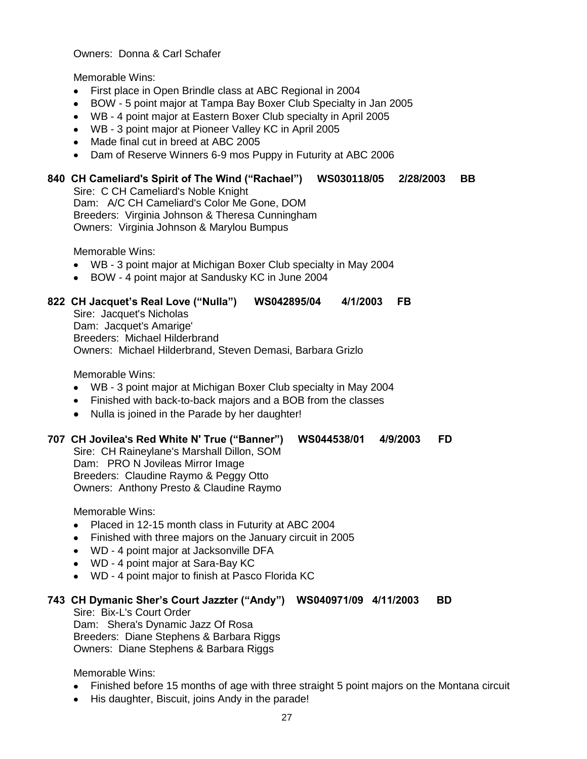Owners: Donna & Carl Schafer

Memorable Wins:

- First place in Open Brindle class at ABC Regional in 2004
- BOW - 5 point major at Tampa Bay Boxer Club Specialty in Jan 2005
- WB - 4 point major at Eastern Boxer Club specialty in April 2005
- WB - 3 point major at Pioneer Valley KC in April 2005
- Made final cut in breed at ABC 2005
- Dam of Reserve Winners 6-9 mos Puppy in Futurity at ABC 2006

**840 CH Cameliard's Spirit of The Wind ("Rachael") WS030118/05 2/28/2003 BB**

Sire: C CH Cameliard's Noble Knight
Dam: A/C CH Cameliard's Color Me Gone, DOM
Breeders: Virginia Johnson & Theresa Cunningham
Owners: Virginia Johnson & Marylou Bumpus

Memorable Wins:

- WB - 3 point major at Michigan Boxer Club specialty in May 2004
- BOW - 4 point major at Sandusky KC in June 2004

**822 CH Jacquet's Real Love ("Nulla") WS042895/04 4/1/2003 FB**

Sire: Jacquet's Nicholas
Dam: Jacquet's Amarige'
Breeders: Michael Hilderbrand
Owners: Michael Hilderbrand, Steven Demasi, Barbara Grizlo

Memorable Wins:

- WB - 3 point major at Michigan Boxer Club specialty in May 2004
- Finished with back-to-back majors and a BOB from the classes
- Nulla is joined in the Parade by her daughter!

**707 CH Jovilea's Red White N' True ("Banner") WS044538/01 4/9/2003 FD**

Sire: CH Raineylane's Marshall Dillon, SOM
Dam: PRO N Jovileas Mirror Image
Breeders: Claudine Raymo & Peggy Otto
Owners: Anthony Presto & Claudine Raymo

Memorable Wins:

- Placed in 12-15 month class in Futurity at ABC 2004
- Finished with three majors on the January circuit in 2005
- WD - 4 point major at Jacksonville DFA
- WD - 4 point major at Sara-Bay KC
- WD - 4 point major to finish at Pasco Florida KC

**743 CH Dymanic Sher's Court Jazzter ("Andy") WS040971/09 4/11/2003 BD**

Sire: Bix-L's Court Order
Dam: Shera's Dynamic Jazz Of Rosa
Breeders: Diane Stephens & Barbara Riggs
Owners: Diane Stephens & Barbara Riggs

Memorable Wins:

- Finished before 15 months of age with three straight 5 point majors on the Montana circuit
- His daughter, Biscuit, joins Andy in the parade!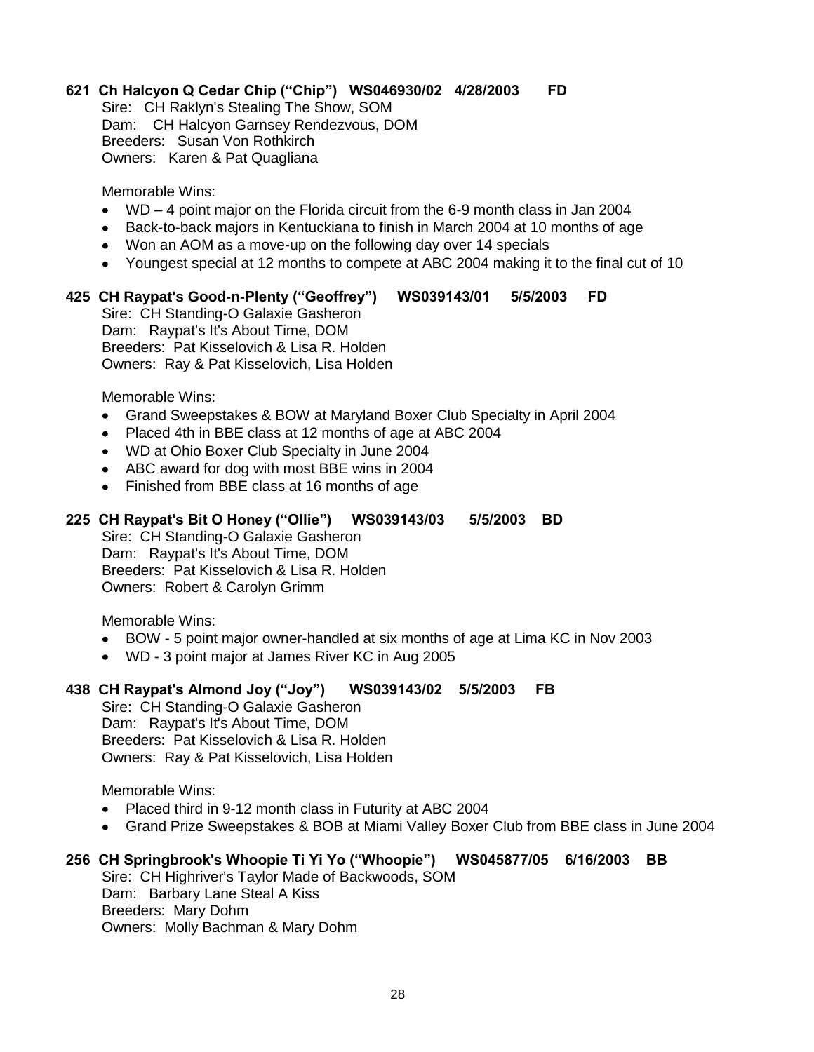**621 Ch Halcyon Q Cedar Chip ("Chip") WS046930/02 4/28/2003 FD**

Sire: CH Raklyn's Stealing The Show, SOM
Dam: CH Halcyon Garnsey Rendezvous, DOM
Breeders: Susan Von Rothkirch
Owners: Karen & Pat Quagliana

Memorable Wins:

- WD – 4 point major on the Florida circuit from the 6-9 month class in Jan 2004
- Back-to-back majors in Kentuckiana to finish in March 2004 at 10 months of age
- Won an AOM as a move-up on the following day over 14 specials
- Youngest special at 12 months to compete at ABC 2004 making it to the final cut of 10

**425 CH Raypat's Good-n-Plenty ("Geoffrey") WS039143/01 5/5/2003 FD**

Sire: CH Standing-O Galaxie Gasheron
Dam: Raypat's It's About Time, DOM
Breeders: Pat Kisselovich & Lisa R. Holden
Owners: Ray & Pat Kisselovich, Lisa Holden

Memorable Wins:

- Grand Sweepstakes & BOW at Maryland Boxer Club Specialty in April 2004
- Placed 4th in BBE class at 12 months of age at ABC 2004
- WD at Ohio Boxer Club Specialty in June 2004
- ABC award for dog with most BBE wins in 2004
- Finished from BBE class at 16 months of age

**225 CH Raypat's Bit O Honey ("Ollie") WS039143/03 5/5/2003 BD**

Sire: CH Standing-O Galaxie Gasheron
Dam: Raypat's It's About Time, DOM
Breeders: Pat Kisselovich & Lisa R. Holden
Owners: Robert & Carolyn Grimm

Memorable Wins:

- BOW - 5 point major owner-handled at six months of age at Lima KC in Nov 2003
- WD - 3 point major at James River KC in Aug 2005

**438 CH Raypat's Almond Joy ("Joy") WS039143/02 5/5/2003 FB**

Sire: CH Standing-O Galaxie Gasheron
Dam: Raypat's It's About Time, DOM
Breeders: Pat Kisselovich & Lisa R. Holden
Owners: Ray & Pat Kisselovich, Lisa Holden

Memorable Wins:

- Placed third in 9-12 month class in Futurity at ABC 2004
- Grand Prize Sweepstakes & BOB at Miami Valley Boxer Club from BBE class in June 2004

**256 CH Springbrook's Whoopie Ti Yi Yo ("Whoopie") WS045877/05 6/16/2003 BB**

Sire: CH Highriver's Taylor Made of Backwoods, SOM
Dam: Barbary Lane Steal A Kiss
Breeders: Mary Dohm
Owners: Molly Bachman & Mary Dohm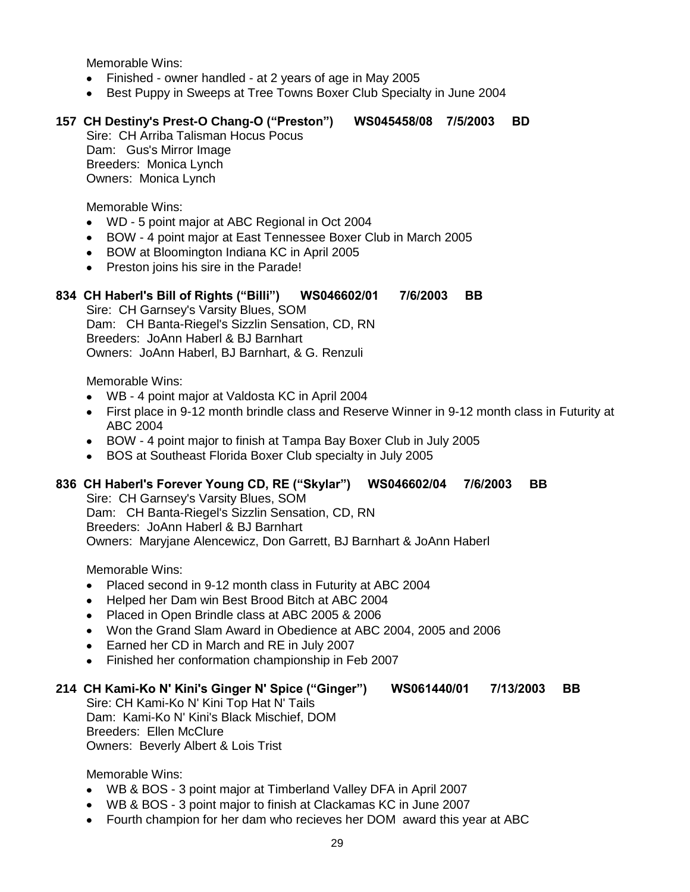Memorable Wins:

- Finished - owner handled - at 2 years of age in May 2005
- Best Puppy in Sweeps at Tree Towns Boxer Club Specialty in June 2004

**157 CH Destiny's Prest-O Chang-O ("Preston") WS045458/08 7/5/2003 BD**

Sire: CH Arriba Talisman Hocus Pocus
Dam: Gus's Mirror Image
Breeders: Monica Lynch
Owners: Monica Lynch

Memorable Wins:

- WD - 5 point major at ABC Regional in Oct 2004
- BOW - 4 point major at East Tennessee Boxer Club in March 2005
- BOW at Bloomington Indiana KC in April 2005
- Preston joins his sire in the Parade!

**834 CH Haberl's Bill of Rights ("Billi") WS046602/01 7/6/2003 BB**

Sire: CH Garnsey's Varsity Blues, SOM
Dam: CH Banta-Riegel's Sizzlin Sensation, CD, RN
Breeders: JoAnn Haberl & BJ Barnhart
Owners: JoAnn Haberl, BJ Barnhart, & G. Renzuli

Memorable Wins:

- WB - 4 point major at Valdosta KC in April 2004
- First place in 9-12 month brindle class and Reserve Winner in 9-12 month class in Futurity at ABC 2004
- BOW - 4 point major to finish at Tampa Bay Boxer Club in July 2005
- BOS at Southeast Florida Boxer Club specialty in July 2005

**836 CH Haberl's Forever Young CD, RE ("Skylar") WS046602/04 7/6/2003 BB**

Sire: CH Garnsey's Varsity Blues, SOM
Dam: CH Banta-Riegel's Sizzlin Sensation, CD, RN
Breeders: JoAnn Haberl & BJ Barnhart
Owners: Maryjane Alencewicz, Don Garrett, BJ Barnhart & JoAnn Haberl

Memorable Wins:

- Placed second in 9-12 month class in Futurity at ABC 2004
- Helped her Dam win Best Brood Bitch at ABC 2004
- Placed in Open Brindle class at ABC 2005 & 2006
- Won the Grand Slam Award in Obedience at ABC 2004, 2005 and 2006
- Earned her CD in March and RE in July 2007
- Finished her conformation championship in Feb 2007

**214 CH Kami-Ko N' Kini's Ginger N' Spice ("Ginger") WS061440/01 7/13/2003 BB**

Sire: CH Kami-Ko N' Kini Top Hat N' Tails
Dam: Kami-Ko N' Kini's Black Mischief, DOM
Breeders: Ellen McClure
Owners: Beverly Albert & Lois Trist

Memorable Wins:

- WB & BOS - 3 point major at Timberland Valley DFA in April 2007
- WB & BOS - 3 point major to finish at Clackamas KC in June 2007
- Fourth champion for her dam who recieves her DOM award this year at ABC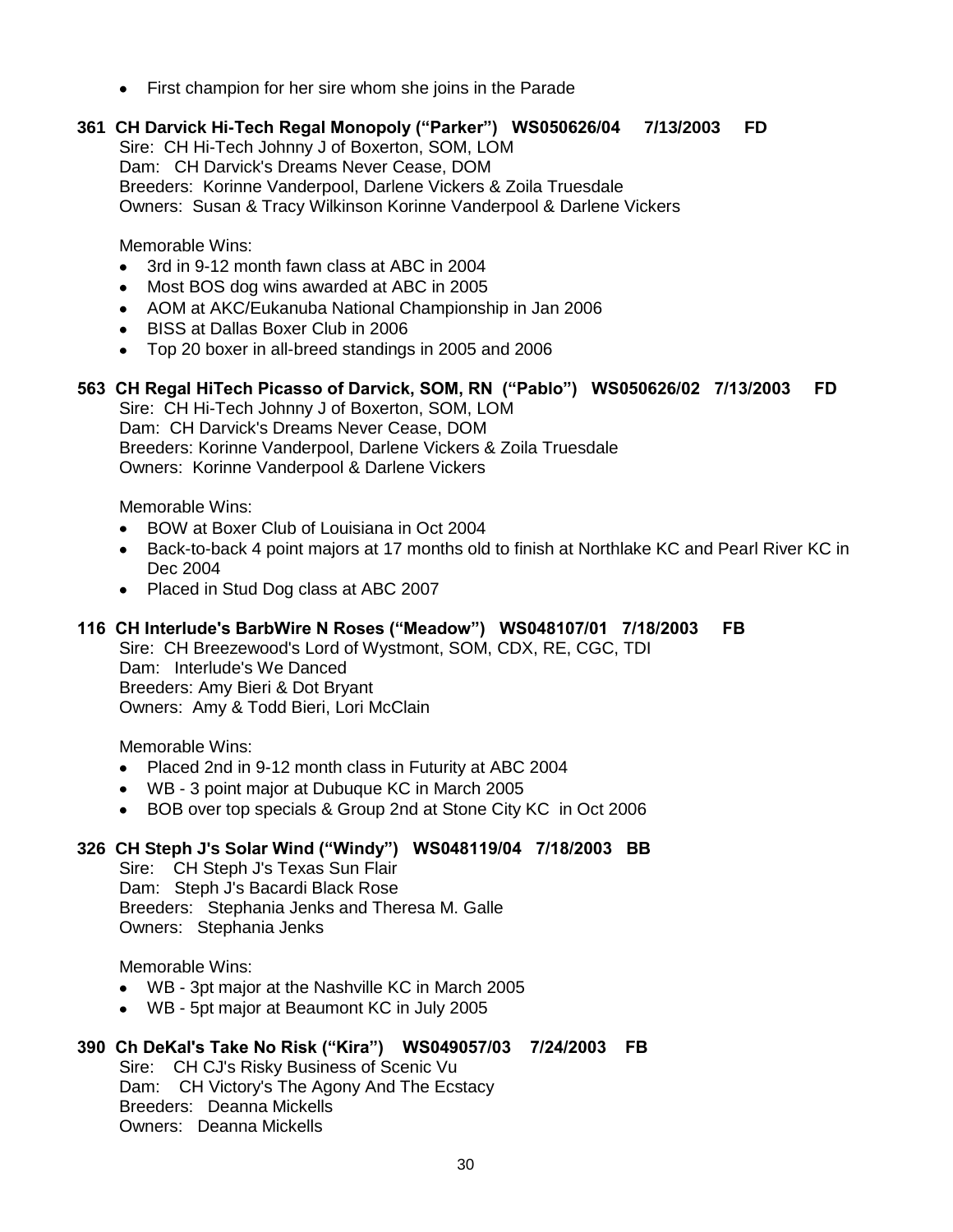- First champion for her sire whom she joins in the Parade

**361 CH Darvick Hi-Tech Regal Monopoly ("Parker") WS050626/04 7/13/2003 FD**

Sire: CH Hi-Tech Johnny J of Boxerton, SOM, LOM
Dam: CH Darvick's Dreams Never Cease, DOM
Breeders: Korinne Vanderpool, Darlene Vickers & Zoila Truesdale
Owners: Susan & Tracy Wilkinson Korinne Vanderpool & Darlene Vickers

Memorable Wins:

- 3rd in 9-12 month fawn class at ABC in 2004
- Most BOS dog wins awarded at ABC in 2005
- AOM at AKC/Eukanuba National Championship in Jan 2006
- BISS at Dallas Boxer Club in 2006
- Top 20 boxer in all-breed standings in 2005 and 2006

**563 CH Regal HiTech Picasso of Darvick, SOM, RN ("Pablo") WS050626/02 7/13/2003 FD**

Sire: CH Hi-Tech Johnny J of Boxerton, SOM, LOM
Dam: CH Darvick's Dreams Never Cease, DOM
Breeders: Korinne Vanderpool, Darlene Vickers & Zoila Truesdale
Owners: Korinne Vanderpool & Darlene Vickers

Memorable Wins:

- BOW at Boxer Club of Louisiana in Oct 2004
- Back-to-back 4 point majors at 17 months old to finish at Northlake KC and Pearl River KC in Dec 2004
- Placed in Stud Dog class at ABC 2007

**116 CH Interlude's BarbWire N Roses ("Meadow") WS048107/01 7/18/2003 FB**

Sire: CH Breezewood's Lord of Wystmont, SOM, CDX, RE, CGC, TDI
Dam: Interlude's We Danced
Breeders: Amy Bieri & Dot Bryant
Owners: Amy & Todd Bieri, Lori McClain

Memorable Wins:

- Placed 2nd in 9-12 month class in Futurity at ABC 2004
- WB - 3 point major at Dubuque KC in March 2005
- BOB over top specials & Group 2nd at Stone City KC in Oct 2006

**326 CH Steph J's Solar Wind ("Windy") WS048119/04 7/18/2003 BB**

Sire: CH Steph J's Texas Sun Flair
Dam: Steph J's Bacardi Black Rose
Breeders: Stephania Jenks and Theresa M. Galle
Owners: Stephania Jenks

Memorable Wins:

- WB - 3pt major at the Nashville KC in March 2005
- WB - 5pt major at Beaumont KC in July 2005

**390 Ch DeKal's Take No Risk ("Kira") WS049057/03 7/24/2003 FB**

Sire: CH CJ's Risky Business of Scenic Vu
Dam: CH Victory's The Agony And The Ecstacy
Breeders: Deanna Mickells
Owners: Deanna Mickells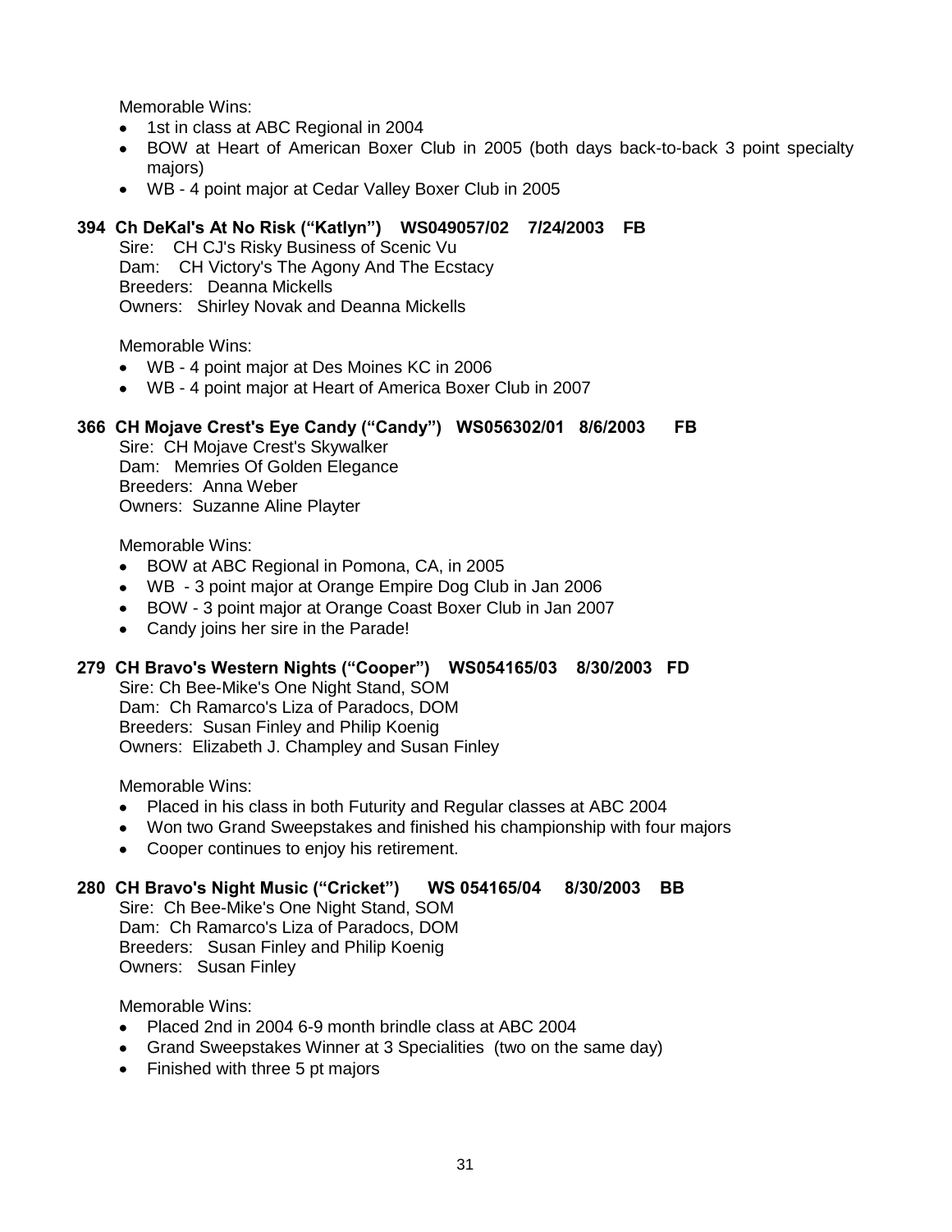Memorable Wins:

- 1st in class at ABC Regional in 2004
- BOW at Heart of American Boxer Club in 2005 (both days back-to-back 3 point specialty majors)
- WB - 4 point major at Cedar Valley Boxer Club in 2005

**394 Ch DeKal's At No Risk ("Katlyn") WS049057/02 7/24/2003 FB**

Sire: CH CJ's Risky Business of Scenic Vu
Dam: CH Victory's The Agony And The Ecstacy
Breeders: Deanna Mickells
Owners: Shirley Novak and Deanna Mickells

Memorable Wins:

- WB - 4 point major at Des Moines KC in 2006
- WB - 4 point major at Heart of America Boxer Club in 2007

**366 CH Mojave Crest's Eye Candy ("Candy") WS056302/01 8/6/2003 FB**

Sire: CH Mojave Crest's Skywalker
Dam: Memries Of Golden Elegance
Breeders: Anna Weber
Owners: Suzanne Aline Playter

Memorable Wins:

- BOW at ABC Regional in Pomona, CA, in 2005
- WB - 3 point major at Orange Empire Dog Club in Jan 2006
- BOW - 3 point major at Orange Coast Boxer Club in Jan 2007
- Candy joins her sire in the Parade!

**279 CH Bravo's Western Nights ("Cooper") WS054165/03 8/30/2003 FD**

Sire: Ch Bee-Mike's One Night Stand, SOM
Dam: Ch Ramarco's Liza of Paradocs, DOM
Breeders: Susan Finley and Philip Koenig
Owners: Elizabeth J. Champley and Susan Finley

Memorable Wins:

- Placed in his class in both Futurity and Regular classes at ABC 2004
- Won two Grand Sweepstakes and finished his championship with four majors
- Cooper continues to enjoy his retirement.

**280 CH Bravo's Night Music ("Cricket") WS 054165/04 8/30/2003 BB**

Sire: Ch Bee-Mike's One Night Stand, SOM
Dam: Ch Ramarco's Liza of Paradocs, DOM
Breeders: Susan Finley and Philip Koenig
Owners: Susan Finley

Memorable Wins:

- Placed 2nd in 2004 6-9 month brindle class at ABC 2004
- Grand Sweepstakes Winner at 3 Specialities (two on the same day)
- Finished with three 5 pt majors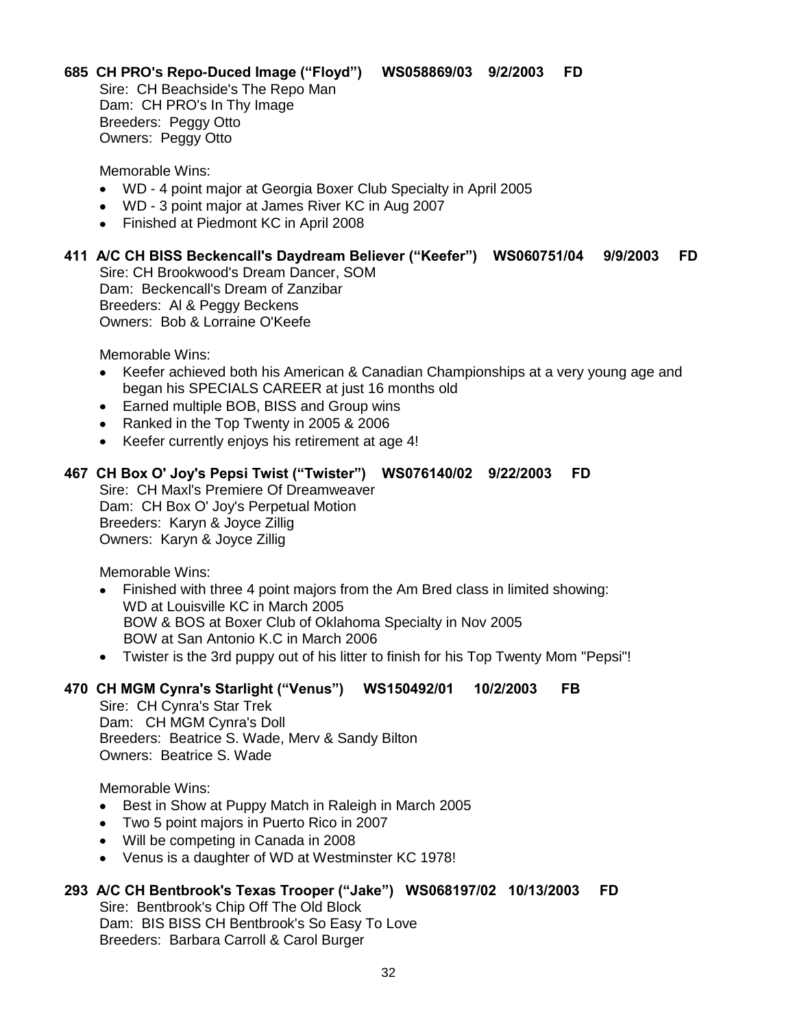**685 CH PRO's Repo-Duced Image ("Floyd") WS058869/03 9/2/2003 FD**

Sire: CH Beachside's The Repo Man
Dam: CH PRO's In Thy Image
Breeders: Peggy Otto
Owners: Peggy Otto

Memorable Wins:

- WD - 4 point major at Georgia Boxer Club Specialty in April 2005
- WD - 3 point major at James River KC in Aug 2007
- Finished at Piedmont KC in April 2008

**411 A/C CH BISS Beckencall's Daydream Believer ("Keefer") WS060751/04 9/9/2003 FD**

Sire: CH Brookwood's Dream Dancer, SOM
Dam: Beckencall's Dream of Zanzibar
Breeders: Al & Peggy Beckens
Owners: Bob & Lorraine O'Keefe

Memorable Wins:

- Keefer achieved both his American & Canadian Championships at a very young age and began his SPECIALS CAREER at just 16 months old
- Earned multiple BOB, BISS and Group wins
- Ranked in the Top Twenty in 2005 & 2006
- Keefer currently enjoys his retirement at age 4!

**467 CH Box O' Joy's Pepsi Twist ("Twister") WS076140/02 9/22/2003 FD**

Sire: CH Maxl's Premiere Of Dreamweaver
Dam: CH Box O' Joy's Perpetual Motion
Breeders: Karyn & Joyce Zillig
Owners: Karyn & Joyce Zillig

Memorable Wins:

- Finished with three 4 point majors from the Am Bred class in limited showing:
  WD at Louisville KC in March 2005
  BOW & BOS at Boxer Club of Oklahoma Specialty in Nov 2005
  BOW at San Antonio K.C in March 2006
- Twister is the 3rd puppy out of his litter to finish for his Top Twenty Mom "Pepsi"!

**470 CH MGM Cynra's Starlight ("Venus") WS150492/01 10/2/2003 FB**

Sire: CH Cynra's Star Trek
Dam: CH MGM Cynra's Doll
Breeders: Beatrice S. Wade, Merv & Sandy Bilton
Owners: Beatrice S. Wade

Memorable Wins:

- Best in Show at Puppy Match in Raleigh in March 2005
- Two 5 point majors in Puerto Rico in 2007
- Will be competing in Canada in 2008
- Venus is a daughter of WD at Westminster KC 1978!

**293 A/C CH Bentbrook's Texas Trooper ("Jake") WS068197/02 10/13/2003 FD**

Sire: Bentbrook's Chip Off The Old Block
Dam: BIS BISS CH Bentbrook's So Easy To Love
Breeders: Barbara Carroll & Carol Burger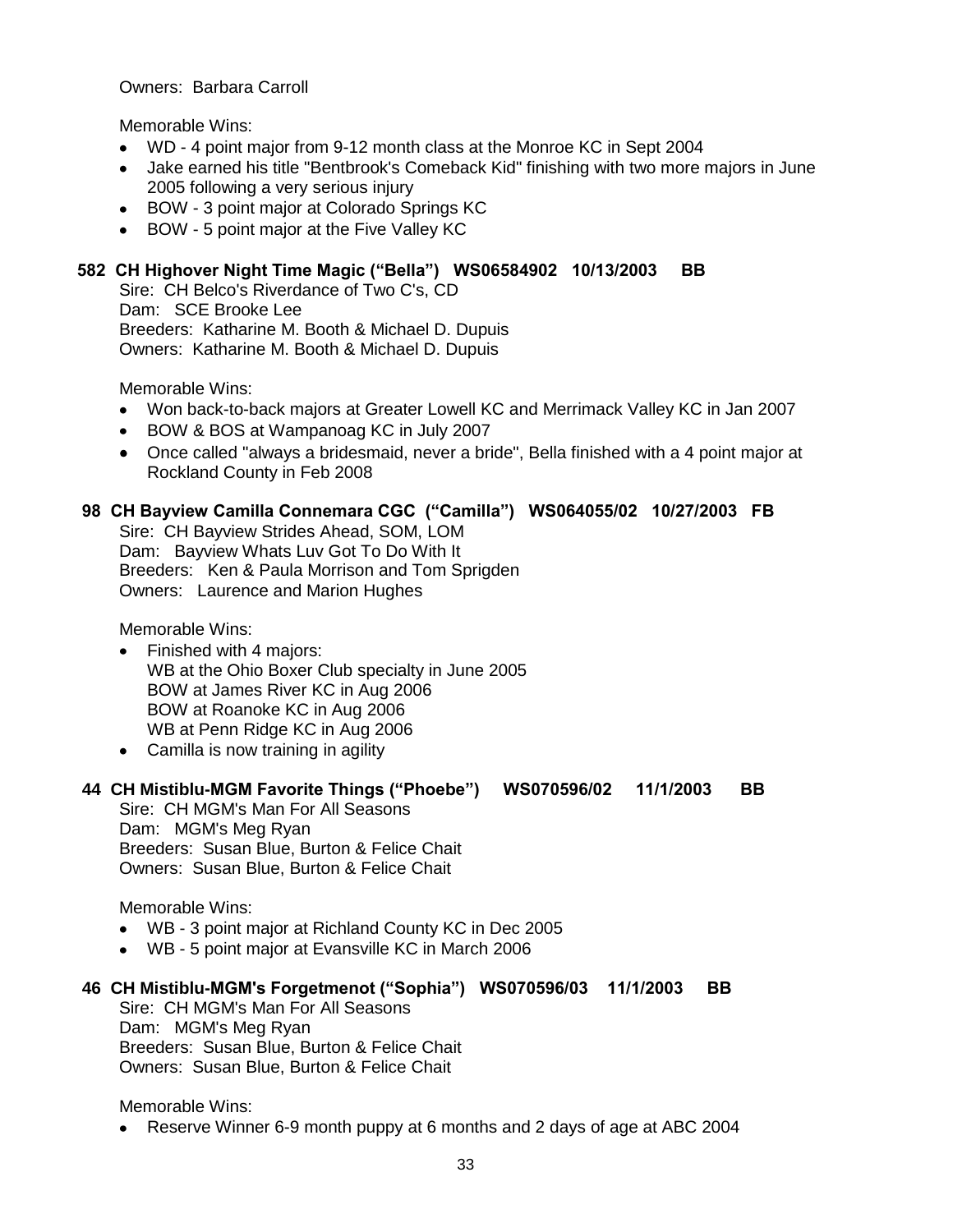Owners: Barbara Carroll

Memorable Wins:

- WD - 4 point major from 9-12 month class at the Monroe KC in Sept 2004
- Jake earned his title "Bentbrook's Comeback Kid" finishing with two more majors in June 2005 following a very serious injury
- BOW - 3 point major at Colorado Springs KC
- BOW - 5 point major at the Five Valley KC

**582 CH Highover Night Time Magic ("Bella") WS06584902 10/13/2003 BB**

Sire: CH Belco's Riverdance of Two C's, CD
Dam: SCE Brooke Lee
Breeders: Katharine M. Booth & Michael D. Dupuis
Owners: Katharine M. Booth & Michael D. Dupuis

Memorable Wins:

- Won back-to-back majors at Greater Lowell KC and Merrimack Valley KC in Jan 2007
- BOW & BOS at Wampanoag KC in July 2007
- Once called "always a bridesmaid, never a bride", Bella finished with a 4 point major at Rockland County in Feb 2008

**98 CH Bayview Camilla Connemara CGC ("Camilla") WS064055/02 10/27/2003 FB**

Sire: CH Bayview Strides Ahead, SOM, LOM
Dam: Bayview Whats Luv Got To Do With It
Breeders: Ken & Paula Morrison and Tom Sprigden
Owners: Laurence and Marion Hughes

Memorable Wins:

- Finished with 4 majors:
  WB at the Ohio Boxer Club specialty in June 2005
  BOW at James River KC in Aug 2006
  BOW at Roanoke KC in Aug 2006
  WB at Penn Ridge KC in Aug 2006
- Camilla is now training in agility

**44 CH Mistiblu-MGM Favorite Things ("Phoebe") WS070596/02 11/1/2003 BB**

Sire: CH MGM's Man For All Seasons
Dam: MGM's Meg Ryan
Breeders: Susan Blue, Burton & Felice Chait
Owners: Susan Blue, Burton & Felice Chait

Memorable Wins:

- WB - 3 point major at Richland County KC in Dec 2005
- WB - 5 point major at Evansville KC in March 2006

**46 CH Mistiblu-MGM's Forgetmenot ("Sophia") WS070596/03 11/1/2003 BB**

Sire: CH MGM's Man For All Seasons
Dam: MGM's Meg Ryan
Breeders: Susan Blue, Burton & Felice Chait
Owners: Susan Blue, Burton & Felice Chait

Memorable Wins:

- Reserve Winner 6-9 month puppy at 6 months and 2 days of age at ABC 2004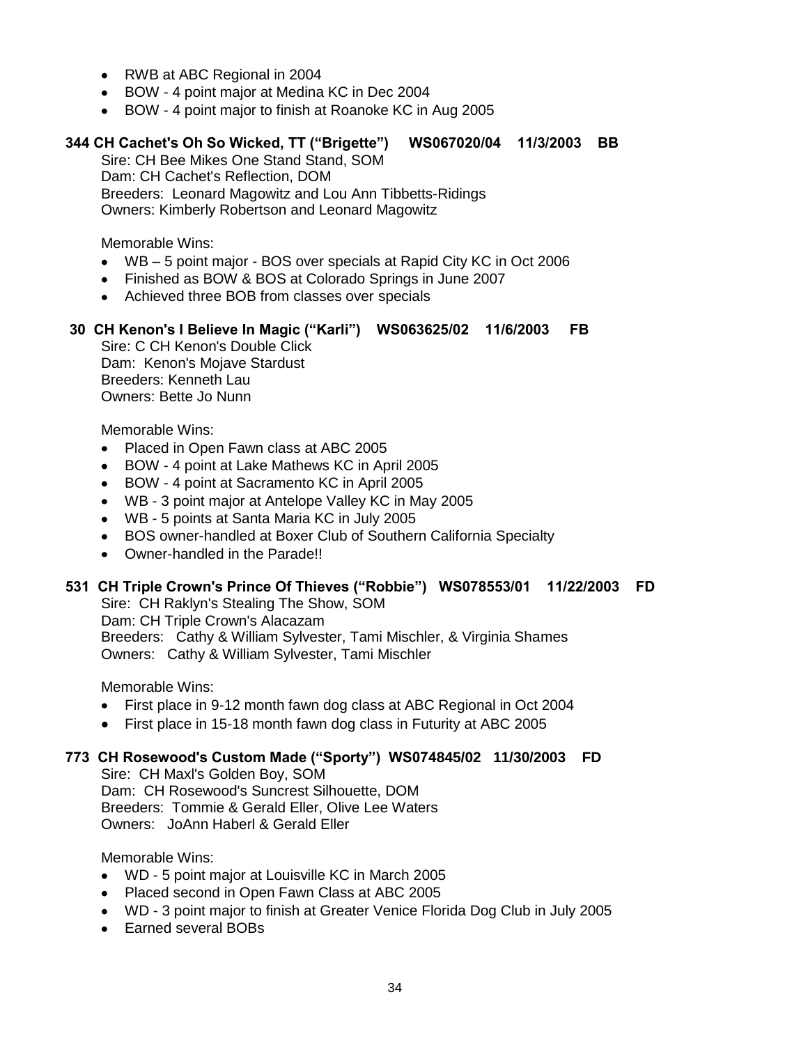- RWB at ABC Regional in 2004
- BOW - 4 point major at Medina KC in Dec 2004
- BOW - 4 point major to finish at Roanoke KC in Aug 2005

**344 CH Cachet's Oh So Wicked, TT ("Brigette")    WS067020/04    11/3/2003    BB**

Sire: CH Bee Mikes One Stand Stand, SOM
Dam: CH Cachet's Reflection, DOM
Breeders: Leonard Magowitz and Lou Ann Tibbetts-Ridings
Owners: Kimberly Robertson and Leonard Magowitz

Memorable Wins:

- WB – 5 point major - BOS over specials at Rapid City KC in Oct 2006
- Finished as BOW & BOS at Colorado Springs in June 2007
- Achieved three BOB from classes over specials

**30 CH Kenon's I Believe In Magic ("Karli")    WS063625/02    11/6/2003    FB**

Sire: C CH Kenon's Double Click
Dam: Kenon's Mojave Stardust
Breeders: Kenneth Lau
Owners: Bette Jo Nunn

Memorable Wins:

- Placed in Open Fawn class at ABC 2005
- BOW - 4 point at Lake Mathews KC in April 2005
- BOW - 4 point at Sacramento KC in April 2005
- WB - 3 point major at Antelope Valley KC in May 2005
- WB - 5 points at Santa Maria KC in July 2005
- BOS owner-handled at Boxer Club of Southern California Specialty
- Owner-handled in the Parade!!

**531 CH Triple Crown's Prince Of Thieves ("Robbie")    WS078553/01    11/22/2003    FD**

Sire: CH Raklyn's Stealing The Show, SOM
Dam: CH Triple Crown's Alacazam
Breeders: Cathy & William Sylvester, Tami Mischler, & Virginia Shames
Owners: Cathy & William Sylvester, Tami Mischler

Memorable Wins:

- First place in 9-12 month fawn dog class at ABC Regional in Oct 2004
- First place in 15-18 month fawn dog class in Futurity at ABC 2005

**773 CH Rosewood's Custom Made ("Sporty")    WS074845/02    11/30/2003    FD**

Sire: CH Maxl's Golden Boy, SOM
Dam: CH Rosewood's Suncrest Silhouette, DOM
Breeders: Tommie & Gerald Eller, Olive Lee Waters
Owners: JoAnn Haberl & Gerald Eller

Memorable Wins:

- WD - 5 point major at Louisville KC in March 2005
- Placed second in Open Fawn Class at ABC 2005
- WD - 3 point major to finish at Greater Venice Florida Dog Club in July 2005
- Earned several BOBs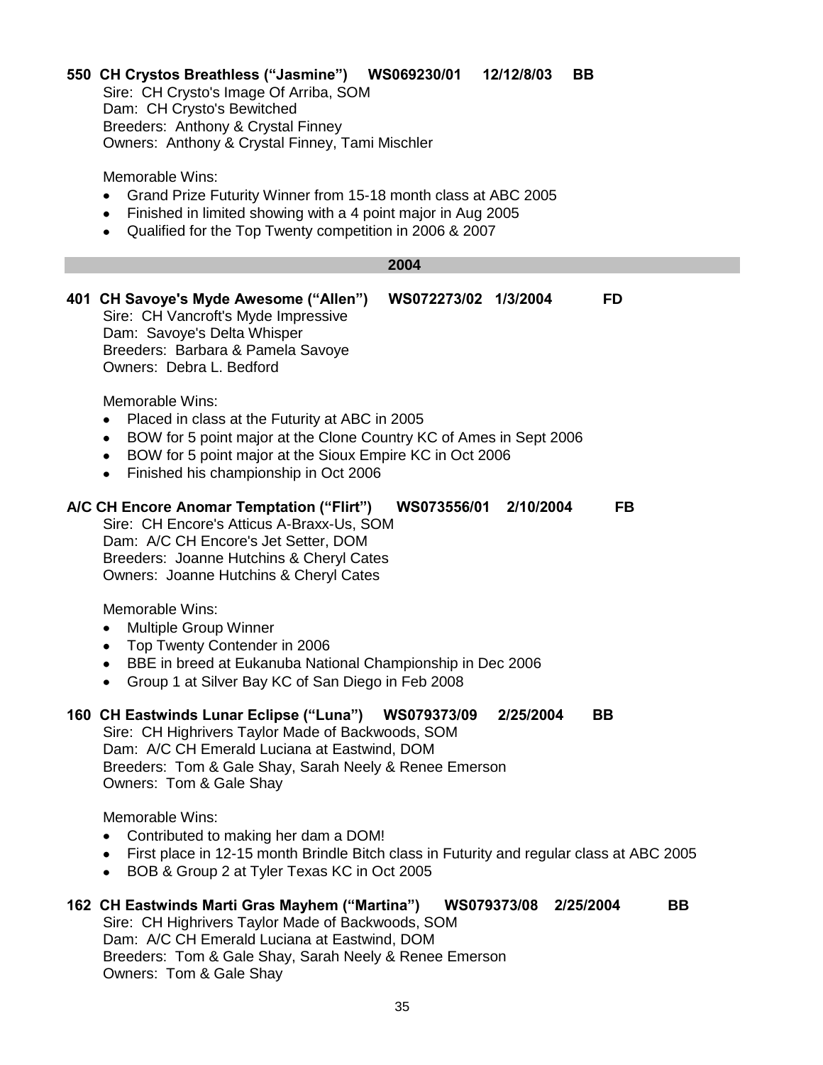**550 CH Crystos Breathless ("Jasmine") WS069230/01 12/12/8/03 BB**

Sire: CH Crysto's Image Of Arriba, SOM
Dam: CH Crysto's Bewitched
Breeders: Anthony & Crystal Finney
Owners: Anthony & Crystal Finney, Tami Mischler

Memorable Wins:

- Grand Prize Futurity Winner from 15-18 month class at ABC 2005
- Finished in limited showing with a 4 point major in Aug 2005
- Qualified for the Top Twenty competition in 2006 & 2007

## 2004

**401 CH Savoye's Myde Awesome ("Allen") WS072273/02 1/3/2004 FD**

Sire: CH Vancroft's Myde Impressive
Dam: Savoye's Delta Whisper
Breeders: Barbara & Pamela Savoye
Owners: Debra L. Bedford

Memorable Wins:

- Placed in class at the Futurity at ABC in 2005
- BOW for 5 point major at the Clone Country KC of Ames in Sept 2006
- BOW for 5 point major at the Sioux Empire KC in Oct 2006
- Finished his championship in Oct 2006

**A/C CH Encore Anomar Temptation ("Flirt") WS073556/01 2/10/2004 FB**

Sire: CH Encore's Atticus A-Braxx-Us, SOM
Dam: A/C CH Encore's Jet Setter, DOM
Breeders: Joanne Hutchins & Cheryl Cates
Owners: Joanne Hutchins & Cheryl Cates

Memorable Wins:

- Multiple Group Winner
- Top Twenty Contender in 2006
- BBE in breed at Eukanuba National Championship in Dec 2006
- Group 1 at Silver Bay KC of San Diego in Feb 2008

**160 CH Eastwinds Lunar Eclipse ("Luna") WS079373/09 2/25/2004 BB**

Sire: CH Highrivers Taylor Made of Backwoods, SOM
Dam: A/C CH Emerald Luciana at Eastwind, DOM
Breeders: Tom & Gale Shay, Sarah Neely & Renee Emerson
Owners: Tom & Gale Shay

Memorable Wins:

- Contributed to making her dam a DOM!
- First place in 12-15 month Brindle Bitch class in Futurity and regular class at ABC 2005
- BOB & Group 2 at Tyler Texas KC in Oct 2005

**162 CH Eastwinds Marti Gras Mayhem ("Martina") WS079373/08 2/25/2004 BB**

Sire: CH Highrivers Taylor Made of Backwoods, SOM
Dam: A/C CH Emerald Luciana at Eastwind, DOM
Breeders: Tom & Gale Shay, Sarah Neely & Renee Emerson
Owners: Tom & Gale Shay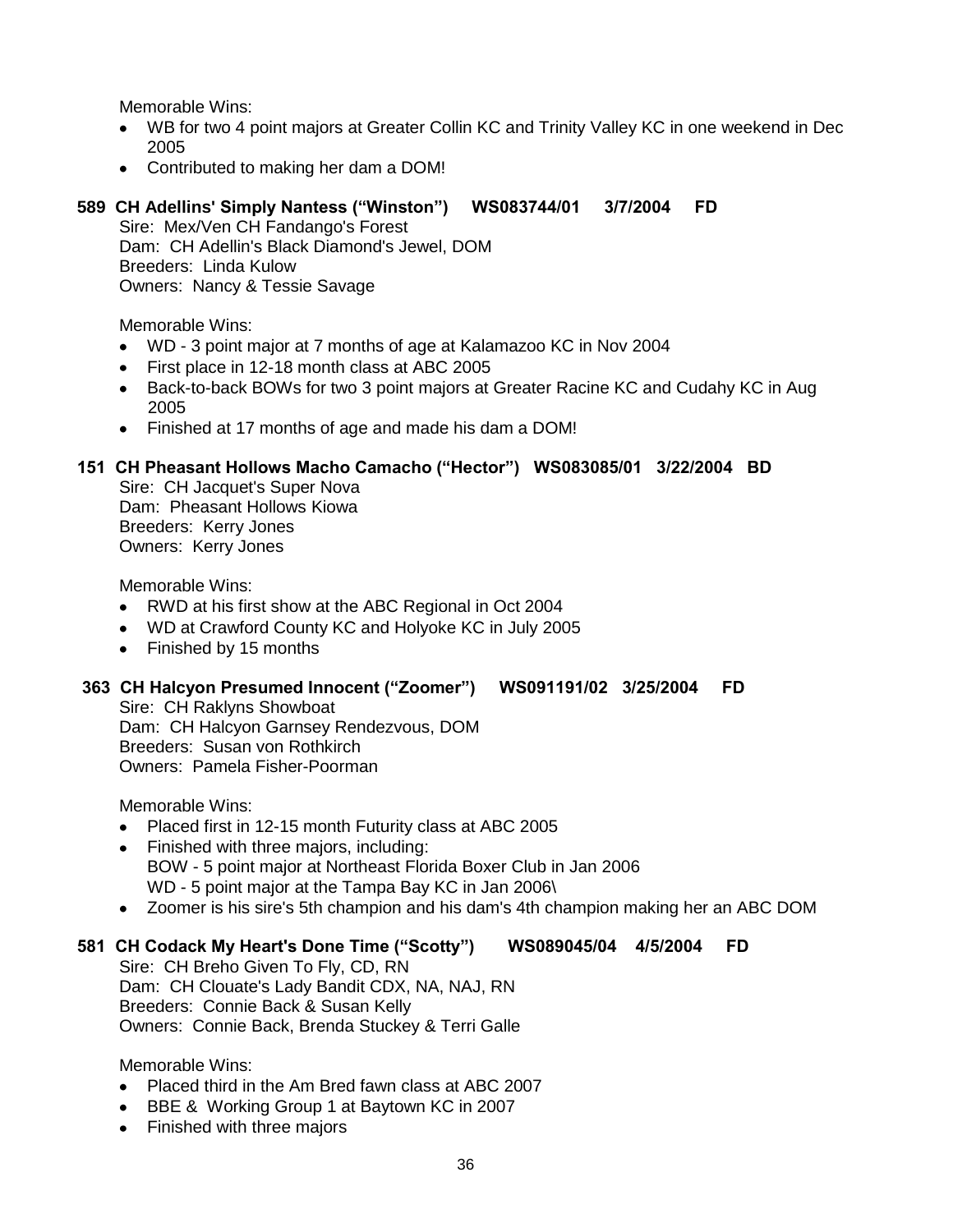Memorable Wins:

- WB for two 4 point majors at Greater Collin KC and Trinity Valley KC in one weekend in Dec 2005
- Contributed to making her dam a DOM!

**589 CH Adellins' Simply Nantess ("Winston") WS083744/01 3/7/2004 FD**

Sire: Mex/Ven CH Fandango's Forest
Dam: CH Adellin's Black Diamond's Jewel, DOM
Breeders: Linda Kulow
Owners: Nancy & Tessie Savage

Memorable Wins:

- WD - 3 point major at 7 months of age at Kalamazoo KC in Nov 2004
- First place in 12-18 month class at ABC 2005
- Back-to-back BOWs for two 3 point majors at Greater Racine KC and Cudahy KC in Aug 2005
- Finished at 17 months of age and made his dam a DOM!

**151 CH Pheasant Hollows Macho Camacho ("Hector") WS083085/01 3/22/2004 BD**

Sire: CH Jacquet's Super Nova
Dam: Pheasant Hollows Kiowa
Breeders: Kerry Jones
Owners: Kerry Jones

Memorable Wins:

- RWD at his first show at the ABC Regional in Oct 2004
- WD at Crawford County KC and Holyoke KC in July 2005
- Finished by 15 months

**363 CH Halcyon Presumed Innocent ("Zoomer") WS091191/02 3/25/2004 FD**

Sire: CH Raklyns Showboat
Dam: CH Halcyon Garnsey Rendezvous, DOM
Breeders: Susan von Rothkirch
Owners: Pamela Fisher-Poorman

Memorable Wins:

- Placed first in 12-15 month Futurity class at ABC 2005
- Finished with three majors, including:
  BOW - 5 point major at Northeast Florida Boxer Club in Jan 2006
  WD - 5 point major at the Tampa Bay KC in Jan 2006\
- Zoomer is his sire's 5th champion and his dam's 4th champion making her an ABC DOM

**581 CH Codack My Heart's Done Time ("Scotty") WS089045/04 4/5/2004 FD**

Sire: CH Breho Given To Fly, CD, RN
Dam: CH Clouate's Lady Bandit CDX, NA, NAJ, RN
Breeders: Connie Back & Susan Kelly
Owners: Connie Back, Brenda Stuckey & Terri Galle

Memorable Wins:

- Placed third in the Am Bred fawn class at ABC 2007
- BBE & Working Group 1 at Baytown KC in 2007
- Finished with three majors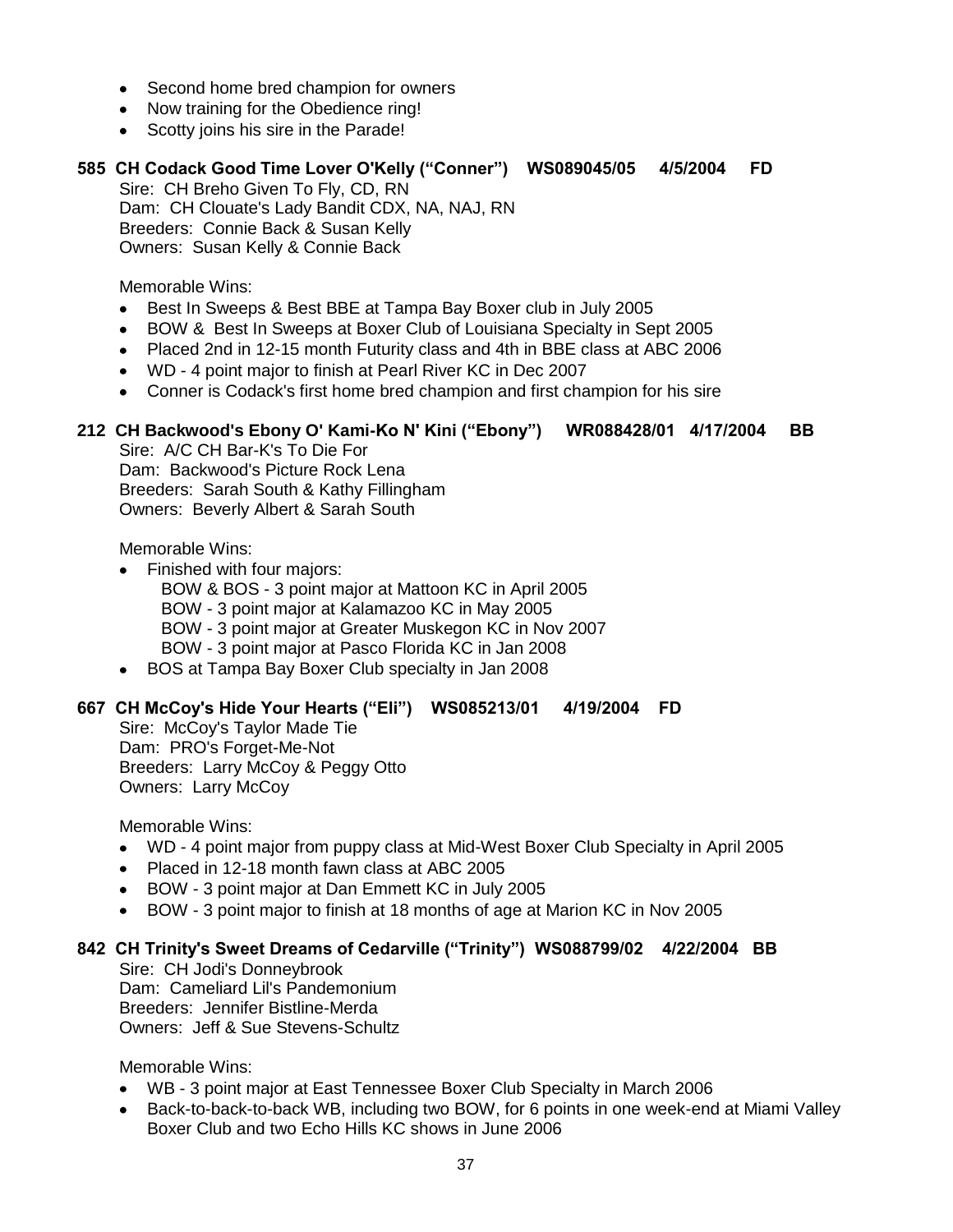- Second home bred champion for owners
- Now training for the Obedience ring!
- Scotty joins his sire in the Parade!

**585 CH Codack Good Time Lover O'Kelly ("Conner") WS089045/05 4/5/2004 FD**

Sire: CH Breho Given To Fly, CD, RN
Dam: CH Clouate's Lady Bandit CDX, NA, NAJ, RN
Breeders: Connie Back & Susan Kelly
Owners: Susan Kelly & Connie Back

Memorable Wins:

- Best In Sweeps & Best BBE at Tampa Bay Boxer club in July 2005
- BOW & Best In Sweeps at Boxer Club of Louisiana Specialty in Sept 2005
- Placed 2nd in 12-15 month Futurity class and 4th in BBE class at ABC 2006
- WD - 4 point major to finish at Pearl River KC in Dec 2007
- Conner is Codack's first home bred champion and first champion for his sire

**212 CH Backwood's Ebony O' Kami-Ko N' Kini ("Ebony") WR088428/01 4/17/2004 BB**

Sire: A/C CH Bar-K's To Die For
Dam: Backwood's Picture Rock Lena
Breeders: Sarah South & Kathy Fillingham
Owners: Beverly Albert & Sarah South

Memorable Wins:

- Finished with four majors:
  - BOW & BOS - 3 point major at Mattoon KC in April 2005
  - BOW - 3 point major at Kalamazoo KC in May 2005
  - BOW - 3 point major at Greater Muskegon KC in Nov 2007
  - BOW - 3 point major at Pasco Florida KC in Jan 2008
- BOS at Tampa Bay Boxer Club specialty in Jan 2008

**667 CH McCoy's Hide Your Hearts ("Eli") WS085213/01 4/19/2004 FD**

Sire: McCoy's Taylor Made Tie
Dam: PRO's Forget-Me-Not
Breeders: Larry McCoy & Peggy Otto
Owners: Larry McCoy

Memorable Wins:

- WD - 4 point major from puppy class at Mid-West Boxer Club Specialty in April 2005
- Placed in 12-18 month fawn class at ABC 2005
- BOW - 3 point major at Dan Emmett KC in July 2005
- BOW - 3 point major to finish at 18 months of age at Marion KC in Nov 2005

**842 CH Trinity's Sweet Dreams of Cedarville ("Trinity") WS088799/02 4/22/2004 BB**

Sire: CH Jodi's Donneybrook
Dam: Cameliard Lil's Pandemonium
Breeders: Jennifer Bistline-Merda
Owners: Jeff & Sue Stevens-Schultz

Memorable Wins:

- WB - 3 point major at East Tennessee Boxer Club Specialty in March 2006
- Back-to-back-to-back WB, including two BOW, for 6 points in one week-end at Miami Valley Boxer Club and two Echo Hills KC shows in June 2006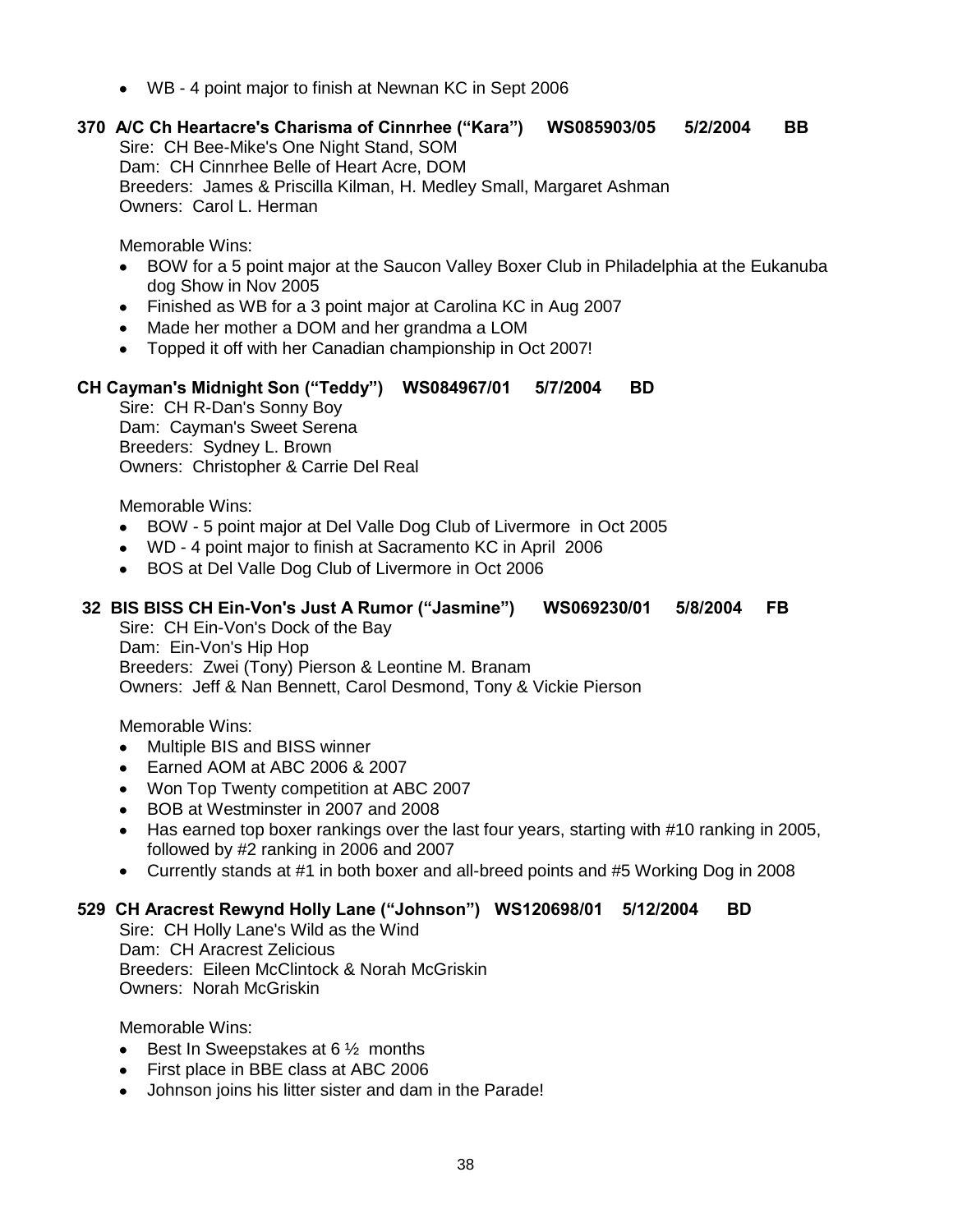- WB - 4 point major to finish at Newnan KC in Sept 2006

**370 A/C Ch Heartacre's Charisma of Cinnrhee ("Kara") WS085903/05 5/2/2004 BB**

Sire: CH Bee-Mike's One Night Stand, SOM
Dam: CH Cinnrhee Belle of Heart Acre, DOM
Breeders: James & Priscilla Kilman, H. Medley Small, Margaret Ashman
Owners: Carol L. Herman

Memorable Wins:

- BOW for a 5 point major at the Saucon Valley Boxer Club in Philadelphia at the Eukanuba dog Show in Nov 2005
- Finished as WB for a 3 point major at Carolina KC in Aug 2007
- Made her mother a DOM and her grandma a LOM
- Topped it off with her Canadian championship in Oct 2007!

**CH Cayman's Midnight Son ("Teddy") WS084967/01 5/7/2004 BD**

Sire: CH R-Dan's Sonny Boy
Dam: Cayman's Sweet Serena
Breeders: Sydney L. Brown
Owners: Christopher & Carrie Del Real

Memorable Wins:

- BOW - 5 point major at Del Valle Dog Club of Livermore in Oct 2005
- WD - 4 point major to finish at Sacramento KC in April 2006
- BOS at Del Valle Dog Club of Livermore in Oct 2006

**32 BIS BISS CH Ein-Von's Just A Rumor ("Jasmine") WS069230/01 5/8/2004 FB**

Sire: CH Ein-Von's Dock of the Bay
Dam: Ein-Von's Hip Hop
Breeders: Zwei (Tony) Pierson & Leontine M. Branam
Owners: Jeff & Nan Bennett, Carol Desmond, Tony & Vickie Pierson

Memorable Wins:

- Multiple BIS and BISS winner
- Earned AOM at ABC 2006 & 2007
- Won Top Twenty competition at ABC 2007
- BOB at Westminster in 2007 and 2008
- Has earned top boxer rankings over the last four years, starting with #10 ranking in 2005, followed by #2 ranking in 2006 and 2007
- Currently stands at #1 in both boxer and all-breed points and #5 Working Dog in 2008

**529 CH Aracrest Rewynd Holly Lane ("Johnson") WS120698/01 5/12/2004 BD**

Sire: CH Holly Lane's Wild as the Wind
Dam: CH Aracrest Zelicious
Breeders: Eileen McClintock & Norah McGriskin
Owners: Norah McGriskin

Memorable Wins:

- Best In Sweepstakes at 6 ½ months
- First place in BBE class at ABC 2006
- Johnson joins his litter sister and dam in the Parade!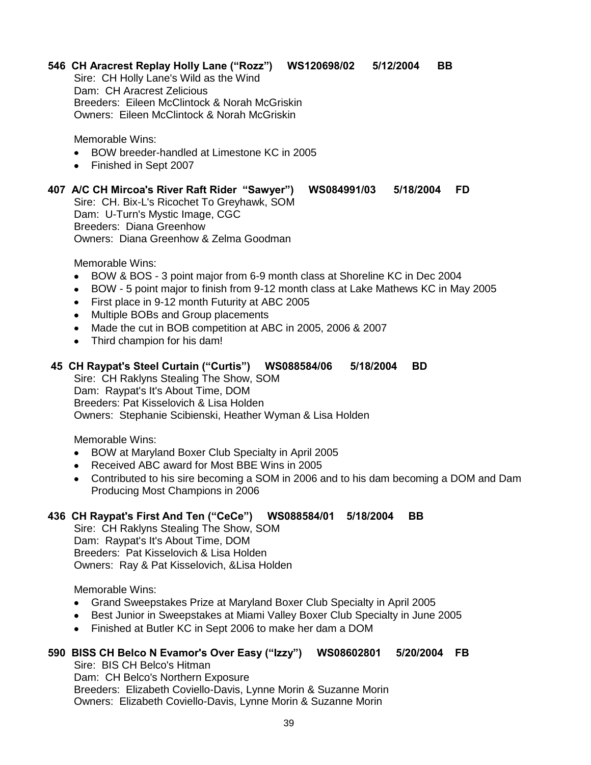**546 CH Aracrest Replay Holly Lane (“Rozz”) WS120698/02 5/12/2004 BB**

Sire: CH Holly Lane's Wild as the Wind
Dam: CH Aracrest Zelicious
Breeders: Eileen McClintock & Norah McGriskin
Owners: Eileen McClintock & Norah McGriskin

Memorable Wins:

- BOW breeder-handled at Limestone KC in 2005
- Finished in Sept 2007

**407 A/C CH Mircoa's River Raft Rider “Sawyer”) WS084991/03 5/18/2004 FD**

Sire: CH. Bix-L's Ricochet To Greyhawk, SOM
Dam: U-Turn's Mystic Image, CGC
Breeders: Diana Greenhow
Owners: Diana Greenhow & Zelma Goodman

Memorable Wins:

- BOW & BOS - 3 point major from 6-9 month class at Shoreline KC in Dec 2004
- BOW - 5 point major to finish from 9-12 month class at Lake Mathews KC in May 2005
- First place in 9-12 month Futurity at ABC 2005
- Multiple BOBs and Group placements
- Made the cut in BOB competition at ABC in 2005, 2006 & 2007
- Third champion for his dam!

**45 CH Raypat's Steel Curtain (“Curtis”) WS088584/06 5/18/2004 BD**

Sire: CH Raklyns Stealing The Show, SOM
Dam: Raypat's It's About Time, DOM
Breeders: Pat Kisselovich & Lisa Holden
Owners: Stephanie Scibienski, Heather Wyman & Lisa Holden

Memorable Wins:

- BOW at Maryland Boxer Club Specialty in April 2005
- Received ABC award for Most BBE Wins in 2005
- Contributed to his sire becoming a SOM in 2006 and to his dam becoming a DOM and Dam Producing Most Champions in 2006

**436 CH Raypat's First And Ten (“CeCe”) WS088584/01 5/18/2004 BB**

Sire: CH Raklyns Stealing The Show, SOM
Dam: Raypat's It's About Time, DOM
Breeders: Pat Kisselovich & Lisa Holden
Owners: Ray & Pat Kisselovich, &Lisa Holden

Memorable Wins:

- Grand Sweepstakes Prize at Maryland Boxer Club Specialty in April 2005
- Best Junior in Sweepstakes at Miami Valley Boxer Club Specialty in June 2005
- Finished at Butler KC in Sept 2006 to make her dam a DOM

**590 BISS CH Belco N Evamor's Over Easy (“Izzy”) WS08602801 5/20/2004 FB**

Sire: BIS CH Belco's Hitman
Dam: CH Belco's Northern Exposure
Breeders: Elizabeth Coviello-Davis, Lynne Morin & Suzanne Morin
Owners: Elizabeth Coviello-Davis, Lynne Morin & Suzanne Morin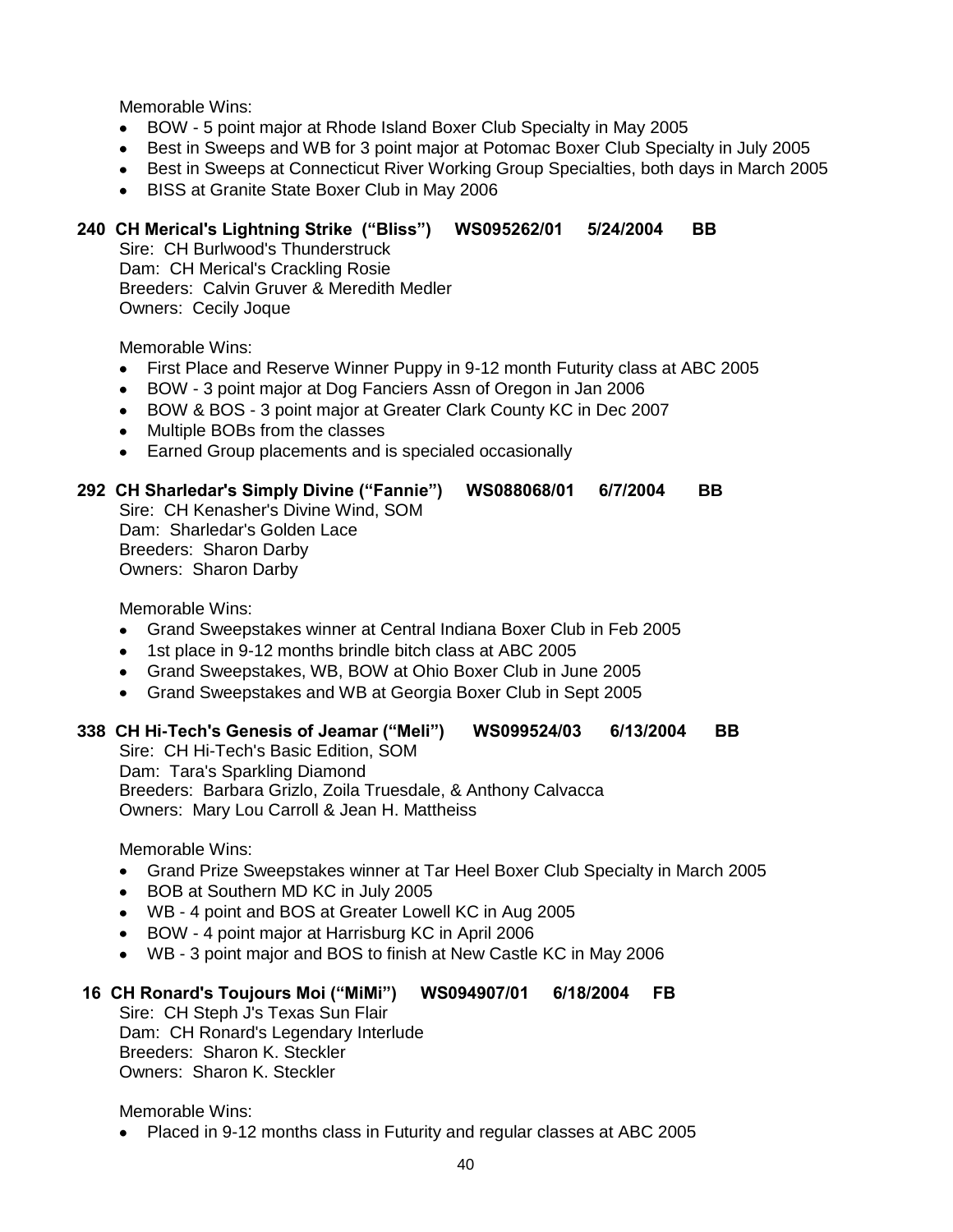Memorable Wins:

- BOW - 5 point major at Rhode Island Boxer Club Specialty in May 2005
- Best in Sweeps and WB for 3 point major at Potomac Boxer Club Specialty in July 2005
- Best in Sweeps at Connecticut River Working Group Specialties, both days in March 2005
- BISS at Granite State Boxer Club in May 2006

**240 CH Merical's Lightning Strike ("Bliss") WS095262/01 5/24/2004 BB**

Sire: CH Burlwood's Thunderstruck
Dam: CH Merical's Crackling Rosie
Breeders: Calvin Gruver & Meredith Medler
Owners: Cecily Joque

Memorable Wins:

- First Place and Reserve Winner Puppy in 9-12 month Futurity class at ABC 2005
- BOW - 3 point major at Dog Fanciers Assn of Oregon in Jan 2006
- BOW & BOS - 3 point major at Greater Clark County KC in Dec 2007
- Multiple BOBs from the classes
- Earned Group placements and is specialed occasionally

**292 CH Sharledar's Simply Divine ("Fannie") WS088068/01 6/7/2004 BB**

Sire: CH Kenasher's Divine Wind, SOM
Dam: Sharledar's Golden Lace
Breeders: Sharon Darby
Owners: Sharon Darby

Memorable Wins:

- Grand Sweepstakes winner at Central Indiana Boxer Club in Feb 2005
- 1st place in 9-12 months brindle bitch class at ABC 2005
- Grand Sweepstakes, WB, BOW at Ohio Boxer Club in June 2005
- Grand Sweepstakes and WB at Georgia Boxer Club in Sept 2005

**338 CH Hi-Tech's Genesis of Jeamar ("Meli") WS099524/03 6/13/2004 BB**

Sire: CH Hi-Tech's Basic Edition, SOM
Dam: Tara's Sparkling Diamond
Breeders: Barbara Grizlo, Zoila Truesdale, & Anthony Calvacca
Owners: Mary Lou Carroll & Jean H. Mattheiss

Memorable Wins:

- Grand Prize Sweepstakes winner at Tar Heel Boxer Club Specialty in March 2005
- BOB at Southern MD KC in July 2005
- WB - 4 point and BOS at Greater Lowell KC in Aug 2005
- BOW - 4 point major at Harrisburg KC in April 2006
- WB - 3 point major and BOS to finish at New Castle KC in May 2006

**16 CH Ronard's Toujours Moi ("MiMi") WS094907/01 6/18/2004 FB**

Sire: CH Steph J's Texas Sun Flair
Dam: CH Ronard's Legendary Interlude
Breeders: Sharon K. Steckler
Owners: Sharon K. Steckler

Memorable Wins:

- Placed in 9-12 months class in Futurity and regular classes at ABC 2005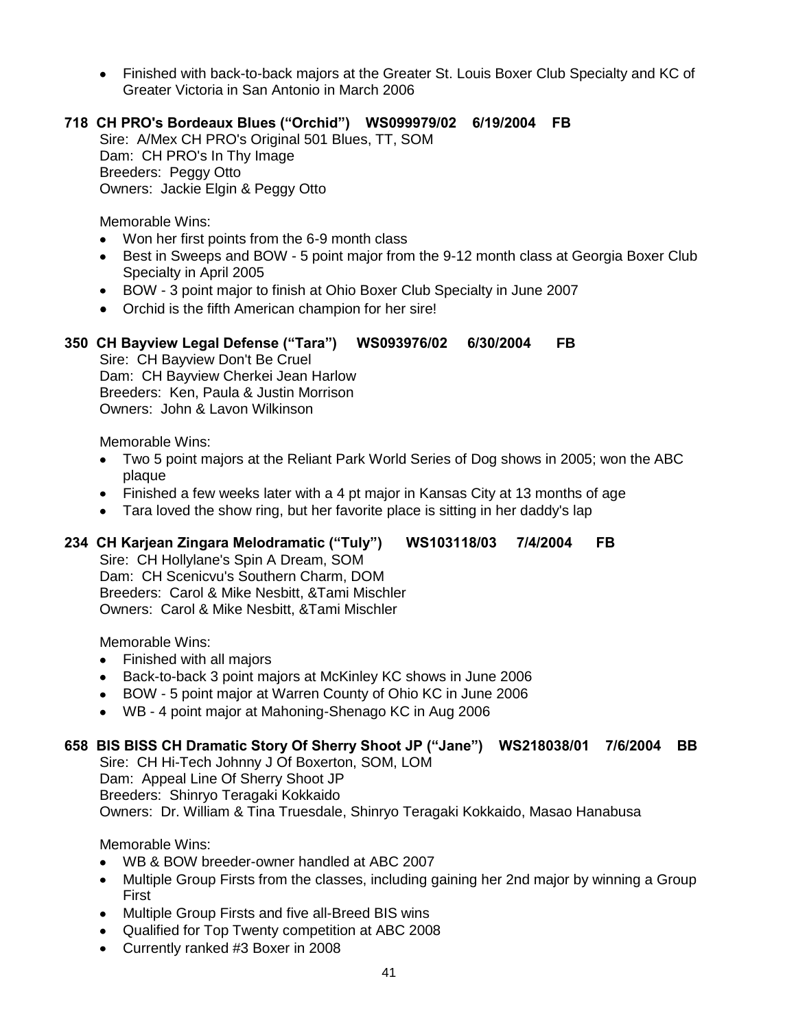- Finished with back-to-back majors at the Greater St. Louis Boxer Club Specialty and KC of Greater Victoria in San Antonio in March 2006

**718 CH PRO's Bordeaux Blues ("Orchid") WS099979/02 6/19/2004 FB**

Sire: A/Mex CH PRO's Original 501 Blues, TT, SOM
Dam: CH PRO's In Thy Image
Breeders: Peggy Otto
Owners: Jackie Elgin & Peggy Otto

Memorable Wins:

- Won her first points from the 6-9 month class
- Best in Sweeps and BOW - 5 point major from the 9-12 month class at Georgia Boxer Club Specialty in April 2005
- BOW - 3 point major to finish at Ohio Boxer Club Specialty in June 2007
- Orchid is the fifth American champion for her sire!

**350 CH Bayview Legal Defense ("Tara") WS093976/02 6/30/2004 FB**

Sire: CH Bayview Don't Be Cruel
Dam: CH Bayview Cherkei Jean Harlow
Breeders: Ken, Paula & Justin Morrison
Owners: John & Lavon Wilkinson

Memorable Wins:

- Two 5 point majors at the Reliant Park World Series of Dog shows in 2005; won the ABC plaque
- Finished a few weeks later with a 4 pt major in Kansas City at 13 months of age
- Tara loved the show ring, but her favorite place is sitting in her daddy's lap

**234 CH Karjean Zingara Melodramatic ("Tuly") WS103118/03 7/4/2004 FB**

Sire: CH Hollylane's Spin A Dream, SOM
Dam: CH Scenicvu's Southern Charm, DOM
Breeders: Carol & Mike Nesbitt, &Tami Mischler
Owners: Carol & Mike Nesbitt, &Tami Mischler

Memorable Wins:

- Finished with all majors
- Back-to-back 3 point majors at McKinley KC shows in June 2006
- BOW - 5 point major at Warren County of Ohio KC in June 2006
- WB - 4 point major at Mahoning-Shenago KC in Aug 2006

**658 BIS BISS CH Dramatic Story Of Sherry Shoot JP ("Jane") WS218038/01 7/6/2004 BB**

Sire: CH Hi-Tech Johnny J Of Boxerton, SOM, LOM
Dam: Appeal Line Of Sherry Shoot JP
Breeders: Shinryo Teragaki Kokkaido
Owners: Dr. William & Tina Truesdale, Shinryo Teragaki Kokkaido, Masao Hanabusa

Memorable Wins:

- WB & BOW breeder-owner handled at ABC 2007
- Multiple Group Firsts from the classes, including gaining her 2nd major by winning a Group First
- Multiple Group Firsts and five all-Breed BIS wins
- Qualified for Top Twenty competition at ABC 2008
- Currently ranked #3 Boxer in 2008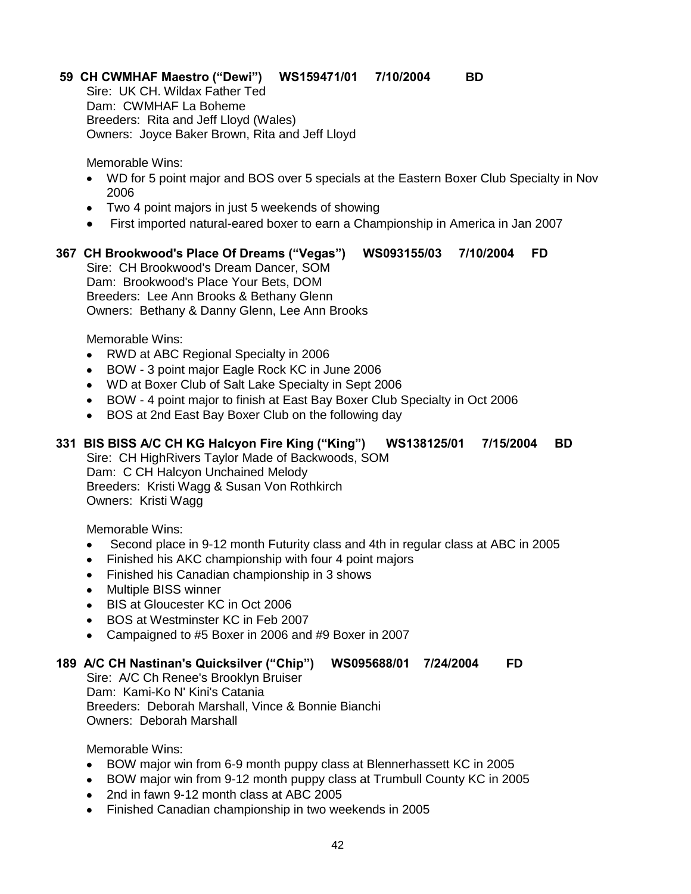**59 CH CWMHAF Maestro ("Dewi") WS159471/01 7/10/2004 BD**

Sire: UK CH. Wildax Father Ted
Dam: CWMHAF La Boheme
Breeders: Rita and Jeff Lloyd (Wales)
Owners: Joyce Baker Brown, Rita and Jeff Lloyd

Memorable Wins:

- WD for 5 point major and BOS over 5 specials at the Eastern Boxer Club Specialty in Nov 2006
- Two 4 point majors in just 5 weekends of showing
- First imported natural-eared boxer to earn a Championship in America in Jan 2007

**367 CH Brookwood's Place Of Dreams ("Vegas") WS093155/03 7/10/2004 FD**

Sire: CH Brookwood's Dream Dancer, SOM
Dam: Brookwood's Place Your Bets, DOM
Breeders: Lee Ann Brooks & Bethany Glenn
Owners: Bethany & Danny Glenn, Lee Ann Brooks

Memorable Wins:

- RWD at ABC Regional Specialty in 2006
- BOW - 3 point major Eagle Rock KC in June 2006
- WD at Boxer Club of Salt Lake Specialty in Sept 2006
- BOW - 4 point major to finish at East Bay Boxer Club Specialty in Oct 2006
- BOS at 2nd East Bay Boxer Club on the following day

**331 BIS BISS A/C CH KG Halcyon Fire King ("King") WS138125/01 7/15/2004 BD**

Sire: CH HighRivers Taylor Made of Backwoods, SOM
Dam: C CH Halcyon Unchained Melody
Breeders: Kristi Wagg & Susan Von Rothkirch
Owners: Kristi Wagg

Memorable Wins:

- Second place in 9-12 month Futurity class and 4th in regular class at ABC in 2005
- Finished his AKC championship with four 4 point majors
- Finished his Canadian championship in 3 shows
- Multiple BISS winner
- BIS at Gloucester KC in Oct 2006
- BOS at Westminster KC in Feb 2007
- Campaigned to #5 Boxer in 2006 and #9 Boxer in 2007

**189 A/C CH Nastinan's Quicksilver ("Chip") WS095688/01 7/24/2004 FD**

Sire: A/C Ch Renee's Brooklyn Bruiser
Dam: Kami-Ko N' Kini's Catania
Breeders: Deborah Marshall, Vince & Bonnie Bianchi
Owners: Deborah Marshall

Memorable Wins:

- BOW major win from 6-9 month puppy class at Blennerhassett KC in 2005
- BOW major win from 9-12 month puppy class at Trumbull County KC in 2005
- 2nd in fawn 9-12 month class at ABC 2005
- Finished Canadian championship in two weekends in 2005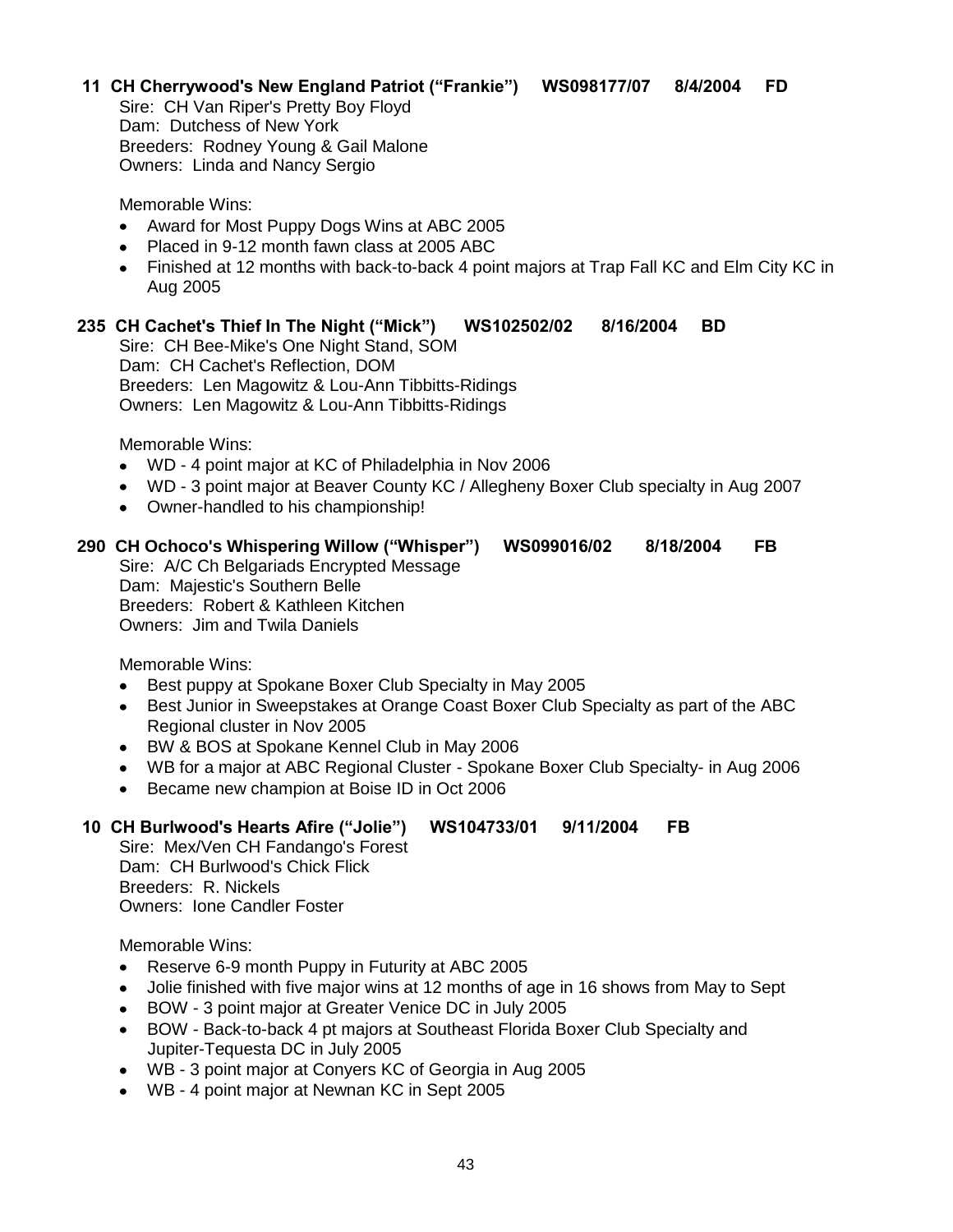**11 CH Cherrywood's New England Patriot ("Frankie") WS098177/07 8/4/2004 FD**

Sire: CH Van Riper's Pretty Boy Floyd
Dam: Dutchess of New York
Breeders: Rodney Young & Gail Malone
Owners: Linda and Nancy Sergio

Memorable Wins:

- Award for Most Puppy Dogs Wins at ABC 2005
- Placed in 9-12 month fawn class at 2005 ABC
- Finished at 12 months with back-to-back 4 point majors at Trap Fall KC and Elm City KC in Aug 2005

**235 CH Cachet's Thief In The Night ("Mick") WS102502/02 8/16/2004 BD**

Sire: CH Bee-Mike's One Night Stand, SOM
Dam: CH Cachet's Reflection, DOM
Breeders: Len Magowitz & Lou-Ann Tibbitts-Ridings
Owners: Len Magowitz & Lou-Ann Tibbitts-Ridings

Memorable Wins:

- WD - 4 point major at KC of Philadelphia in Nov 2006
- WD - 3 point major at Beaver County KC / Allegheny Boxer Club specialty in Aug 2007
- Owner-handled to his championship!

**290 CH Ochoco's Whispering Willow ("Whisper") WS099016/02 8/18/2004 FB**

Sire: A/C Ch Belgariads Encrypted Message
Dam: Majestic's Southern Belle
Breeders: Robert & Kathleen Kitchen
Owners: Jim and Twila Daniels

Memorable Wins:

- Best puppy at Spokane Boxer Club Specialty in May 2005
- Best Junior in Sweepstakes at Orange Coast Boxer Club Specialty as part of the ABC Regional cluster in Nov 2005
- BW & BOS at Spokane Kennel Club in May 2006
- WB for a major at ABC Regional Cluster - Spokane Boxer Club Specialty- in Aug 2006
- Became new champion at Boise ID in Oct 2006

**10 CH Burlwood's Hearts Afire ("Jolie") WS104733/01 9/11/2004 FB**

Sire: Mex/Ven CH Fandango's Forest
Dam: CH Burlwood's Chick Flick
Breeders: R. Nickels
Owners: Ione Candler Foster

Memorable Wins:

- Reserve 6-9 month Puppy in Futurity at ABC 2005
- Jolie finished with five major wins at 12 months of age in 16 shows from May to Sept
- BOW - 3 point major at Greater Venice DC in July 2005
- BOW - Back-to-back 4 pt majors at Southeast Florida Boxer Club Specialty and Jupiter-Tequesta DC in July 2005
- WB - 3 point major at Conyers KC of Georgia in Aug 2005
- WB - 4 point major at Newnan KC in Sept 2005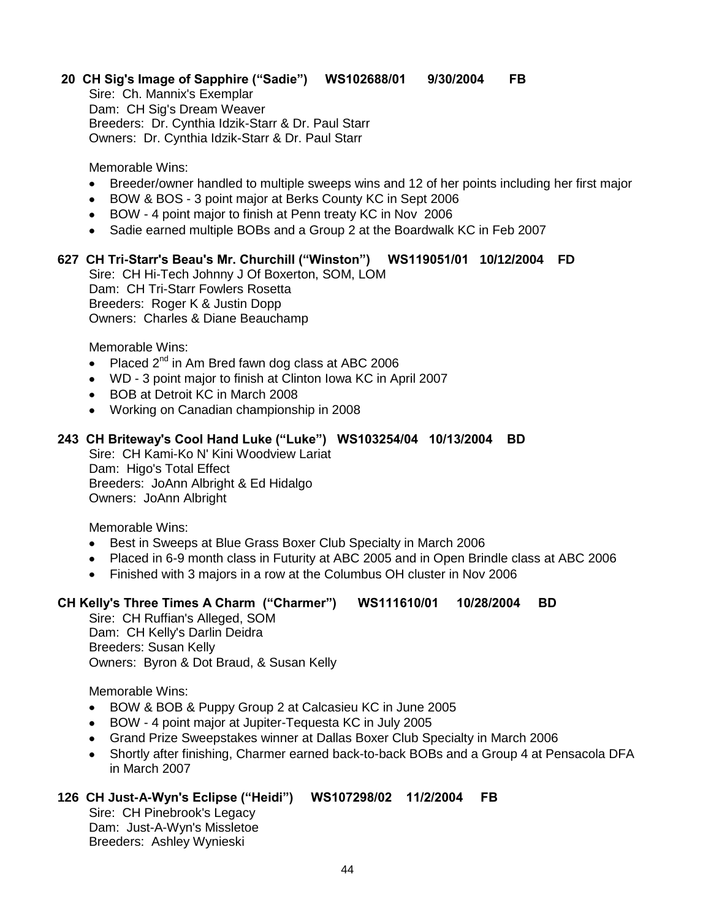**20 CH Sig's Image of Sapphire ("Sadie") WS102688/01 9/30/2004 FB**

Sire: Ch. Mannix's Exemplar
Dam: CH Sig's Dream Weaver
Breeders: Dr. Cynthia Idzik-Starr & Dr. Paul Starr
Owners: Dr. Cynthia Idzik-Starr & Dr. Paul Starr

Memorable Wins:

- Breeder/owner handled to multiple sweeps wins and 12 of her points including her first major
- BOW & BOS - 3 point major at Berks County KC in Sept 2006
- BOW - 4 point major to finish at Penn treaty KC in Nov 2006
- Sadie earned multiple BOBs and a Group 2 at the Boardwalk KC in Feb 2007

**627 CH Tri-Starr's Beau's Mr. Churchill ("Winston") WS119051/01 10/12/2004 FD**

Sire: CH Hi-Tech Johnny J Of Boxerton, SOM, LOM
Dam: CH Tri-Starr Fowlers Rosetta
Breeders: Roger K & Justin Dopp
Owners: Charles & Diane Beauchamp

Memorable Wins:

- Placed 2nd in Am Bred fawn dog class at ABC 2006
- WD - 3 point major to finish at Clinton Iowa KC in April 2007
- BOB at Detroit KC in March 2008
- Working on Canadian championship in 2008

**243 CH Briteway's Cool Hand Luke ("Luke") WS103254/04 10/13/2004 BD**

Sire: CH Kami-Ko N' Kini Woodview Lariat
Dam: Higo's Total Effect
Breeders: JoAnn Albright & Ed Hidalgo
Owners: JoAnn Albright

Memorable Wins:

- Best in Sweeps at Blue Grass Boxer Club Specialty in March 2006
- Placed in 6-9 month class in Futurity at ABC 2005 and in Open Brindle class at ABC 2006
- Finished with 3 majors in a row at the Columbus OH cluster in Nov 2006

**CH Kelly's Three Times A Charm ("Charmer") WS111610/01 10/28/2004 BD**

Sire: CH Ruffian's Alleged, SOM
Dam: CH Kelly's Darlin Deidra
Breeders: Susan Kelly
Owners: Byron & Dot Braud, & Susan Kelly

Memorable Wins:

- BOW & BOB & Puppy Group 2 at Calcasieu KC in June 2005
- BOW - 4 point major at Jupiter-Tequesta KC in July 2005
- Grand Prize Sweepstakes winner at Dallas Boxer Club Specialty in March 2006
- Shortly after finishing, Charmer earned back-to-back BOBs and a Group 4 at Pensacola DFA in March 2007

**126 CH Just-A-Wyn's Eclipse ("Heidi") WS107298/02 11/2/2004 FB**

Sire: CH Pinebrook's Legacy
Dam: Just-A-Wyn's Missletoe
Breeders: Ashley Wynieski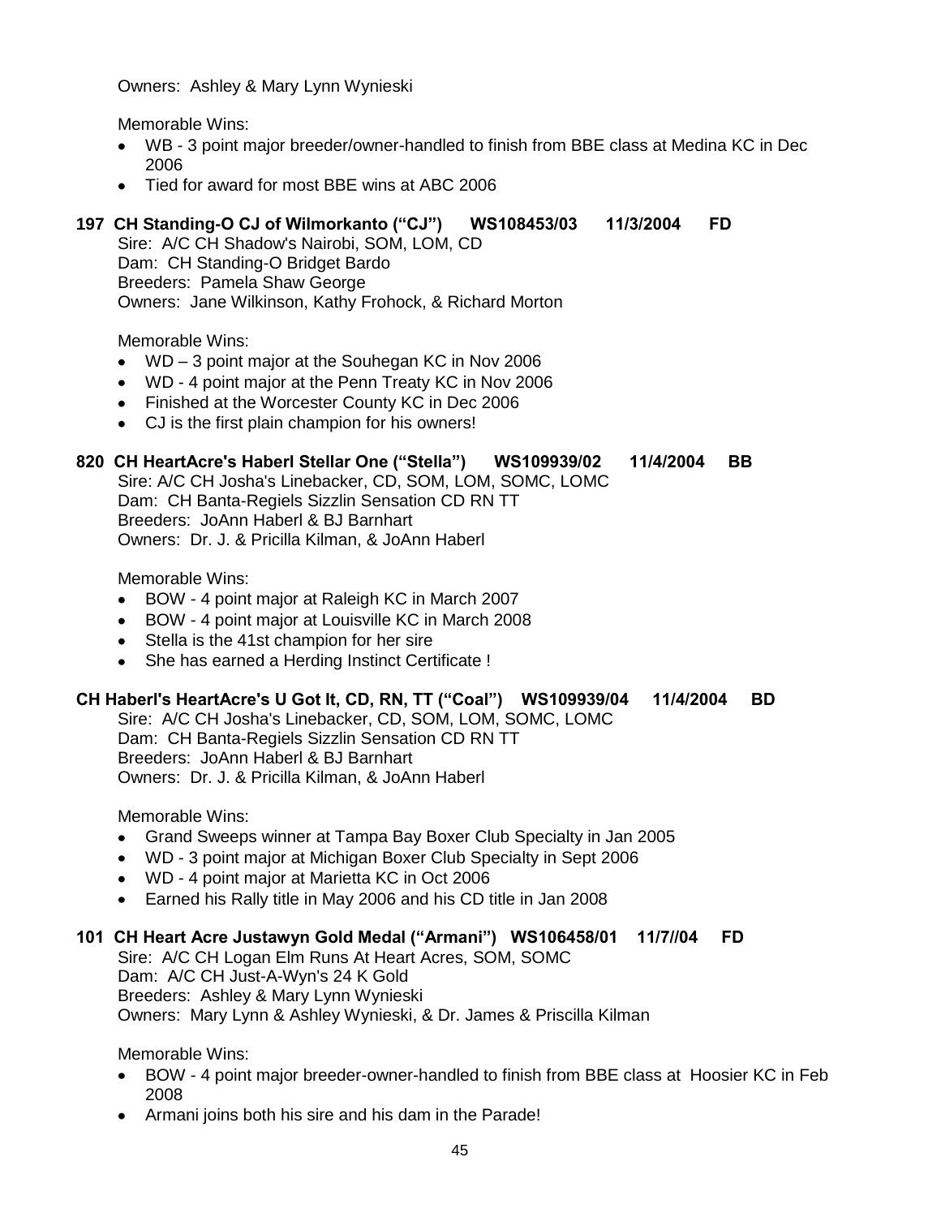Owners: Ashley & Mary Lynn Wynieski

Memorable Wins:

- WB - 3 point major breeder/owner-handled to finish from BBE class at Medina KC in Dec 2006
- Tied for award for most BBE wins at ABC 2006

**197 CH Standing-O CJ of Wilmorkanto ("CJ") WS108453/03 11/3/2004 FD**

Sire: A/C CH Shadow's Nairobi, SOM, LOM, CD
Dam: CH Standing-O Bridget Bardo
Breeders: Pamela Shaw George
Owners: Jane Wilkinson, Kathy Frohock, & Richard Morton

Memorable Wins:

- WD – 3 point major at the Souhegan KC in Nov 2006
- WD - 4 point major at the Penn Treaty KC in Nov 2006
- Finished at the Worcester County KC in Dec 2006
- CJ is the first plain champion for his owners!

**820 CH HeartAcre's Haberl Stellar One ("Stella") WS109939/02 11/4/2004 BB**

Sire: A/C CH Josha's Linebacker, CD, SOM, LOM, SOMC, LOMC
Dam: CH Banta-Regiels Sizzlin Sensation CD RN TT
Breeders: JoAnn Haberl & BJ Barnhart
Owners: Dr. J. & Pricilla Kilman, & JoAnn Haberl

Memorable Wins:

- BOW - 4 point major at Raleigh KC in March 2007
- BOW - 4 point major at Louisville KC in March 2008
- Stella is the 41st champion for her sire
- She has earned a Herding Instinct Certificate !

**CH Haberl's HeartAcre's U Got It, CD, RN, TT ("Coal") WS109939/04 11/4/2004 BD**

Sire: A/C CH Josha's Linebacker, CD, SOM, LOM, SOMC, LOMC
Dam: CH Banta-Regiels Sizzlin Sensation CD RN TT
Breeders: JoAnn Haberl & BJ Barnhart
Owners: Dr. J. & Pricilla Kilman, & JoAnn Haberl

Memorable Wins:

- Grand Sweeps winner at Tampa Bay Boxer Club Specialty in Jan 2005
- WD - 3 point major at Michigan Boxer Club Specialty in Sept 2006
- WD - 4 point major at Marietta KC in Oct 2006
- Earned his Rally title in May 2006 and his CD title in Jan 2008

**101 CH Heart Acre Justawyn Gold Medal ("Armani") WS106458/01 11/7//04 FD**

Sire: A/C CH Logan Elm Runs At Heart Acres, SOM, SOMC
Dam: A/C CH Just-A-Wyn's 24 K Gold
Breeders: Ashley & Mary Lynn Wynieski
Owners: Mary Lynn & Ashley Wynieski, & Dr. James & Priscilla Kilman

Memorable Wins:

- BOW - 4 point major breeder-owner-handled to finish from BBE class at Hoosier KC in Feb 2008
- Armani joins both his sire and his dam in the Parade!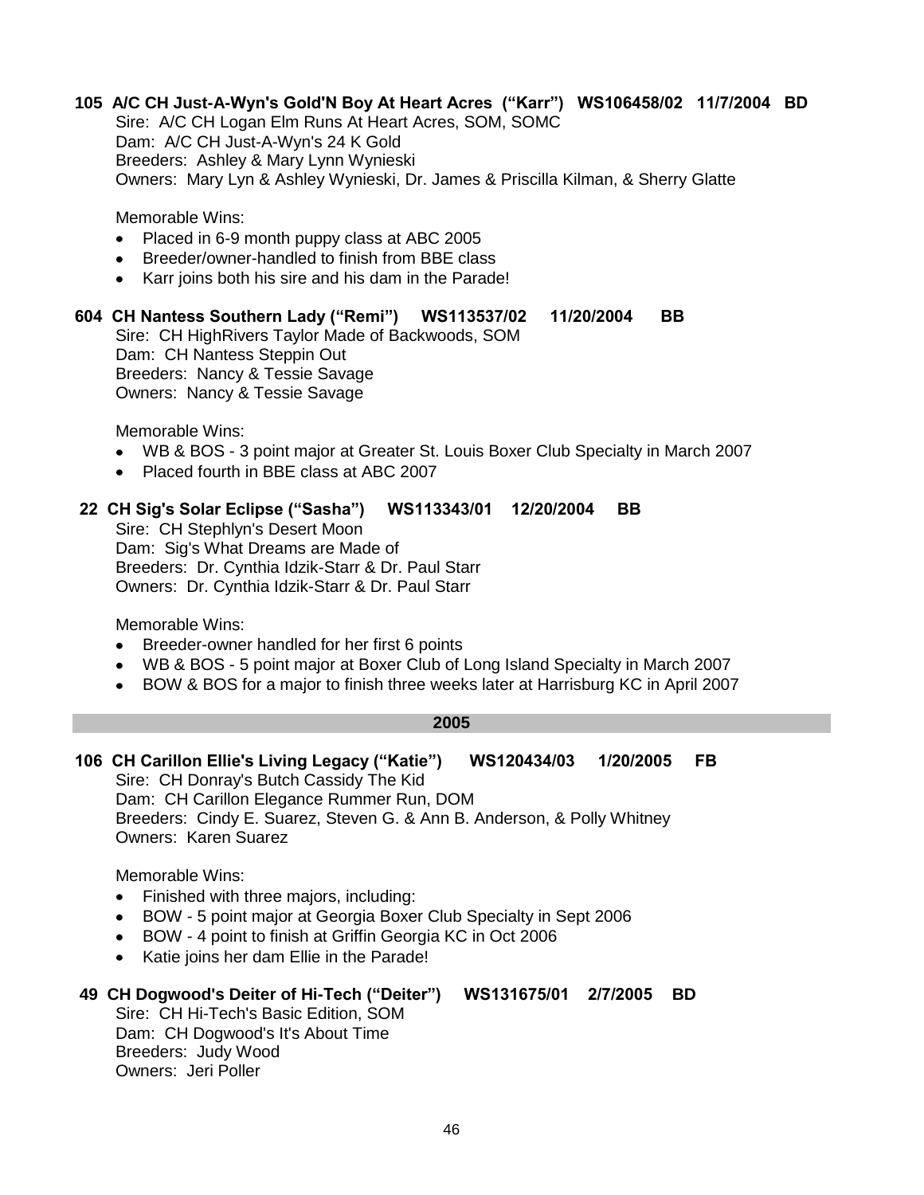**105 A/C CH Just-A-Wyn's Gold'N Boy At Heart Acres ("Karr") WS106458/02 11/7/2004 BD**

Sire: A/C CH Logan Elm Runs At Heart Acres, SOM, SOMC
Dam: A/C CH Just-A-Wyn's 24 K Gold
Breeders: Ashley & Mary Lynn Wynieski
Owners: Mary Lyn & Ashley Wynieski, Dr. James & Priscilla Kilman, & Sherry Glatte

Memorable Wins:

- Placed in 6-9 month puppy class at ABC 2005
- Breeder/owner-handled to finish from BBE class
- Karr joins both his sire and his dam in the Parade!

**604 CH Nantess Southern Lady ("Remi") WS113537/02 11/20/2004 BB**

Sire: CH HighRivers Taylor Made of Backwoods, SOM
Dam: CH Nantess Steppin Out
Breeders: Nancy & Tessie Savage
Owners: Nancy & Tessie Savage

Memorable Wins:

- WB & BOS - 3 point major at Greater St. Louis Boxer Club Specialty in March 2007
- Placed fourth in BBE class at ABC 2007

**22 CH Sig's Solar Eclipse ("Sasha") WS113343/01 12/20/2004 BB**

Sire: CH Stephlyn's Desert Moon
Dam: Sig's What Dreams are Made of
Breeders: Dr. Cynthia Idzik-Starr & Dr. Paul Starr
Owners: Dr. Cynthia Idzik-Starr & Dr. Paul Starr

Memorable Wins:

- Breeder-owner handled for her first 6 points
- WB & BOS - 5 point major at Boxer Club of Long Island Specialty in March 2007
- BOW & BOS for a major to finish three weeks later at Harrisburg KC in April 2007

## 2005

**106 CH Carillon Ellie's Living Legacy ("Katie") WS120434/03 1/20/2005 FB**

Sire: CH Donray's Butch Cassidy The Kid
Dam: CH Carillon Elegance Rummer Run, DOM
Breeders: Cindy E. Suarez, Steven G. & Ann B. Anderson, & Polly Whitney
Owners: Karen Suarez

Memorable Wins:

- Finished with three majors, including:
- BOW - 5 point major at Georgia Boxer Club Specialty in Sept 2006
- BOW - 4 point to finish at Griffin Georgia KC in Oct 2006
- Katie joins her dam Ellie in the Parade!

**49 CH Dogwood's Deiter of Hi-Tech ("Deiter") WS131675/01 2/7/2005 BD**

Sire: CH Hi-Tech's Basic Edition, SOM
Dam: CH Dogwood's It's About Time
Breeders: Judy Wood
Owners: Jeri Poller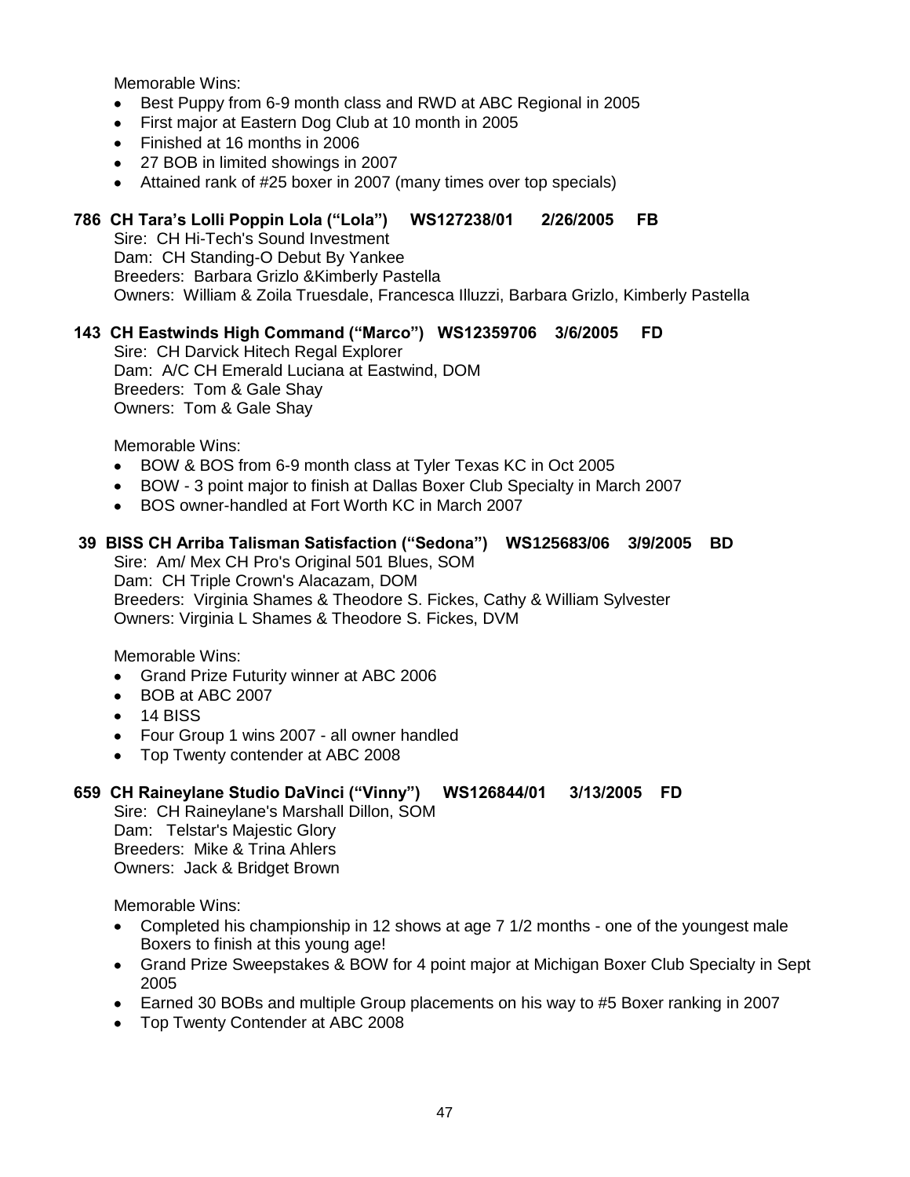Memorable Wins:

- Best Puppy from 6-9 month class and RWD at ABC Regional in 2005
- First major at Eastern Dog Club at 10 month in 2005
- Finished at 16 months in 2006
- 27 BOB in limited showings in 2007
- Attained rank of #25 boxer in 2007 (many times over top specials)

**786 CH Tara's Lolli Poppin Lola ("Lola") WS127238/01 2/26/2005 FB**

Sire: CH Hi-Tech's Sound Investment
Dam: CH Standing-O Debut By Yankee
Breeders: Barbara Grizlo &Kimberly Pastella
Owners: William & Zoila Truesdale, Francesca Illuzzi, Barbara Grizlo, Kimberly Pastella

**143 CH Eastwinds High Command ("Marco") WS12359706 3/6/2005 FD**

Sire: CH Darvick Hitech Regal Explorer
Dam: A/C CH Emerald Luciana at Eastwind, DOM
Breeders: Tom & Gale Shay
Owners: Tom & Gale Shay

Memorable Wins:

- BOW & BOS from 6-9 month class at Tyler Texas KC in Oct 2005
- BOW - 3 point major to finish at Dallas Boxer Club Specialty in March 2007
- BOS owner-handled at Fort Worth KC in March 2007

**39 BISS CH Arriba Talisman Satisfaction ("Sedona") WS125683/06 3/9/2005 BD**

Sire: Am/ Mex CH Pro's Original 501 Blues, SOM
Dam: CH Triple Crown's Alacazam, DOM
Breeders: Virginia Shames & Theodore S. Fickes, Cathy & William Sylvester
Owners: Virginia L Shames & Theodore S. Fickes, DVM

Memorable Wins:

- Grand Prize Futurity winner at ABC 2006
- BOB at ABC 2007
- 14 BISS
- Four Group 1 wins 2007 - all owner handled
- Top Twenty contender at ABC 2008

**659 CH Raineylane Studio DaVinci ("Vinny") WS126844/01 3/13/2005 FD**

Sire: CH Raineylane's Marshall Dillon, SOM
Dam: Telstar's Majestic Glory
Breeders: Mike & Trina Ahlers
Owners: Jack & Bridget Brown

Memorable Wins:

- Completed his championship in 12 shows at age 7 1/2 months - one of the youngest male Boxers to finish at this young age!
- Grand Prize Sweepstakes & BOW for 4 point major at Michigan Boxer Club Specialty in Sept 2005
- Earned 30 BOBs and multiple Group placements on his way to #5 Boxer ranking in 2007
- Top Twenty Contender at ABC 2008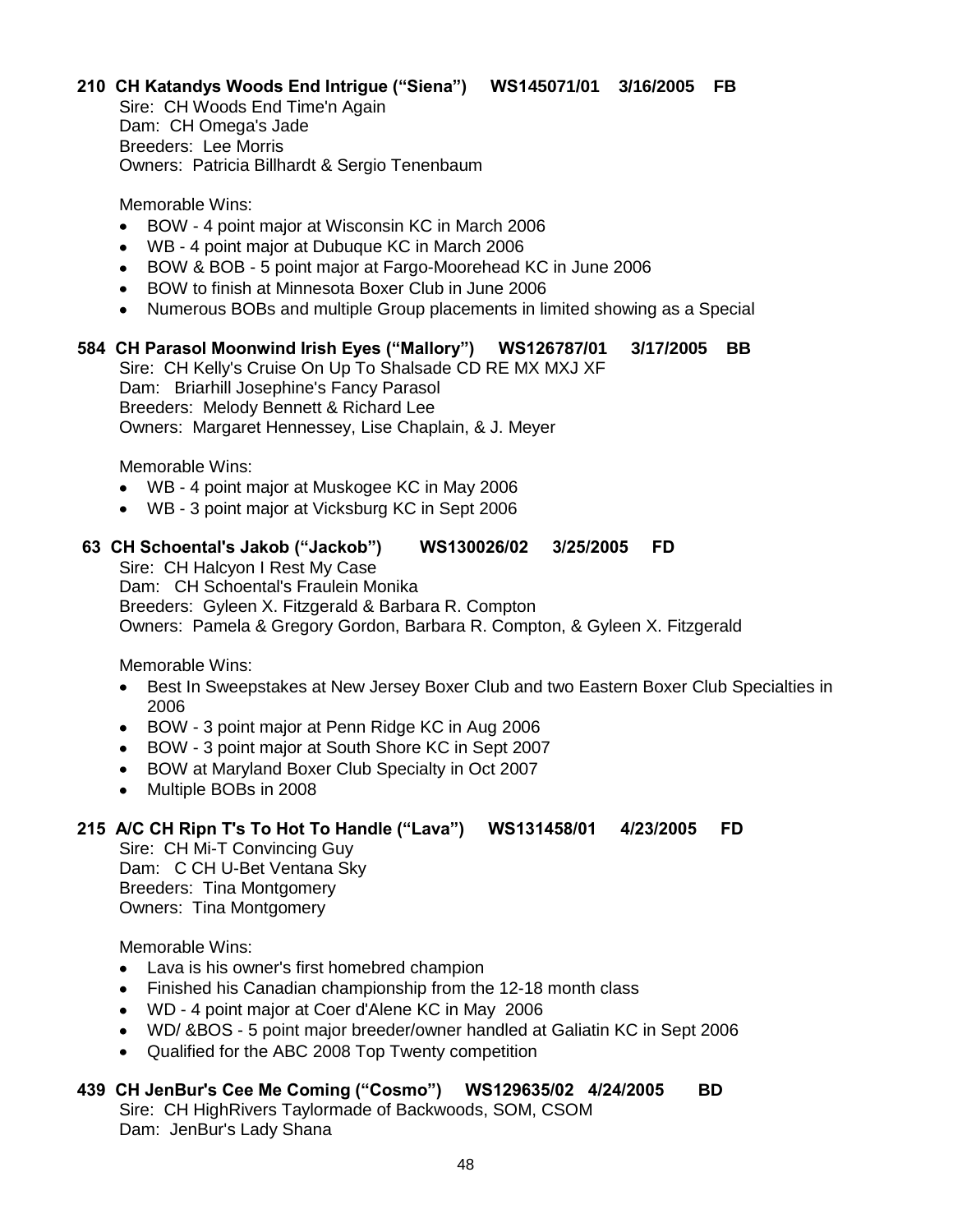**210 CH Katandys Woods End Intrigue ("Siena") WS145071/01 3/16/2005 FB**

Sire: CH Woods End Time'n Again
Dam: CH Omega's Jade
Breeders: Lee Morris
Owners: Patricia Billhardt & Sergio Tenenbaum

Memorable Wins:

- BOW - 4 point major at Wisconsin KC in March 2006
- WB - 4 point major at Dubuque KC in March 2006
- BOW & BOB - 5 point major at Fargo-Moorehead KC in June 2006
- BOW to finish at Minnesota Boxer Club in June 2006
- Numerous BOBs and multiple Group placements in limited showing as a Special

**584 CH Parasol Moonwind Irish Eyes ("Mallory") WS126787/01 3/17/2005 BB**

Sire: CH Kelly's Cruise On Up To Shalsade CD RE MX MXJ XF
Dam: Briarhill Josephine's Fancy Parasol
Breeders: Melody Bennett & Richard Lee
Owners: Margaret Hennessey, Lise Chaplain, & J. Meyer

Memorable Wins:

- WB - 4 point major at Muskogee KC in May 2006
- WB - 3 point major at Vicksburg KC in Sept 2006

**63 CH Schoental's Jakob ("Jackob") WS130026/02 3/25/2005 FD**

Sire: CH Halcyon I Rest My Case
Dam: CH Schoental's Fraulein Monika
Breeders: Gyleen X. Fitzgerald & Barbara R. Compton
Owners: Pamela & Gregory Gordon, Barbara R. Compton, & Gyleen X. Fitzgerald

Memorable Wins:

- Best In Sweepstakes at New Jersey Boxer Club and two Eastern Boxer Club Specialties in 2006
- BOW - 3 point major at Penn Ridge KC in Aug 2006
- BOW - 3 point major at South Shore KC in Sept 2007
- BOW at Maryland Boxer Club Specialty in Oct 2007
- Multiple BOBs in 2008

**215 A/C CH Ripn T's To Hot To Handle ("Lava") WS131458/01 4/23/2005 FD**

Sire: CH Mi-T Convincing Guy
Dam: C CH U-Bet Ventana Sky
Breeders: Tina Montgomery
Owners: Tina Montgomery

Memorable Wins:

- Lava is his owner's first homebred champion
- Finished his Canadian championship from the 12-18 month class
- WD - 4 point major at Coer d'Alene KC in May 2006
- WD/ &BOS - 5 point major breeder/owner handled at Galiatin KC in Sept 2006
- Qualified for the ABC 2008 Top Twenty competition

**439 CH JenBur's Cee Me Coming ("Cosmo") WS129635/02 4/24/2005 BD**

Sire: CH HighRivers Taylormade of Backwoods, SOM, CSOM
Dam: JenBur's Lady Shana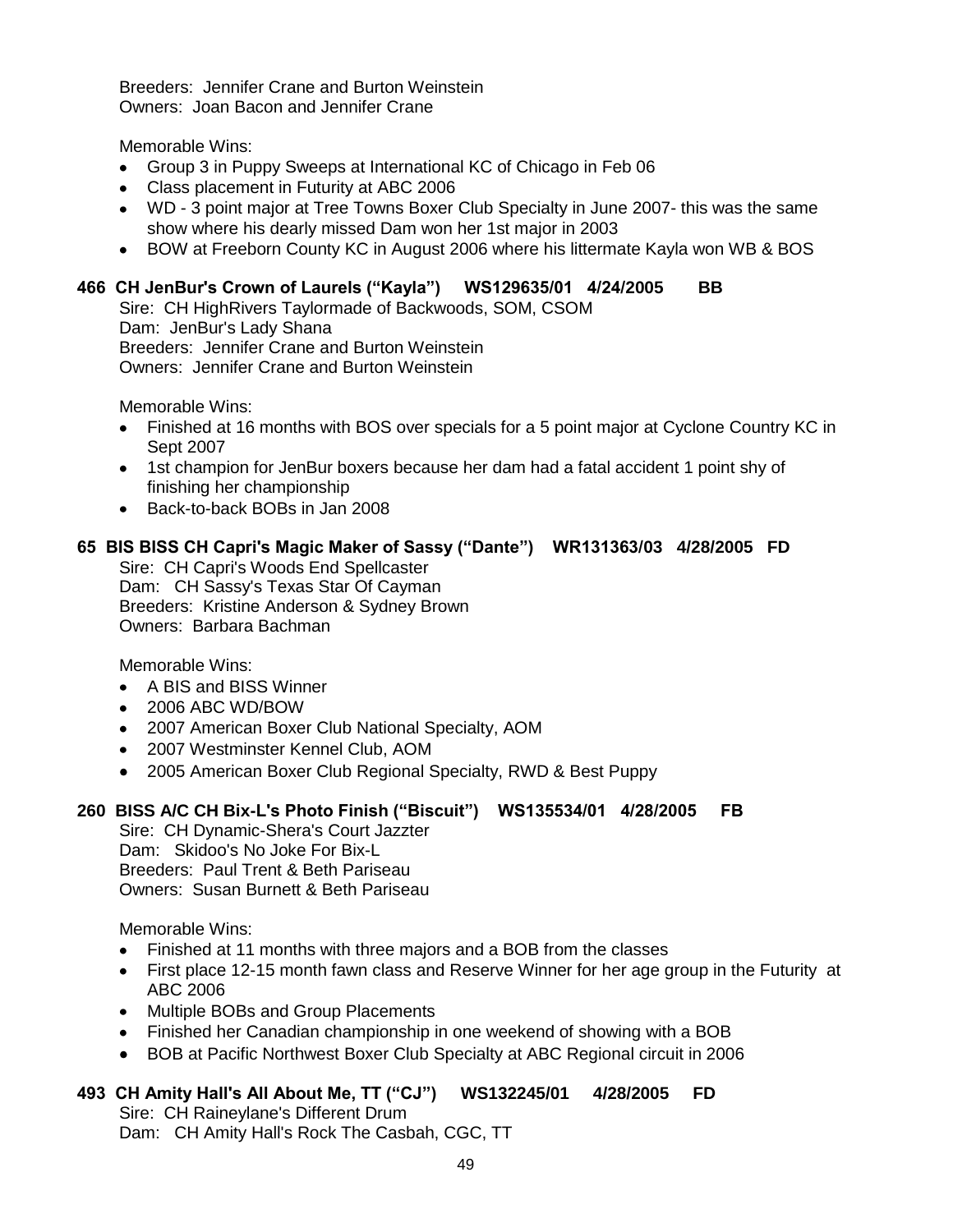Breeders: Jennifer Crane and Burton Weinstein
Owners: Joan Bacon and Jennifer Crane

Memorable Wins:

- Group 3 in Puppy Sweeps at International KC of Chicago in Feb 06
- Class placement in Futurity at ABC 2006
- WD - 3 point major at Tree Towns Boxer Club Specialty in June 2007- this was the same show where his dearly missed Dam won her 1st major in 2003
- BOW at Freeborn County KC in August 2006 where his littermate Kayla won WB & BOS

**466 CH JenBur's Crown of Laurels ("Kayla") WS129635/01 4/24/2005 BB**

Sire: CH HighRivers Taylormade of Backwoods, SOM, CSOM
Dam: JenBur's Lady Shana
Breeders: Jennifer Crane and Burton Weinstein
Owners: Jennifer Crane and Burton Weinstein

Memorable Wins:

- Finished at 16 months with BOS over specials for a 5 point major at Cyclone Country KC in Sept 2007
- 1st champion for JenBur boxers because her dam had a fatal accident 1 point shy of finishing her championship
- Back-to-back BOBs in Jan 2008

**65 BIS BISS CH Capri's Magic Maker of Sassy ("Dante") WR131363/03 4/28/2005 FD**

Sire: CH Capri's Woods End Spellcaster
Dam: CH Sassy's Texas Star Of Cayman
Breeders: Kristine Anderson & Sydney Brown
Owners: Barbara Bachman

Memorable Wins:

- A BIS and BISS Winner
- 2006 ABC WD/BOW
- 2007 American Boxer Club National Specialty, AOM
- 2007 Westminster Kennel Club, AOM
- 2005 American Boxer Club Regional Specialty, RWD & Best Puppy

**260 BISS A/C CH Bix-L's Photo Finish ("Biscuit") WS135534/01 4/28/2005 FB**

Sire: CH Dynamic-Shera's Court Jazzter
Dam: Skidoo's No Joke For Bix-L
Breeders: Paul Trent & Beth Pariseau
Owners: Susan Burnett & Beth Pariseau

Memorable Wins:

- Finished at 11 months with three majors and a BOB from the classes
- First place 12-15 month fawn class and Reserve Winner for her age group in the Futurity at ABC 2006
- Multiple BOBs and Group Placements
- Finished her Canadian championship in one weekend of showing with a BOB
- BOB at Pacific Northwest Boxer Club Specialty at ABC Regional circuit in 2006

**493 CH Amity Hall's All About Me, TT ("CJ") WS132245/01 4/28/2005 FD**

Sire: CH Raineylane's Different Drum
Dam: CH Amity Hall's Rock The Casbah, CGC, TT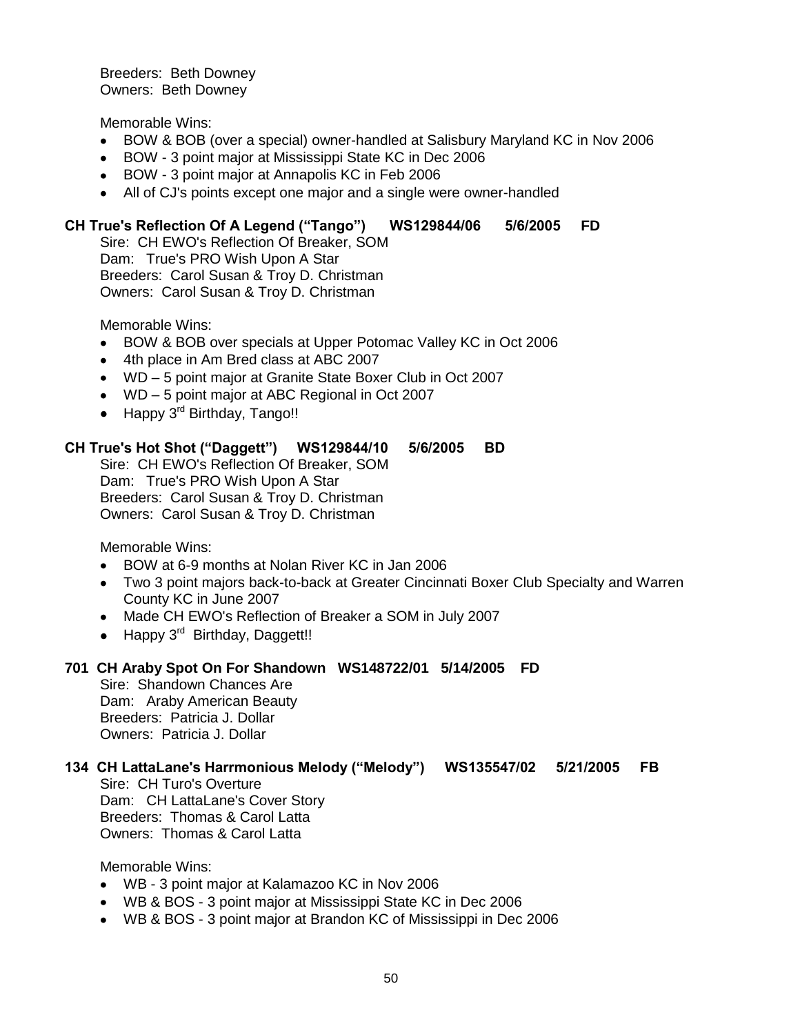Breeders: Beth Downey
Owners: Beth Downey

Memorable Wins:

- BOW & BOB (over a special) owner-handled at Salisbury Maryland KC in Nov 2006
- BOW - 3 point major at Mississippi State KC in Dec 2006
- BOW - 3 point major at Annapolis KC in Feb 2006
- All of CJ's points except one major and a single were owner-handled

**CH True's Reflection Of A Legend ("Tango") WS129844/06 5/6/2005 FD**

Sire: CH EWO's Reflection Of Breaker, SOM
Dam: True's PRO Wish Upon A Star
Breeders: Carol Susan & Troy D. Christman
Owners: Carol Susan & Troy D. Christman

Memorable Wins:

- BOW & BOB over specials at Upper Potomac Valley KC in Oct 2006
- 4th place in Am Bred class at ABC 2007
- WD – 5 point major at Granite State Boxer Club in Oct 2007
- WD – 5 point major at ABC Regional in Oct 2007
- Happy 3rd Birthday, Tango!!

**CH True's Hot Shot ("Daggett") WS129844/10 5/6/2005 BD**

Sire: CH EWO's Reflection Of Breaker, SOM
Dam: True's PRO Wish Upon A Star
Breeders: Carol Susan & Troy D. Christman
Owners: Carol Susan & Troy D. Christman

Memorable Wins:

- BOW at 6-9 months at Nolan River KC in Jan 2006
- Two 3 point majors back-to-back at Greater Cincinnati Boxer Club Specialty and Warren County KC in June 2007
- Made CH EWO's Reflection of Breaker a SOM in July 2007
- Happy 3rd Birthday, Daggett!!

**701 CH Araby Spot On For Shandown WS148722/01 5/14/2005 FD**

Sire: Shandown Chances Are
Dam: Araby American Beauty
Breeders: Patricia J. Dollar
Owners: Patricia J. Dollar

**134 CH LattaLane's Harrmonious Melody ("Melody") WS135547/02 5/21/2005 FB**

Sire: CH Turo's Overture
Dam: CH LattaLane's Cover Story
Breeders: Thomas & Carol Latta
Owners: Thomas & Carol Latta

Memorable Wins:

- WB - 3 point major at Kalamazoo KC in Nov 2006
- WB & BOS - 3 point major at Mississippi State KC in Dec 2006
- WB & BOS - 3 point major at Brandon KC of Mississippi in Dec 2006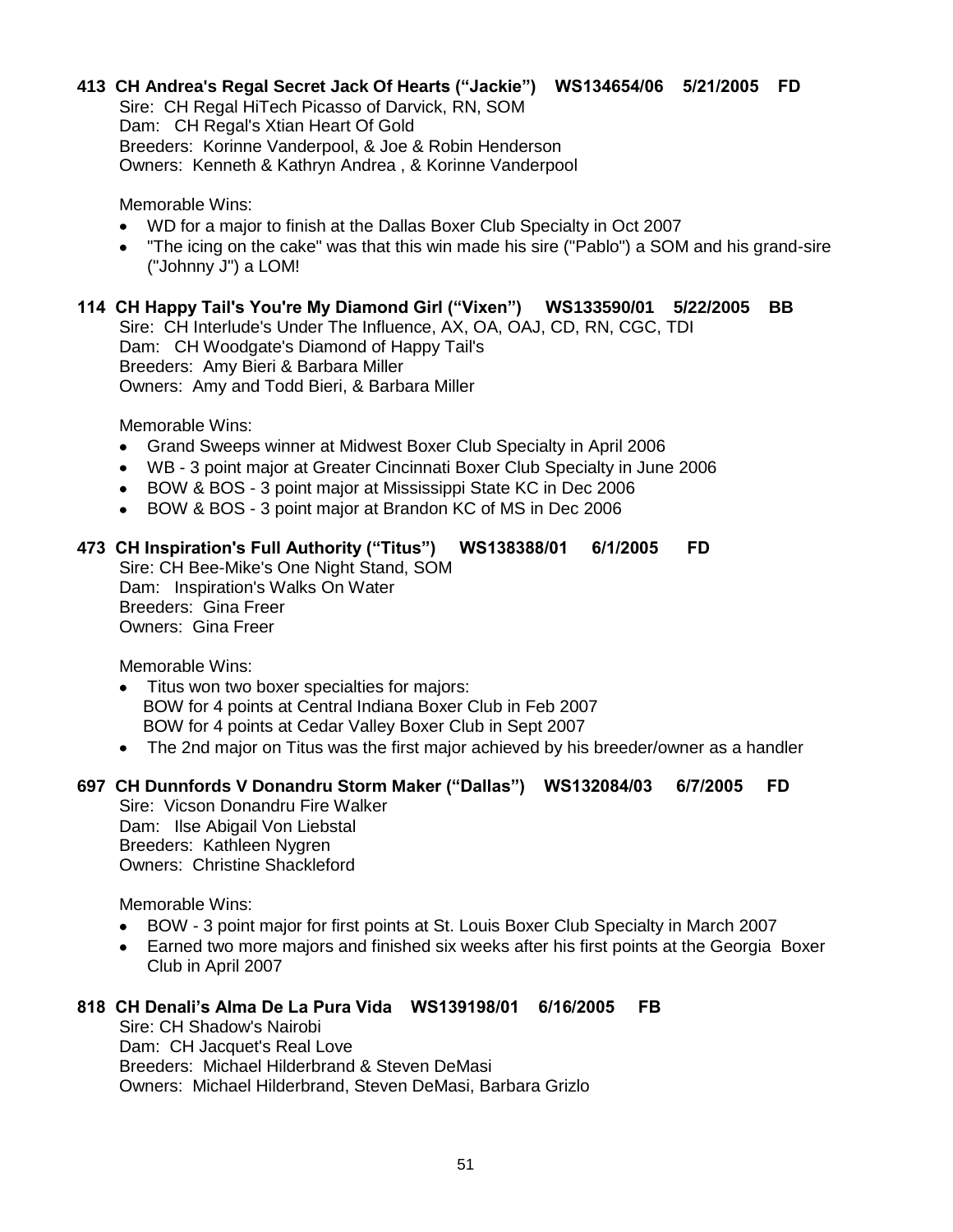**413 CH Andrea's Regal Secret Jack Of Hearts ("Jackie") WS134654/06 5/21/2005 FD**

Sire: CH Regal HiTech Picasso of Darvick, RN, SOM
Dam: CH Regal's Xtian Heart Of Gold
Breeders: Korinne Vanderpool, & Joe & Robin Henderson
Owners: Kenneth & Kathryn Andrea , & Korinne Vanderpool

Memorable Wins:

- WD for a major to finish at the Dallas Boxer Club Specialty in Oct 2007
- "The icing on the cake" was that this win made his sire ("Pablo") a SOM and his grand-sire ("Johnny J") a LOM!

**114 CH Happy Tail's You're My Diamond Girl ("Vixen") WS133590/01 5/22/2005 BB**

Sire: CH Interlude's Under The Influence, AX, OA, OAJ, CD, RN, CGC, TDI
Dam: CH Woodgate's Diamond of Happy Tail's
Breeders: Amy Bieri & Barbara Miller
Owners: Amy and Todd Bieri, & Barbara Miller

Memorable Wins:

- Grand Sweeps winner at Midwest Boxer Club Specialty in April 2006
- WB - 3 point major at Greater Cincinnati Boxer Club Specialty in June 2006
- BOW & BOS - 3 point major at Mississippi State KC in Dec 2006
- BOW & BOS - 3 point major at Brandon KC of MS in Dec 2006

**473 CH Inspiration's Full Authority ("Titus") WS138388/01 6/1/2005 FD**

Sire: CH Bee-Mike's One Night Stand, SOM
Dam: Inspiration's Walks On Water
Breeders: Gina Freer
Owners: Gina Freer

Memorable Wins:

- Titus won two boxer specialties for majors:
  BOW for 4 points at Central Indiana Boxer Club in Feb 2007
  BOW for 4 points at Cedar Valley Boxer Club in Sept 2007
- The 2nd major on Titus was the first major achieved by his breeder/owner as a handler

**697 CH Dunnfords V Donandru Storm Maker ("Dallas") WS132084/03 6/7/2005 FD**

Sire: Vicson Donandru Fire Walker
Dam: Ilse Abigail Von Liebstal
Breeders: Kathleen Nygren
Owners: Christine Shackleford

Memorable Wins:

- BOW - 3 point major for first points at St. Louis Boxer Club Specialty in March 2007
- Earned two more majors and finished six weeks after his first points at the Georgia Boxer Club in April 2007

**818 CH Denali's Alma De La Pura Vida WS139198/01 6/16/2005 FB**

Sire: CH Shadow's Nairobi
Dam: CH Jacquet's Real Love
Breeders: Michael Hilderbrand & Steven DeMasi
Owners: Michael Hilderbrand, Steven DeMasi, Barbara Grizlo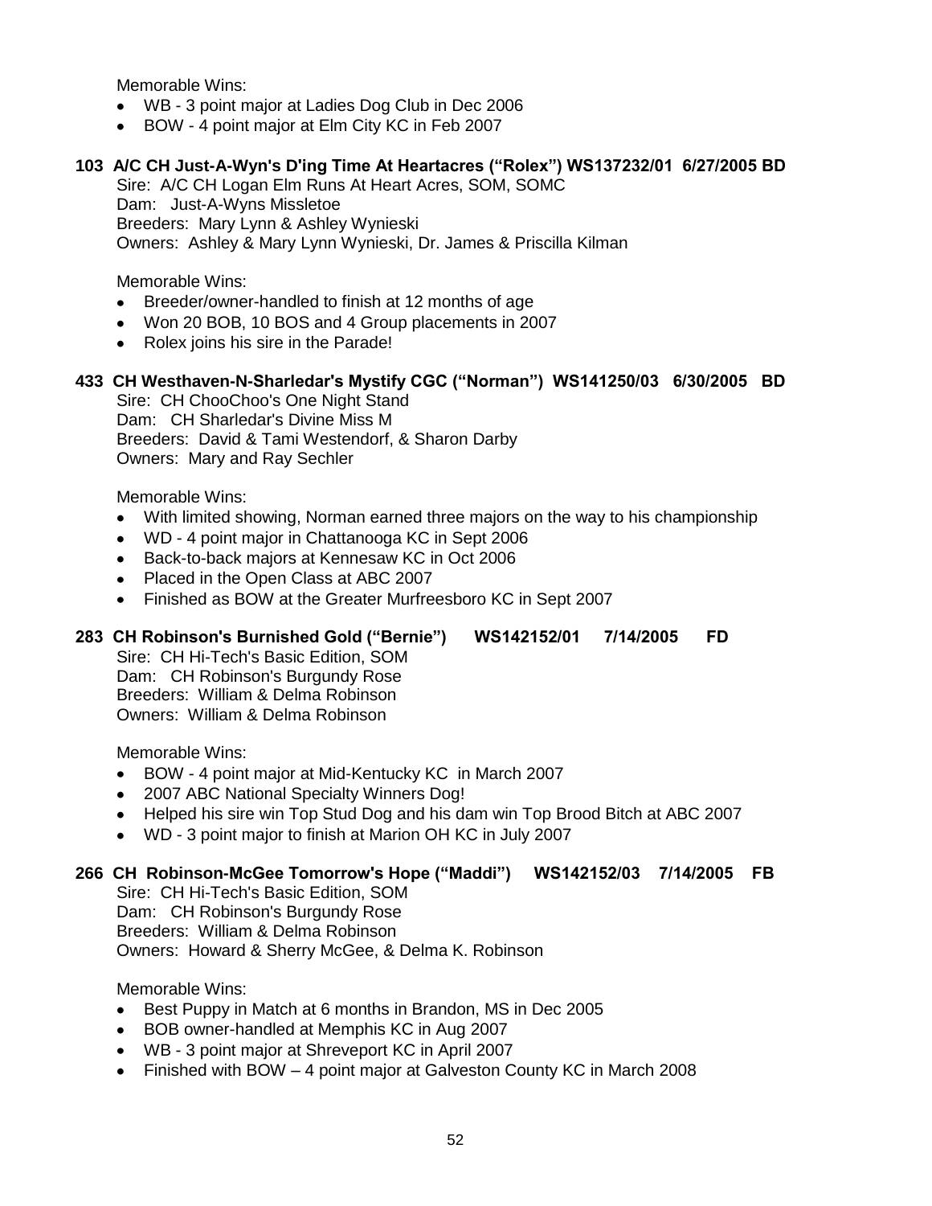Memorable Wins:

- WB - 3 point major at Ladies Dog Club in Dec 2006
- BOW - 4 point major at Elm City KC in Feb 2007

**103 A/C CH Just-A-Wyn's D'ing Time At Heartacres ("Rolex") WS137232/01 6/27/2005 BD**

Sire: A/C CH Logan Elm Runs At Heart Acres, SOM, SOMC
Dam: Just-A-Wyns Missletoe
Breeders: Mary Lynn & Ashley Wynieski
Owners: Ashley & Mary Lynn Wynieski, Dr. James & Priscilla Kilman

Memorable Wins:

- Breeder/owner-handled to finish at 12 months of age
- Won 20 BOB, 10 BOS and 4 Group placements in 2007
- Rolex joins his sire in the Parade!

**433 CH Westhaven-N-Sharledar's Mystify CGC ("Norman") WS141250/03 6/30/2005 BD**

Sire: CH ChooChoo's One Night Stand
Dam: CH Sharledar's Divine Miss M
Breeders: David & Tami Westendorf, & Sharon Darby
Owners: Mary and Ray Sechler

Memorable Wins:

- With limited showing, Norman earned three majors on the way to his championship
- WD - 4 point major in Chattanooga KC in Sept 2006
- Back-to-back majors at Kennesaw KC in Oct 2006
- Placed in the Open Class at ABC 2007
- Finished as BOW at the Greater Murfreesboro KC in Sept 2007

**283 CH Robinson's Burnished Gold ("Bernie") WS142152/01 7/14/2005 FD**

Sire: CH Hi-Tech's Basic Edition, SOM
Dam: CH Robinson's Burgundy Rose
Breeders: William & Delma Robinson
Owners: William & Delma Robinson

Memorable Wins:

- BOW - 4 point major at Mid-Kentucky KC in March 2007
- 2007 ABC National Specialty Winners Dog!
- Helped his sire win Top Stud Dog and his dam win Top Brood Bitch at ABC 2007
- WD - 3 point major to finish at Marion OH KC in July 2007

**266 CH Robinson-McGee Tomorrow's Hope ("Maddi") WS142152/03 7/14/2005 FB**

Sire: CH Hi-Tech's Basic Edition, SOM
Dam: CH Robinson's Burgundy Rose
Breeders: William & Delma Robinson
Owners: Howard & Sherry McGee, & Delma K. Robinson

Memorable Wins:

- Best Puppy in Match at 6 months in Brandon, MS in Dec 2005
- BOB owner-handled at Memphis KC in Aug 2007
- WB - 3 point major at Shreveport KC in April 2007
- Finished with BOW – 4 point major at Galveston County KC in March 2008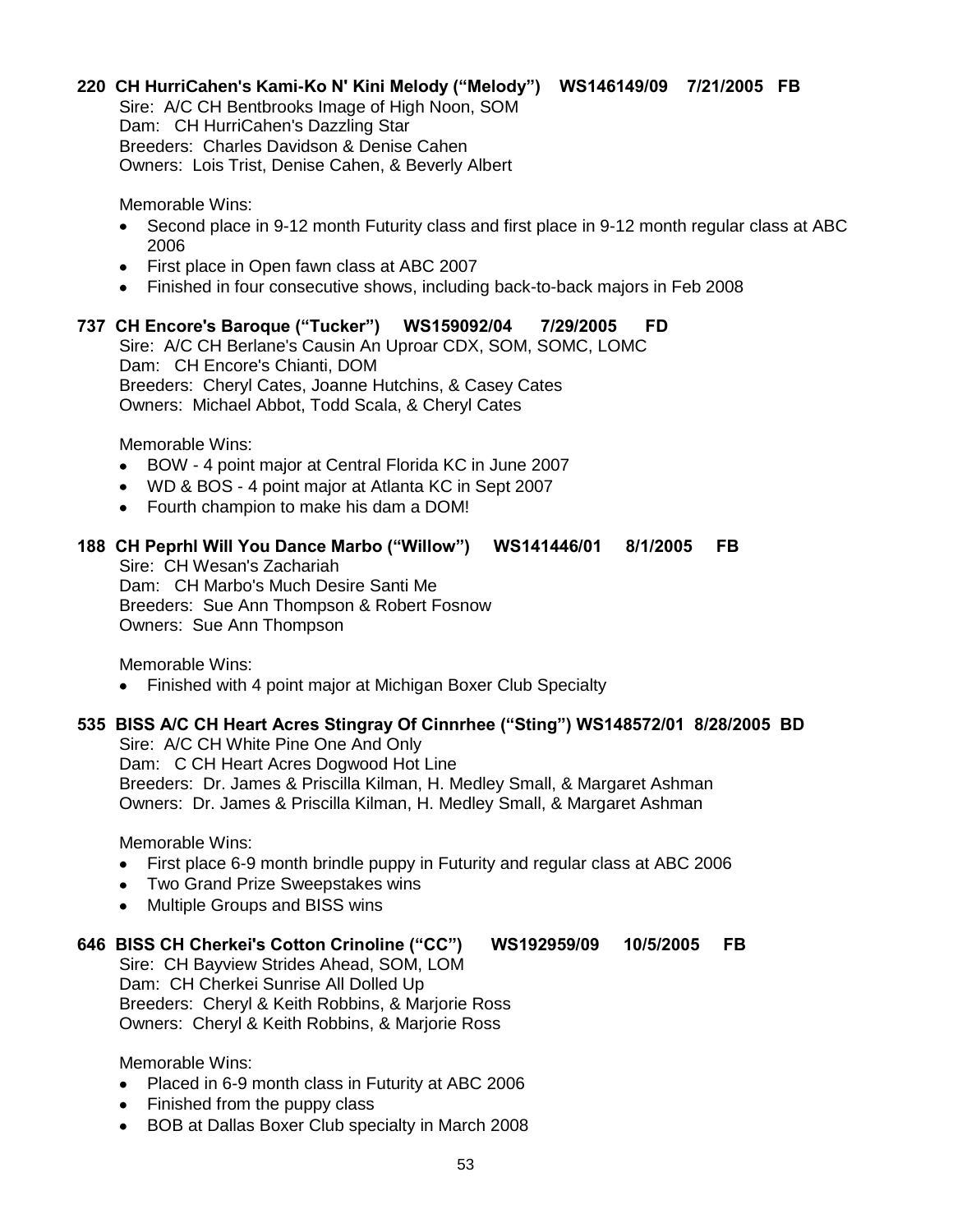**220 CH HurriCahen's Kami-Ko N' Kini Melody ("Melody") WS146149/09 7/21/2005 FB**

Sire: A/C CH Bentbrooks Image of High Noon, SOM
Dam: CH HurriCahen's Dazzling Star
Breeders: Charles Davidson & Denise Cahen
Owners: Lois Trist, Denise Cahen, & Beverly Albert

Memorable Wins:

- Second place in 9-12 month Futurity class and first place in 9-12 month regular class at ABC 2006
- First place in Open fawn class at ABC 2007
- Finished in four consecutive shows, including back-to-back majors in Feb 2008

**737 CH Encore's Baroque ("Tucker") WS159092/04 7/29/2005 FD**

Sire: A/C CH Berlane's Causin An Uproar CDX, SOM, SOMC, LOMC
Dam: CH Encore's Chianti, DOM
Breeders: Cheryl Cates, Joanne Hutchins, & Casey Cates
Owners: Michael Abbot, Todd Scala, & Cheryl Cates

Memorable Wins:

- BOW - 4 point major at Central Florida KC in June 2007
- WD & BOS - 4 point major at Atlanta KC in Sept 2007
- Fourth champion to make his dam a DOM!

**188 CH Peprhl Will You Dance Marbo ("Willow") WS141446/01 8/1/2005 FB**

Sire: CH Wesan's Zachariah
Dam: CH Marbo's Much Desire Santi Me
Breeders: Sue Ann Thompson & Robert Fosnow
Owners: Sue Ann Thompson

Memorable Wins:

- Finished with 4 point major at Michigan Boxer Club Specialty

**535 BISS A/C CH Heart Acres Stingray Of Cinnrhee ("Sting") WS148572/01 8/28/2005 BD**

Sire: A/C CH White Pine One And Only
Dam: C CH Heart Acres Dogwood Hot Line
Breeders: Dr. James & Priscilla Kilman, H. Medley Small, & Margaret Ashman
Owners: Dr. James & Priscilla Kilman, H. Medley Small, & Margaret Ashman

Memorable Wins:

- First place 6-9 month brindle puppy in Futurity and regular class at ABC 2006
- Two Grand Prize Sweepstakes wins
- Multiple Groups and BISS wins

**646 BISS CH Cherkei's Cotton Crinoline ("CC") WS192959/09 10/5/2005 FB**

Sire: CH Bayview Strides Ahead, SOM, LOM
Dam: CH Cherkei Sunrise All Dolled Up
Breeders: Cheryl & Keith Robbins, & Marjorie Ross
Owners: Cheryl & Keith Robbins, & Marjorie Ross

Memorable Wins:

- Placed in 6-9 month class in Futurity at ABC 2006
- Finished from the puppy class
- BOB at Dallas Boxer Club specialty in March 2008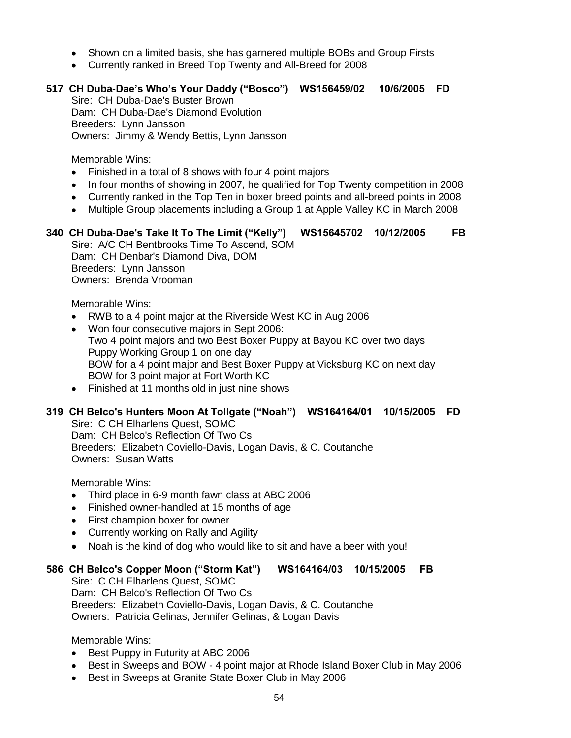- Shown on a limited basis, she has garnered multiple BOBs and Group Firsts
- Currently ranked in Breed Top Twenty and All-Breed for 2008

**517 CH Duba-Dae's Who's Your Daddy ("Bosco") WS156459/02 10/6/2005 FD**

Sire: CH Duba-Dae's Buster Brown
Dam: CH Duba-Dae's Diamond Evolution
Breeders: Lynn Jansson
Owners: Jimmy & Wendy Bettis, Lynn Jansson

Memorable Wins:

- Finished in a total of 8 shows with four 4 point majors
- In four months of showing in 2007, he qualified for Top Twenty competition in 2008
- Currently ranked in the Top Ten in boxer breed points and all-breed points in 2008
- Multiple Group placements including a Group 1 at Apple Valley KC in March 2008

**340 CH Duba-Dae's Take It To The Limit ("Kelly") WS15645702 10/12/2005 FB**

Sire: A/C CH Bentbrooks Time To Ascend, SOM
Dam: CH Denbar's Diamond Diva, DOM
Breeders: Lynn Jansson
Owners: Brenda Vrooman

Memorable Wins:

- RWB to a 4 point major at the Riverside West KC in Aug 2006
- Won four consecutive majors in Sept 2006:
  Two 4 point majors and two Best Boxer Puppy at Bayou KC over two days
  Puppy Working Group 1 on one day
  BOW for a 4 point major and Best Boxer Puppy at Vicksburg KC on next day
  BOW for 3 point major at Fort Worth KC
- Finished at 11 months old in just nine shows

**319 CH Belco's Hunters Moon At Tollgate ("Noah") WS164164/01 10/15/2005 FD**

Sire: C CH Elharlens Quest, SOMC
Dam: CH Belco's Reflection Of Two Cs
Breeders: Elizabeth Coviello-Davis, Logan Davis, & C. Coutanche
Owners: Susan Watts

Memorable Wins:

- Third place in 6-9 month fawn class at ABC 2006
- Finished owner-handled at 15 months of age
- First champion boxer for owner
- Currently working on Rally and Agility
- Noah is the kind of dog who would like to sit and have a beer with you!

**586 CH Belco's Copper Moon ("Storm Kat") WS164164/03 10/15/2005 FB**

Sire: C CH Elharlens Quest, SOMC
Dam: CH Belco's Reflection Of Two Cs
Breeders: Elizabeth Coviello-Davis, Logan Davis, & C. Coutanche
Owners: Patricia Gelinas, Jennifer Gelinas, & Logan Davis

Memorable Wins:

- Best Puppy in Futurity at ABC 2006
- Best in Sweeps and BOW - 4 point major at Rhode Island Boxer Club in May 2006
- Best in Sweeps at Granite State Boxer Club in May 2006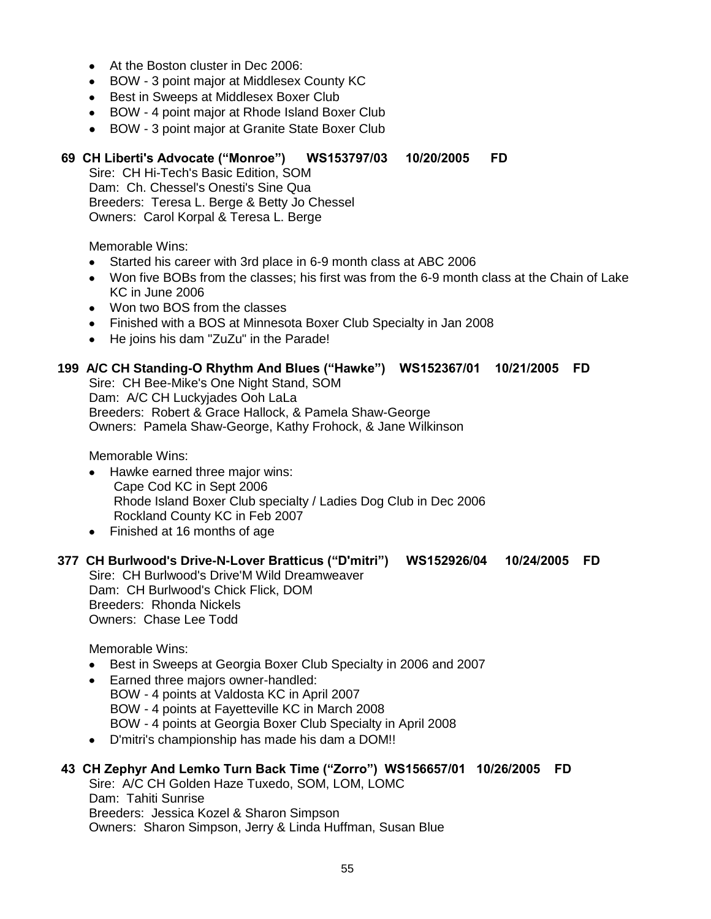- At the Boston cluster in Dec 2006:
- BOW - 3 point major at Middlesex County KC
- Best in Sweeps at Middlesex Boxer Club
- BOW - 4 point major at Rhode Island Boxer Club
- BOW - 3 point major at Granite State Boxer Club

**69 CH Liberti's Advocate ("Monroe") WS153797/03 10/20/2005 FD**

Sire: CH Hi-Tech's Basic Edition, SOM
Dam: Ch. Chessel's Onesti's Sine Qua
Breeders: Teresa L. Berge & Betty Jo Chessel
Owners: Carol Korpal & Teresa L. Berge

Memorable Wins:

- Started his career with 3rd place in 6-9 month class at ABC 2006
- Won five BOBs from the classes; his first was from the 6-9 month class at the Chain of Lake KC in June 2006
- Won two BOS from the classes
- Finished with a BOS at Minnesota Boxer Club Specialty in Jan 2008
- He joins his dam "ZuZu" in the Parade!

**199 A/C CH Standing-O Rhythm And Blues ("Hawke") WS152367/01 10/21/2005 FD**

Sire: CH Bee-Mike's One Night Stand, SOM
Dam: A/C CH Luckyjades Ooh LaLa
Breeders: Robert & Grace Hallock, & Pamela Shaw-George
Owners: Pamela Shaw-George, Kathy Frohock, & Jane Wilkinson

Memorable Wins:

- Hawke earned three major wins:
  Cape Cod KC in Sept 2006
  Rhode Island Boxer Club specialty / Ladies Dog Club in Dec 2006
  Rockland County KC in Feb 2007
- Finished at 16 months of age

**377 CH Burlwood's Drive-N-Lover Bratticus ("D'mitri") WS152926/04 10/24/2005 FD**

Sire: CH Burlwood's Drive'M Wild Dreamweaver
Dam: CH Burlwood's Chick Flick, DOM
Breeders: Rhonda Nickels
Owners: Chase Lee Todd

Memorable Wins:

- Best in Sweeps at Georgia Boxer Club Specialty in 2006 and 2007
- Earned three majors owner-handled:
  BOW - 4 points at Valdosta KC in April 2007
  BOW - 4 points at Fayetteville KC in March 2008
  BOW - 4 points at Georgia Boxer Club Specialty in April 2008
- D'mitri's championship has made his dam a DOM!!

**43 CH Zephyr And Lemko Turn Back Time ("Zorro") WS156657/01 10/26/2005 FD**

Sire: A/C CH Golden Haze Tuxedo, SOM, LOM, LOMC
Dam: Tahiti Sunrise
Breeders: Jessica Kozel & Sharon Simpson
Owners: Sharon Simpson, Jerry & Linda Huffman, Susan Blue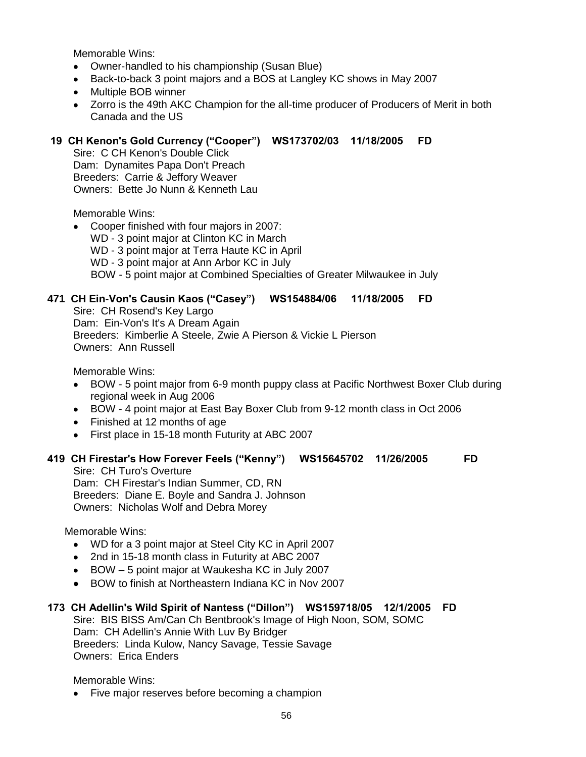Memorable Wins:

- Owner-handled to his championship (Susan Blue)
- Back-to-back 3 point majors and a BOS at Langley KC shows in May 2007
- Multiple BOB winner
- Zorro is the 49th AKC Champion for the all-time producer of Producers of Merit in both Canada and the US

**19 CH Kenon's Gold Currency ("Cooper") WS173702/03 11/18/2005 FD**

Sire: C CH Kenon's Double Click
Dam: Dynamites Papa Don't Preach
Breeders: Carrie & Jeffory Weaver
Owners: Bette Jo Nunn & Kenneth Lau

Memorable Wins:

- Cooper finished with four majors in 2007:
  WD - 3 point major at Clinton KC in March
  WD - 3 point major at Terra Haute KC in April
  WD - 3 point major at Ann Arbor KC in July
  BOW - 5 point major at Combined Specialties of Greater Milwaukee in July

**471 CH Ein-Von's Causin Kaos ("Casey") WS154884/06 11/18/2005 FD**

Sire: CH Rosend's Key Largo
Dam: Ein-Von's It's A Dream Again
Breeders: Kimberlie A Steele, Zwie A Pierson & Vickie L Pierson
Owners: Ann Russell

Memorable Wins:

- BOW - 5 point major from 6-9 month puppy class at Pacific Northwest Boxer Club during regional week in Aug 2006
- BOW - 4 point major at East Bay Boxer Club from 9-12 month class in Oct 2006
- Finished at 12 months of age
- First place in 15-18 month Futurity at ABC 2007

**419 CH Firestar's How Forever Feels ("Kenny") WS15645702 11/26/2005 FD**

Sire: CH Turo's Overture
Dam: CH Firestar's Indian Summer, CD, RN
Breeders: Diane E. Boyle and Sandra J. Johnson
Owners: Nicholas Wolf and Debra Morey

Memorable Wins:

- WD for a 3 point major at Steel City KC in April 2007
- 2nd in 15-18 month class in Futurity at ABC 2007
- BOW – 5 point major at Waukesha KC in July 2007
- BOW to finish at Northeastern Indiana KC in Nov 2007

**173 CH Adellin's Wild Spirit of Nantess ("Dillon") WS159718/05 12/1/2005 FD**

Sire: BIS BISS Am/Can Ch Bentbrook's Image of High Noon, SOM, SOMC
Dam: CH Adellin's Annie With Luv By Bridger
Breeders: Linda Kulow, Nancy Savage, Tessie Savage
Owners: Erica Enders

Memorable Wins:

- Five major reserves before becoming a champion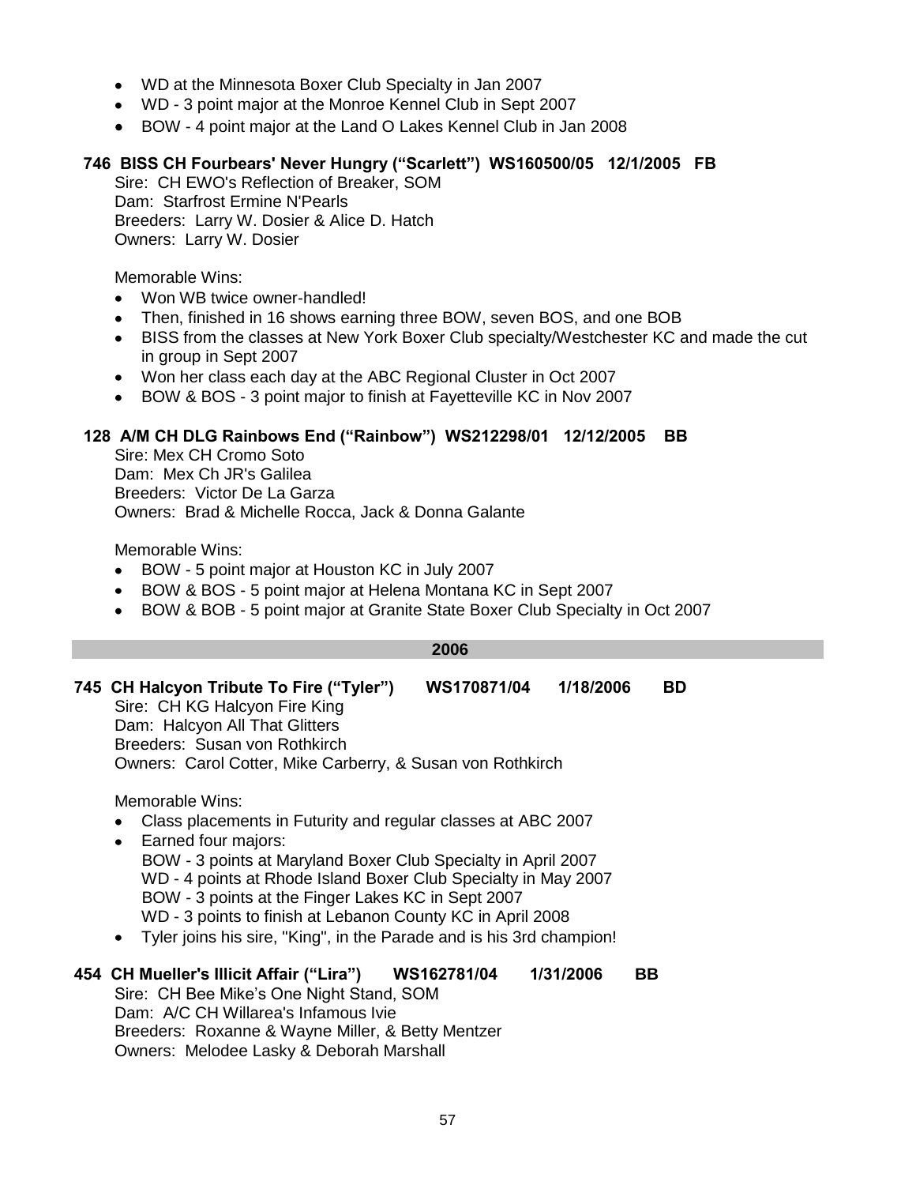- WD at the Minnesota Boxer Club Specialty in Jan 2007
- WD - 3 point major at the Monroe Kennel Club in Sept 2007
- BOW - 4 point major at the Land O Lakes Kennel Club in Jan 2008

**746 BISS CH Fourbears' Never Hungry ("Scarlett") WS160500/05 12/1/2005 FB**

Sire: CH EWO's Reflection of Breaker, SOM
Dam: Starfrost Ermine N'Pearls
Breeders: Larry W. Dosier & Alice D. Hatch
Owners: Larry W. Dosier

Memorable Wins:

- Won WB twice owner-handled!
- Then, finished in 16 shows earning three BOW, seven BOS, and one BOB
- BISS from the classes at New York Boxer Club specialty/Westchester KC and made the cut in group in Sept 2007
- Won her class each day at the ABC Regional Cluster in Oct 2007
- BOW & BOS - 3 point major to finish at Fayetteville KC in Nov 2007

**128 A/M CH DLG Rainbows End ("Rainbow") WS212298/01 12/12/2005 BB**

Sire: Mex CH Cromo Soto
Dam: Mex Ch JR's Galilea
Breeders: Victor De La Garza
Owners: Brad & Michelle Rocca, Jack & Donna Galante

Memorable Wins:

- BOW - 5 point major at Houston KC in July 2007
- BOW & BOS - 5 point major at Helena Montana KC in Sept 2007
- BOW & BOB - 5 point major at Granite State Boxer Club Specialty in Oct 2007

## 2006

**745 CH Halcyon Tribute To Fire ("Tyler") WS170871/04 1/18/2006 BD**

Sire: CH KG Halcyon Fire King
Dam: Halcyon All That Glitters
Breeders: Susan von Rothkirch
Owners: Carol Cotter, Mike Carberry, & Susan von Rothkirch

Memorable Wins:

- Class placements in Futurity and regular classes at ABC 2007
- Earned four majors:
  BOW - 3 points at Maryland Boxer Club Specialty in April 2007
  WD - 4 points at Rhode Island Boxer Club Specialty in May 2007
  BOW - 3 points at the Finger Lakes KC in Sept 2007
  WD - 3 points to finish at Lebanon County KC in April 2008
- Tyler joins his sire, "King", in the Parade and is his 3rd champion!

**454 CH Mueller's Illicit Affair ("Lira") WS162781/04 1/31/2006 BB**

Sire: CH Bee Mike's One Night Stand, SOM
Dam: A/C CH Willarea's Infamous Ivie
Breeders: Roxanne & Wayne Miller, & Betty Mentzer
Owners: Melodee Lasky & Deborah Marshall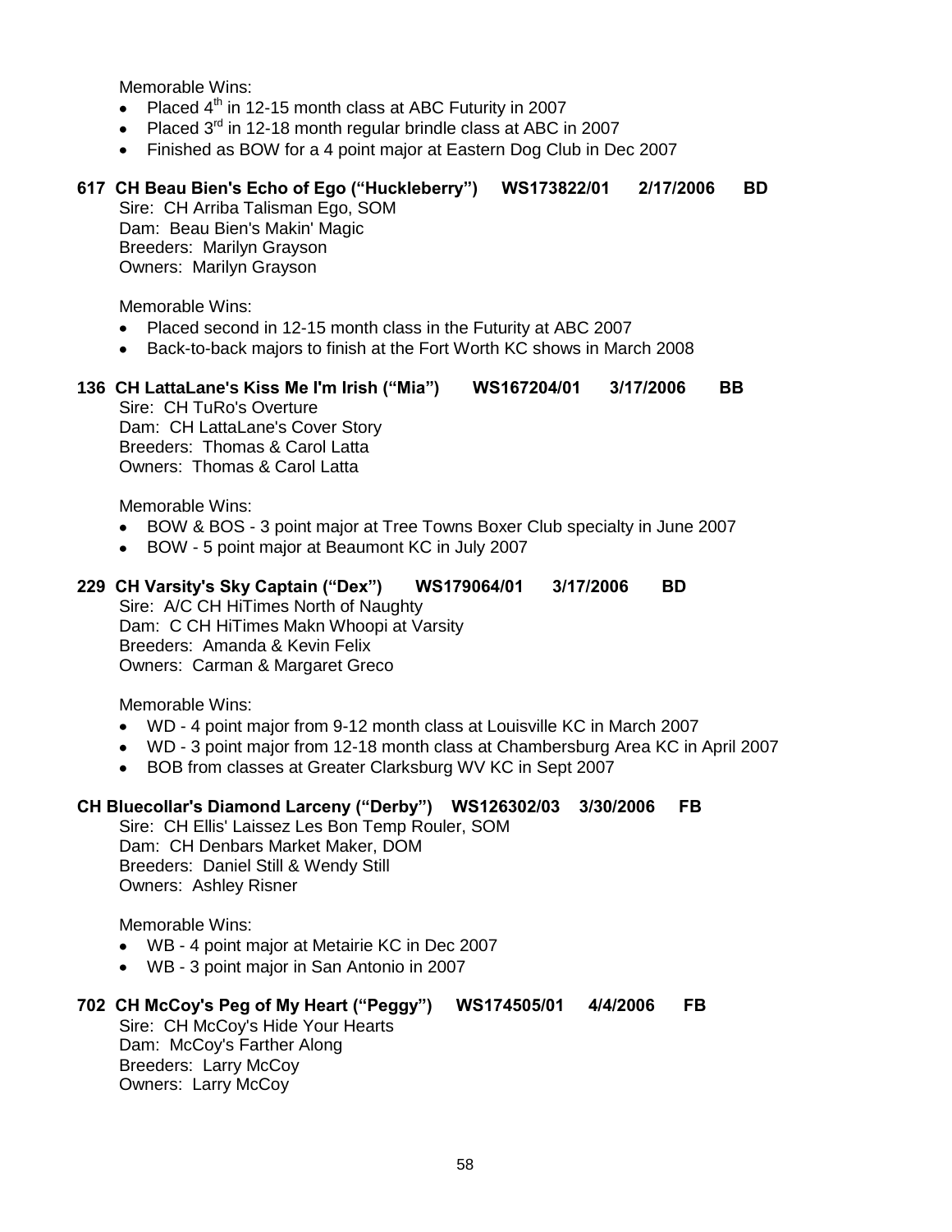Memorable Wins:

- Placed 4th in 12-15 month class at ABC Futurity in 2007
- Placed 3rd in 12-18 month regular brindle class at ABC in 2007
- Finished as BOW for a 4 point major at Eastern Dog Club in Dec 2007

**617 CH Beau Bien's Echo of Ego ("Huckleberry") WS173822/01 2/17/2006 BD**

Sire: CH Arriba Talisman Ego, SOM
Dam: Beau Bien's Makin' Magic
Breeders: Marilyn Grayson
Owners: Marilyn Grayson

Memorable Wins:

- Placed second in 12-15 month class in the Futurity at ABC 2007
- Back-to-back majors to finish at the Fort Worth KC shows in March 2008

**136 CH LattaLane's Kiss Me I'm Irish ("Mia") WS167204/01 3/17/2006 BB**

Sire: CH TuRo's Overture
Dam: CH LattaLane's Cover Story
Breeders: Thomas & Carol Latta
Owners: Thomas & Carol Latta

Memorable Wins:

- BOW & BOS - 3 point major at Tree Towns Boxer Club specialty in June 2007
- BOW - 5 point major at Beaumont KC in July 2007

**229 CH Varsity's Sky Captain ("Dex") WS179064/01 3/17/2006 BD**

Sire: A/C CH HiTimes North of Naughty
Dam: C CH HiTimes Makn Whoopi at Varsity
Breeders: Amanda & Kevin Felix
Owners: Carman & Margaret Greco

Memorable Wins:

- WD - 4 point major from 9-12 month class at Louisville KC in March 2007
- WD - 3 point major from 12-18 month class at Chambersburg Area KC in April 2007
- BOB from classes at Greater Clarksburg WV KC in Sept 2007

**CH Bluecollar's Diamond Larceny ("Derby") WS126302/03 3/30/2006 FB**

Sire: CH Ellis' Laissez Les Bon Temp Rouler, SOM
Dam: CH Denbars Market Maker, DOM
Breeders: Daniel Still & Wendy Still
Owners: Ashley Risner

Memorable Wins:

- WB - 4 point major at Metairie KC in Dec 2007
- WB - 3 point major in San Antonio in 2007

**702 CH McCoy's Peg of My Heart ("Peggy") WS174505/01 4/4/2006 FB**

Sire: CH McCoy's Hide Your Hearts
Dam: McCoy's Farther Along
Breeders: Larry McCoy
Owners: Larry McCoy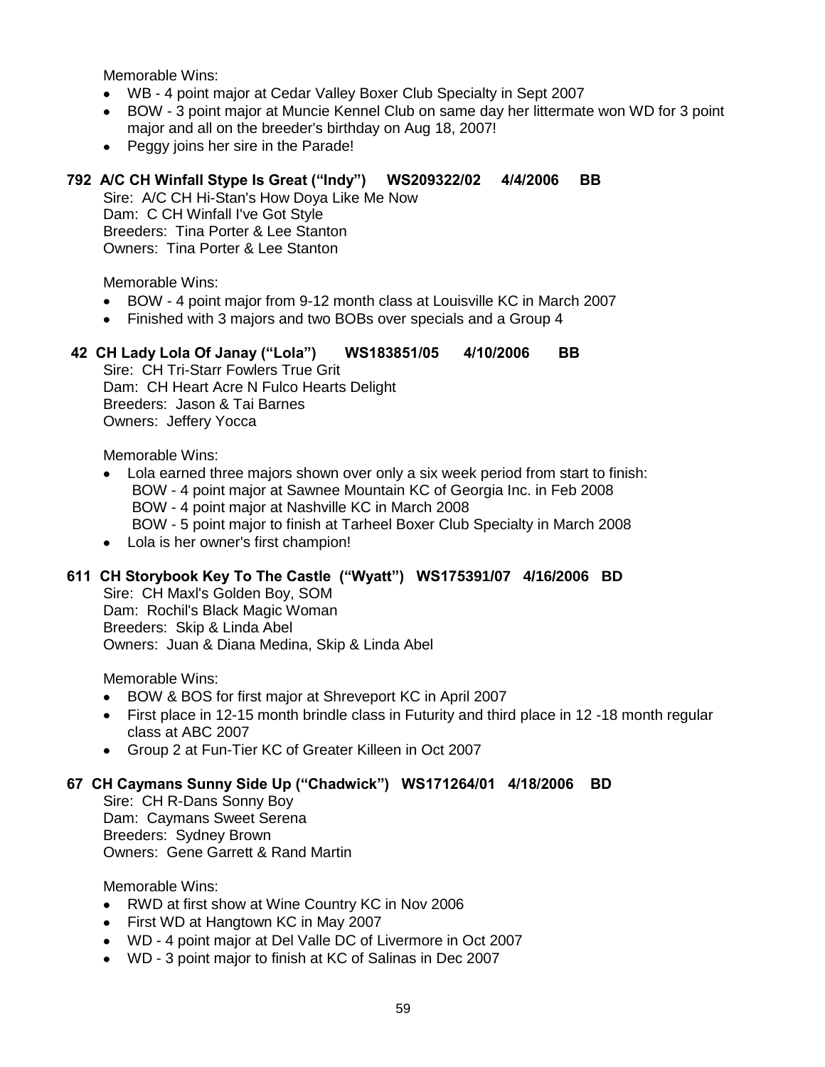Memorable Wins:

- WB - 4 point major at Cedar Valley Boxer Club Specialty in Sept 2007
- BOW - 3 point major at Muncie Kennel Club on same day her littermate won WD for 3 point major and all on the breeder's birthday on Aug 18, 2007!
- Peggy joins her sire in the Parade!

**792 A/C CH Winfall Stype Is Great ("Indy") WS209322/02 4/4/2006 BB**

Sire: A/C CH Hi-Stan's How Doya Like Me Now
Dam: C CH Winfall I've Got Style
Breeders: Tina Porter & Lee Stanton
Owners: Tina Porter & Lee Stanton

Memorable Wins:

- BOW - 4 point major from 9-12 month class at Louisville KC in March 2007
- Finished with 3 majors and two BOBs over specials and a Group 4

**42 CH Lady Lola Of Janay ("Lola") WS183851/05 4/10/2006 BB**

Sire: CH Tri-Starr Fowlers True Grit
Dam: CH Heart Acre N Fulco Hearts Delight
Breeders: Jason & Tai Barnes
Owners: Jeffery Yocca

Memorable Wins:

- Lola earned three majors shown over only a six week period from start to finish:
  BOW - 4 point major at Sawnee Mountain KC of Georgia Inc. in Feb 2008
  BOW - 4 point major at Nashville KC in March 2008
  BOW - 5 point major to finish at Tarheel Boxer Club Specialty in March 2008
- Lola is her owner's first champion!

**611 CH Storybook Key To The Castle ("Wyatt") WS175391/07 4/16/2006 BD**

Sire: CH Maxl's Golden Boy, SOM
Dam: Rochil's Black Magic Woman
Breeders: Skip & Linda Abel
Owners: Juan & Diana Medina, Skip & Linda Abel

Memorable Wins:

- BOW & BOS for first major at Shreveport KC in April 2007
- First place in 12-15 month brindle class in Futurity and third place in 12 -18 month regular class at ABC 2007
- Group 2 at Fun-Tier KC of Greater Killeen in Oct 2007

**67 CH Caymans Sunny Side Up ("Chadwick") WS171264/01 4/18/2006 BD**

Sire: CH R-Dans Sonny Boy
Dam: Caymans Sweet Serena
Breeders: Sydney Brown
Owners: Gene Garrett & Rand Martin

Memorable Wins:

- RWD at first show at Wine Country KC in Nov 2006
- First WD at Hangtown KC in May 2007
- WD - 4 point major at Del Valle DC of Livermore in Oct 2007
- WD - 3 point major to finish at KC of Salinas in Dec 2007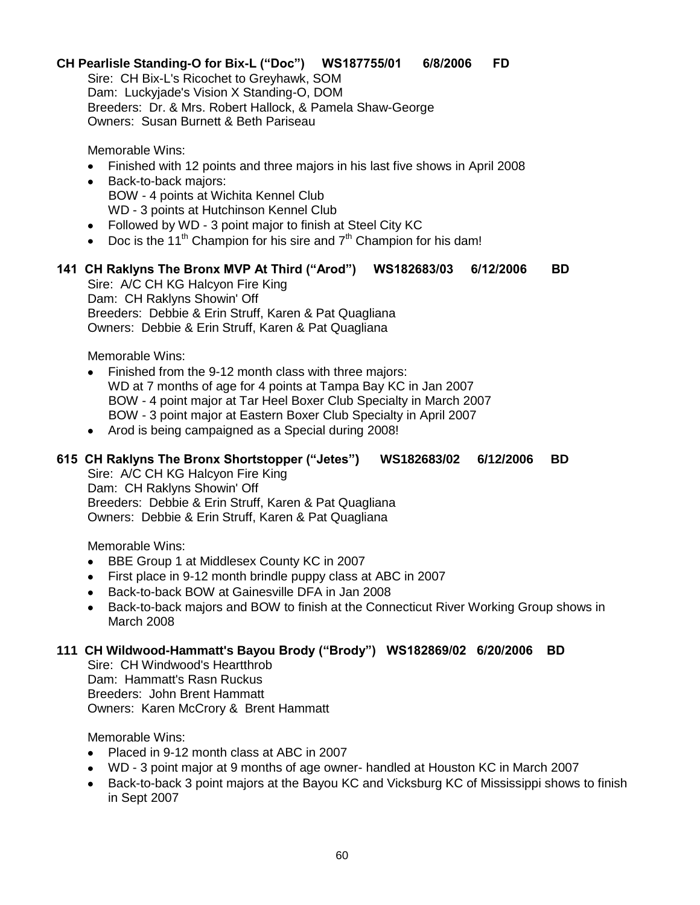**CH Pearlisle Standing-O for Bix-L ("Doc") WS187755/01 6/8/2006 FD**

Sire: CH Bix-L's Ricochet to Greyhawk, SOM
Dam: Luckyjade's Vision X Standing-O, DOM
Breeders: Dr. & Mrs. Robert Hallock, & Pamela Shaw-George
Owners: Susan Burnett & Beth Pariseau

Memorable Wins:

- Finished with 12 points and three majors in his last five shows in April 2008
- Back-to-back majors:
  BOW - 4 points at Wichita Kennel Club
  WD - 3 points at Hutchinson Kennel Club
- Followed by WD - 3 point major to finish at Steel City KC
- Doc is the 11th Champion for his sire and 7th Champion for his dam!

**141 CH Raklyns The Bronx MVP At Third ("Arod") WS182683/03 6/12/2006 BD**

Sire: A/C CH KG Halcyon Fire King
Dam: CH Raklyns Showin' Off
Breeders: Debbie & Erin Struff, Karen & Pat Quagliana
Owners: Debbie & Erin Struff, Karen & Pat Quagliana

Memorable Wins:

- Finished from the 9-12 month class with three majors:
  WD at 7 months of age for 4 points at Tampa Bay KC in Jan 2007
  BOW - 4 point major at Tar Heel Boxer Club Specialty in March 2007
  BOW - 3 point major at Eastern Boxer Club Specialty in April 2007
- Arod is being campaigned as a Special during 2008!

**615 CH Raklyns The Bronx Shortstopper ("Jetes") WS182683/02 6/12/2006 BD**

Sire: A/C CH KG Halcyon Fire King
Dam: CH Raklyns Showin' Off
Breeders: Debbie & Erin Struff, Karen & Pat Quagliana
Owners: Debbie & Erin Struff, Karen & Pat Quagliana

Memorable Wins:

- BBE Group 1 at Middlesex County KC in 2007
- First place in 9-12 month brindle puppy class at ABC in 2007
- Back-to-back BOW at Gainesville DFA in Jan 2008
- Back-to-back majors and BOW to finish at the Connecticut River Working Group shows in March 2008

**111 CH Wildwood-Hammatt's Bayou Brody ("Brody") WS182869/02 6/20/2006 BD**

Sire: CH Windwood's Heartthrob
Dam: Hammatt's Rasn Ruckus
Breeders: John Brent Hammatt
Owners: Karen McCrory & Brent Hammatt

Memorable Wins:

- Placed in 9-12 month class at ABC in 2007
- WD - 3 point major at 9 months of age owner- handled at Houston KC in March 2007
- Back-to-back 3 point majors at the Bayou KC and Vicksburg KC of Mississippi shows to finish in Sept 2007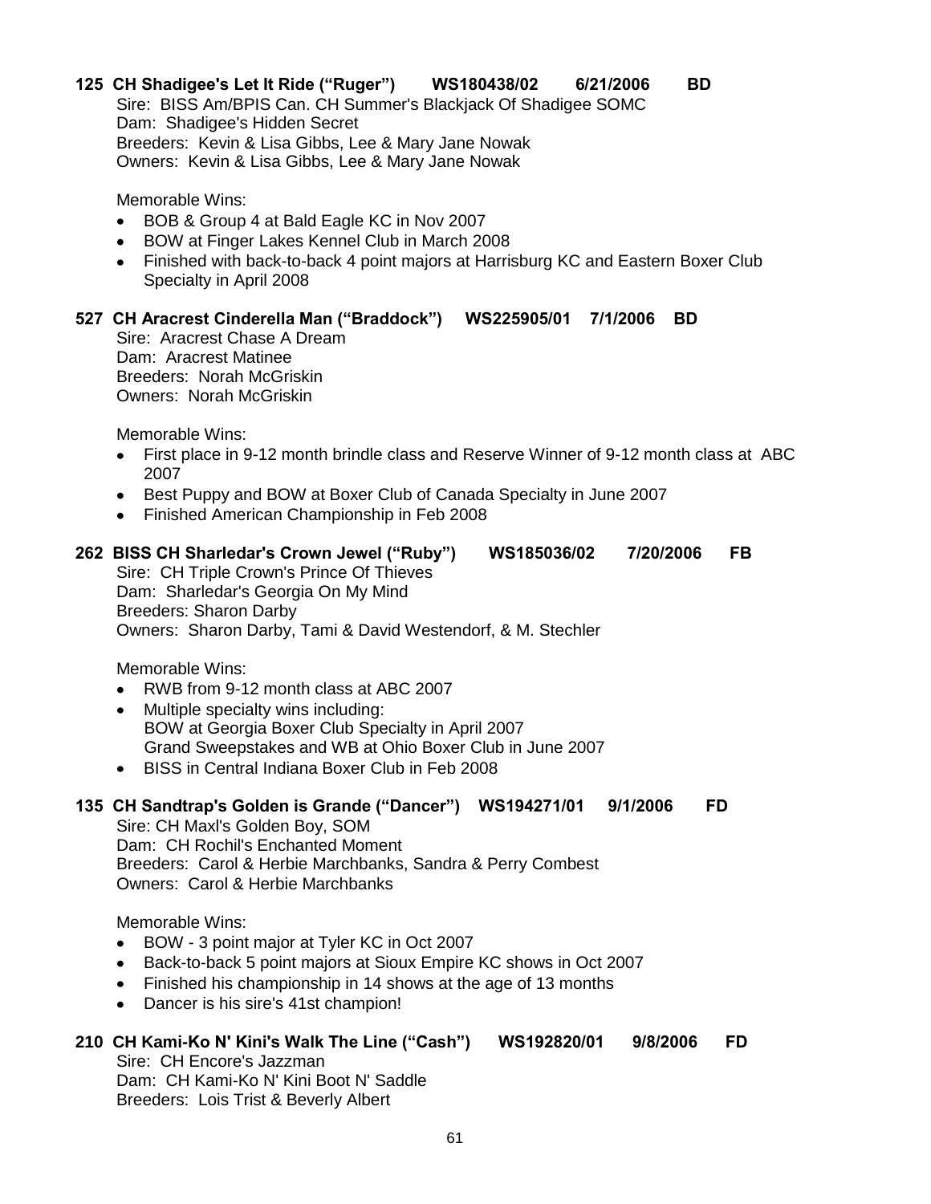**125 CH Shadigee's Let It Ride ("Ruger") WS180438/02 6/21/2006 BD**

Sire: BISS Am/BPIS Can. CH Summer's Blackjack Of Shadigee SOMC
Dam: Shadigee's Hidden Secret
Breeders: Kevin & Lisa Gibbs, Lee & Mary Jane Nowak
Owners: Kevin & Lisa Gibbs, Lee & Mary Jane Nowak

Memorable Wins:

- BOB & Group 4 at Bald Eagle KC in Nov 2007
- BOW at Finger Lakes Kennel Club in March 2008
- Finished with back-to-back 4 point majors at Harrisburg KC and Eastern Boxer Club Specialty in April 2008

**527 CH Aracrest Cinderella Man ("Braddock") WS225905/01 7/1/2006 BD**

Sire: Aracrest Chase A Dream
Dam: Aracrest Matinee
Breeders: Norah McGriskin
Owners: Norah McGriskin

Memorable Wins:

- First place in 9-12 month brindle class and Reserve Winner of 9-12 month class at ABC 2007
- Best Puppy and BOW at Boxer Club of Canada Specialty in June 2007
- Finished American Championship in Feb 2008

**262 BISS CH Sharledar's Crown Jewel ("Ruby") WS185036/02 7/20/2006 FB**

Sire: CH Triple Crown's Prince Of Thieves
Dam: Sharledar's Georgia On My Mind
Breeders: Sharon Darby
Owners: Sharon Darby, Tami & David Westendorf, & M. Stechler

Memorable Wins:

- RWB from 9-12 month class at ABC 2007
- Multiple specialty wins including:
  BOW at Georgia Boxer Club Specialty in April 2007
  Grand Sweepstakes and WB at Ohio Boxer Club in June 2007
- BISS in Central Indiana Boxer Club in Feb 2008

**135 CH Sandtrap's Golden is Grande ("Dancer") WS194271/01 9/1/2006 FD**

Sire: CH Maxl's Golden Boy, SOM
Dam: CH Rochil's Enchanted Moment
Breeders: Carol & Herbie Marchbanks, Sandra & Perry Combest
Owners: Carol & Herbie Marchbanks

Memorable Wins:

- BOW - 3 point major at Tyler KC in Oct 2007
- Back-to-back 5 point majors at Sioux Empire KC shows in Oct 2007
- Finished his championship in 14 shows at the age of 13 months
- Dancer is his sire's 41st champion!

**210 CH Kami-Ko N' Kini's Walk The Line ("Cash") WS192820/01 9/8/2006 FD**

Sire: CH Encore's Jazzman
Dam: CH Kami-Ko N' Kini Boot N' Saddle
Breeders: Lois Trist & Beverly Albert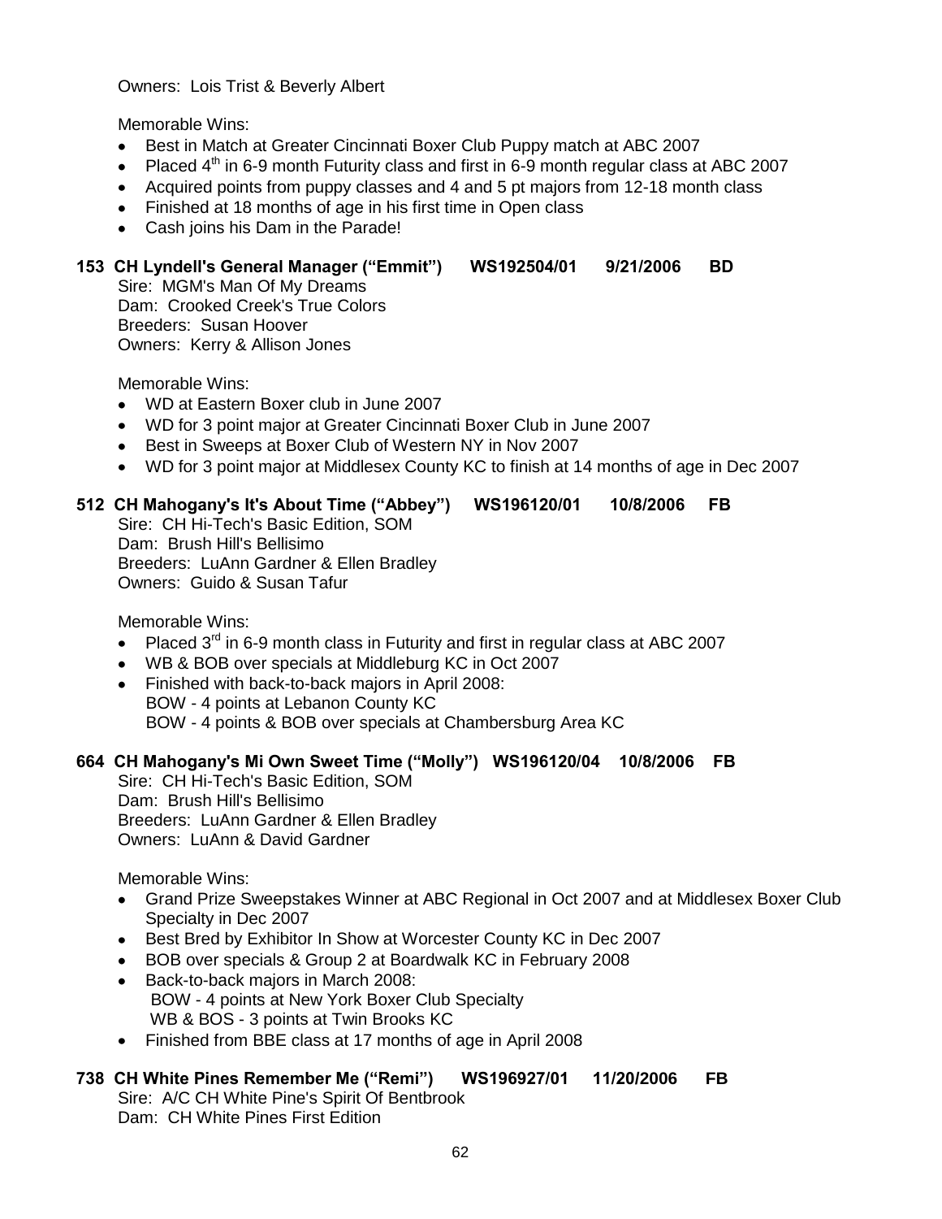Owners: Lois Trist & Beverly Albert

Memorable Wins:

- Best in Match at Greater Cincinnati Boxer Club Puppy match at ABC 2007
- Placed 4th in 6-9 month Futurity class and first in 6-9 month regular class at ABC 2007
- Acquired points from puppy classes and 4 and 5 pt majors from 12-18 month class
- Finished at 18 months of age in his first time in Open class
- Cash joins his Dam in the Parade!

**153 CH Lyndell's General Manager ("Emmit") WS192504/01 9/21/2006 BD**

Sire: MGM's Man Of My Dreams
Dam: Crooked Creek's True Colors
Breeders: Susan Hoover
Owners: Kerry & Allison Jones

Memorable Wins:

- WD at Eastern Boxer club in June 2007
- WD for 3 point major at Greater Cincinnati Boxer Club in June 2007
- Best in Sweeps at Boxer Club of Western NY in Nov 2007
- WD for 3 point major at Middlesex County KC to finish at 14 months of age in Dec 2007

**512 CH Mahogany's It's About Time ("Abbey") WS196120/01 10/8/2006 FB**

Sire: CH Hi-Tech's Basic Edition, SOM
Dam: Brush Hill's Bellisimo
Breeders: LuAnn Gardner & Ellen Bradley
Owners: Guido & Susan Tafur

Memorable Wins:

- Placed 3rd in 6-9 month class in Futurity and first in regular class at ABC 2007
- WB & BOB over specials at Middleburg KC in Oct 2007
- Finished with back-to-back majors in April 2008:
  BOW - 4 points at Lebanon County KC
  BOW - 4 points & BOB over specials at Chambersburg Area KC

**664 CH Mahogany's Mi Own Sweet Time ("Molly") WS196120/04 10/8/2006 FB**

Sire: CH Hi-Tech's Basic Edition, SOM
Dam: Brush Hill's Bellisimo
Breeders: LuAnn Gardner & Ellen Bradley
Owners: LuAnn & David Gardner

Memorable Wins:

- Grand Prize Sweepstakes Winner at ABC Regional in Oct 2007 and at Middlesex Boxer Club Specialty in Dec 2007
- Best Bred by Exhibitor In Show at Worcester County KC in Dec 2007
- BOB over specials & Group 2 at Boardwalk KC in February 2008
- Back-to-back majors in March 2008:
  BOW - 4 points at New York Boxer Club Specialty
  WB & BOS - 3 points at Twin Brooks KC
- Finished from BBE class at 17 months of age in April 2008

**738 CH White Pines Remember Me ("Remi") WS196927/01 11/20/2006 FB**

Sire: A/C CH White Pine's Spirit Of Bentbrook
Dam: CH White Pines First Edition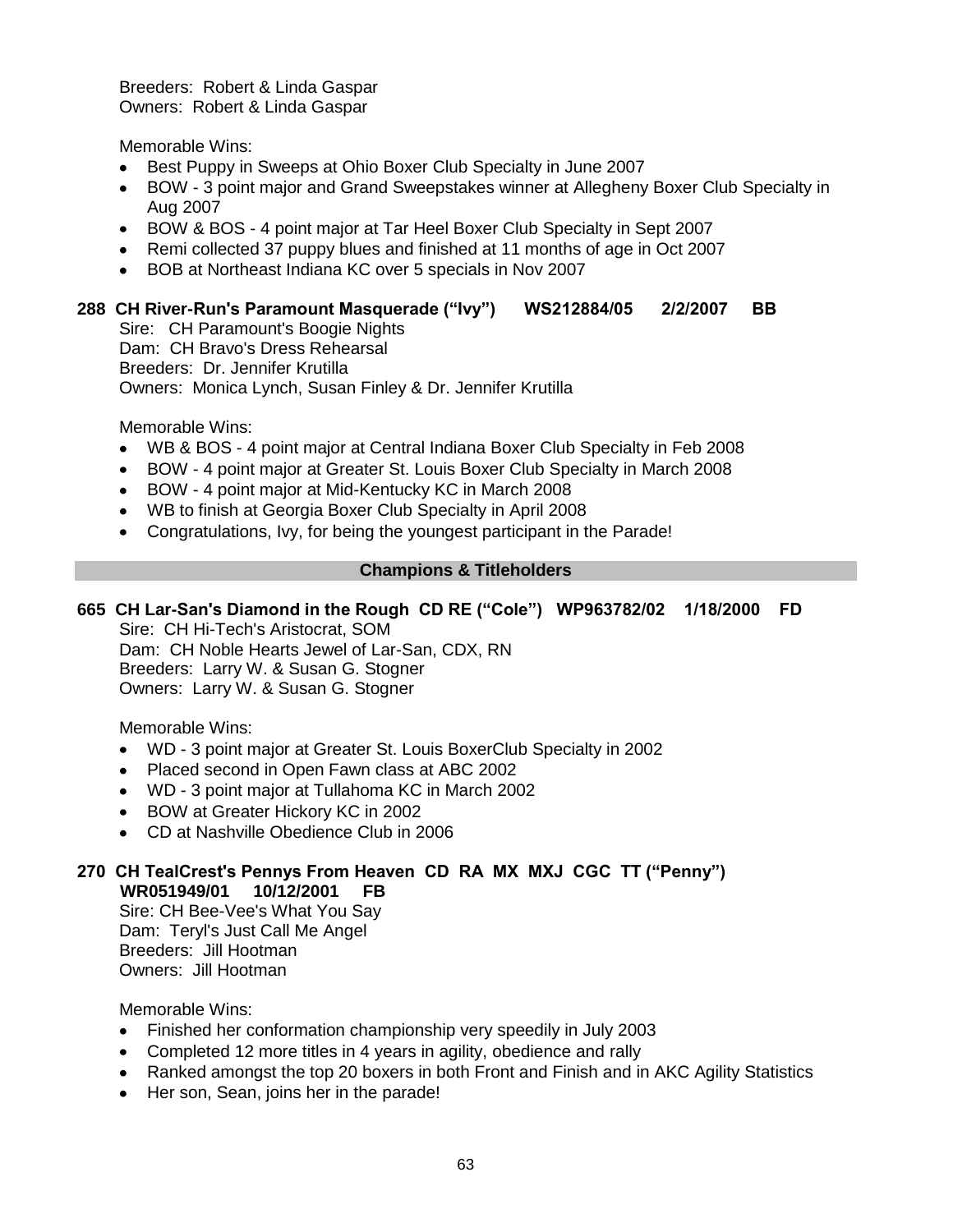Breeders: Robert & Linda Gaspar
Owners: Robert & Linda Gaspar

Memorable Wins:

- Best Puppy in Sweeps at Ohio Boxer Club Specialty in June 2007
- BOW - 3 point major and Grand Sweepstakes winner at Allegheny Boxer Club Specialty in Aug 2007
- BOW & BOS - 4 point major at Tar Heel Boxer Club Specialty in Sept 2007
- Remi collected 37 puppy blues and finished at 11 months of age in Oct 2007
- BOB at Northeast Indiana KC over 5 specials in Nov 2007

**288 CH River-Run's Paramount Masquerade ("Ivy") WS212884/05 2/2/2007 BB**

Sire: CH Paramount's Boogie Nights
Dam: CH Bravo's Dress Rehearsal
Breeders: Dr. Jennifer Krutilla
Owners: Monica Lynch, Susan Finley & Dr. Jennifer Krutilla

Memorable Wins:

- WB & BOS - 4 point major at Central Indiana Boxer Club Specialty in Feb 2008
- BOW - 4 point major at Greater St. Louis Boxer Club Specialty in March 2008
- BOW - 4 point major at Mid-Kentucky KC in March 2008
- WB to finish at Georgia Boxer Club Specialty in April 2008
- Congratulations, Ivy, for being the youngest participant in the Parade!

## Champions & Titleholders

**665 CH Lar-San's Diamond in the Rough CD RE ("Cole") WP963782/02 1/18/2000 FD**

Sire: CH Hi-Tech's Aristocrat, SOM
Dam: CH Noble Hearts Jewel of Lar-San, CDX, RN
Breeders: Larry W. & Susan G. Stogner
Owners: Larry W. & Susan G. Stogner

Memorable Wins:

- WD - 3 point major at Greater St. Louis BoxerClub Specialty in 2002
- Placed second in Open Fawn class at ABC 2002
- WD - 3 point major at Tullahoma KC in March 2002
- BOW at Greater Hickory KC in 2002
- CD at Nashville Obedience Club in 2006

**270 CH TealCrest's Pennys From Heaven CD RA MX MXJ CGC TT ("Penny") WR051949/01 10/12/2001 FB**

Sire: CH Bee-Vee's What You Say
Dam: Teryl's Just Call Me Angel
Breeders: Jill Hootman
Owners: Jill Hootman

Memorable Wins:

- Finished her conformation championship very speedily in July 2003
- Completed 12 more titles in 4 years in agility, obedience and rally
- Ranked amongst the top 20 boxers in both Front and Finish and in AKC Agility Statistics
- Her son, Sean, joins her in the parade!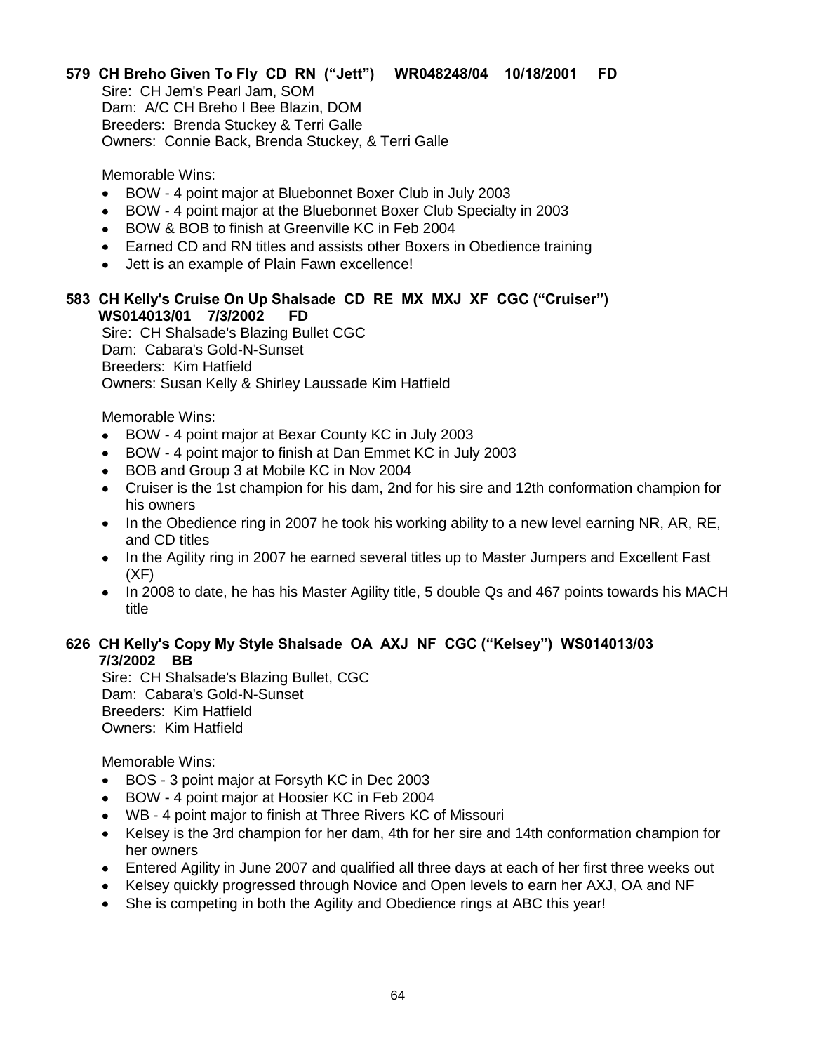**579 CH Breho Given To Fly CD RN ("Jett") WR048248/04 10/18/2001 FD**

Sire: CH Jem's Pearl Jam, SOM
Dam: A/C CH Breho I Bee Blazin, DOM
Breeders: Brenda Stuckey & Terri Galle
Owners: Connie Back, Brenda Stuckey, & Terri Galle

Memorable Wins:

- BOW - 4 point major at Bluebonnet Boxer Club in July 2003
- BOW - 4 point major at the Bluebonnet Boxer Club Specialty in 2003
- BOW & BOB to finish at Greenville KC in Feb 2004
- Earned CD and RN titles and assists other Boxers in Obedience training
- Jett is an example of Plain Fawn excellence!

**583 CH Kelly's Cruise On Up Shalsade CD RE MX MXJ XF CGC ("Cruiser") WS014013/01 7/3/2002 FD**

Sire: CH Shalsade's Blazing Bullet CGC
Dam: Cabara's Gold-N-Sunset
Breeders: Kim Hatfield
Owners: Susan Kelly & Shirley Laussade Kim Hatfield

Memorable Wins:

- BOW - 4 point major at Bexar County KC in July 2003
- BOW - 4 point major to finish at Dan Emmet KC in July 2003
- BOB and Group 3 at Mobile KC in Nov 2004
- Cruiser is the 1st champion for his dam, 2nd for his sire and 12th conformation champion for his owners
- In the Obedience ring in 2007 he took his working ability to a new level earning NR, AR, RE, and CD titles
- In the Agility ring in 2007 he earned several titles up to Master Jumpers and Excellent Fast (XF)
- In 2008 to date, he has his Master Agility title, 5 double Qs and 467 points towards his MACH title

**626 CH Kelly's Copy My Style Shalsade OA AXJ NF CGC ("Kelsey") WS014013/03 7/3/2002 BB**

Sire: CH Shalsade's Blazing Bullet, CGC
Dam: Cabara's Gold-N-Sunset
Breeders: Kim Hatfield
Owners: Kim Hatfield

Memorable Wins:

- BOS - 3 point major at Forsyth KC in Dec 2003
- BOW - 4 point major at Hoosier KC in Feb 2004
- WB - 4 point major to finish at Three Rivers KC of Missouri
- Kelsey is the 3rd champion for her dam, 4th for her sire and 14th conformation champion for her owners
- Entered Agility in June 2007 and qualified all three days at each of her first three weeks out
- Kelsey quickly progressed through Novice and Open levels to earn her AXJ, OA and NF
- She is competing in both the Agility and Obedience rings at ABC this year!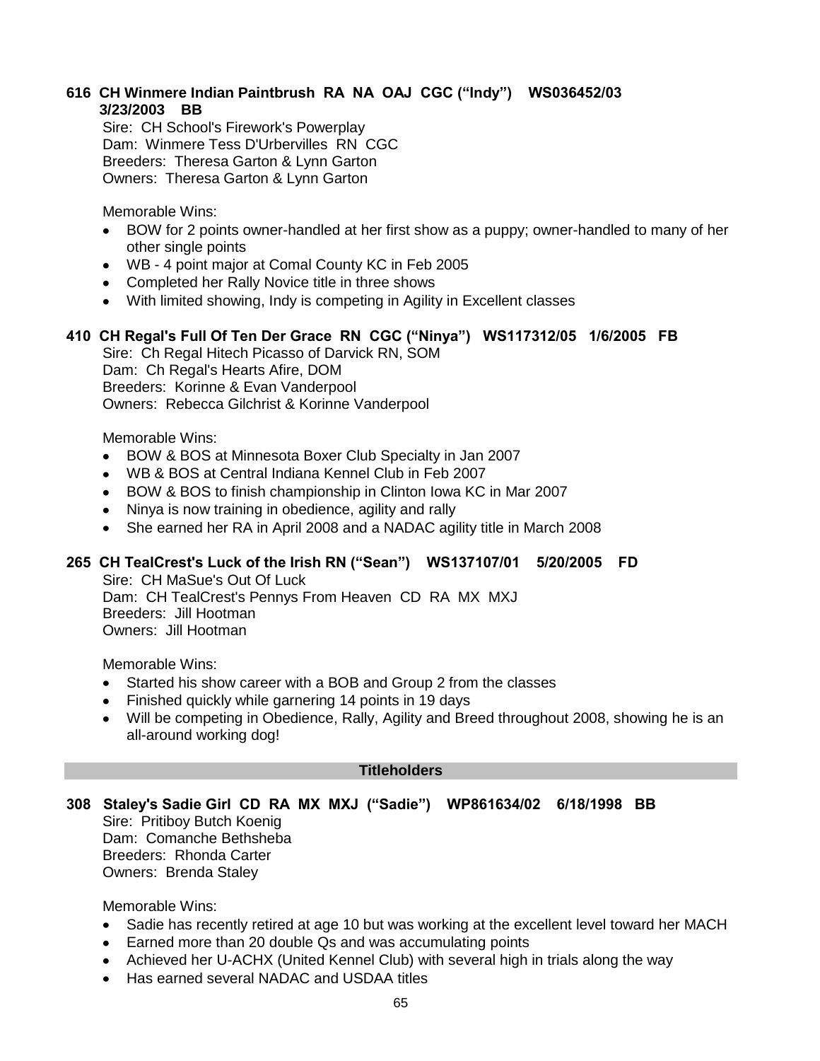**616 CH Winmere Indian Paintbrush RA NA OAJ CGC ("Indy") WS036452/03 3/23/2003 BB**

Sire: CH School's Firework's Powerplay
Dam: Winmere Tess D'Urbervilles RN CGC
Breeders: Theresa Garton & Lynn Garton
Owners: Theresa Garton & Lynn Garton

Memorable Wins:

- BOW for 2 points owner-handled at her first show as a puppy; owner-handled to many of her other single points
- WB - 4 point major at Comal County KC in Feb 2005
- Completed her Rally Novice title in three shows
- With limited showing, Indy is competing in Agility in Excellent classes

**410 CH Regal's Full Of Ten Der Grace RN CGC ("Ninya") WS117312/05 1/6/2005 FB**

Sire: Ch Regal Hitech Picasso of Darvick RN, SOM
Dam: Ch Regal's Hearts Afire, DOM
Breeders: Korinne & Evan Vanderpool
Owners: Rebecca Gilchrist & Korinne Vanderpool

Memorable Wins:

- BOW & BOS at Minnesota Boxer Club Specialty in Jan 2007
- WB & BOS at Central Indiana Kennel Club in Feb 2007
- BOW & BOS to finish championship in Clinton Iowa KC in Mar 2007
- Ninya is now training in obedience, agility and rally
- She earned her RA in April 2008 and a NADAC agility title in March 2008

**265 CH TealCrest's Luck of the Irish RN ("Sean") WS137107/01 5/20/2005 FD**

Sire: CH MaSue's Out Of Luck
Dam: CH TealCrest's Pennys From Heaven CD RA MX MXJ
Breeders: Jill Hootman
Owners: Jill Hootman

Memorable Wins:

- Started his show career with a BOB and Group 2 from the classes
- Finished quickly while garnering 14 points in 19 days
- Will be competing in Obedience, Rally, Agility and Breed throughout 2008, showing he is an all-around working dog!

## Titleholders

**308 Staley's Sadie Girl CD RA MX MXJ ("Sadie") WP861634/02 6/18/1998 BB**

Sire: Pritiboy Butch Koenig
Dam: Comanche Bethsheba
Breeders: Rhonda Carter
Owners: Brenda Staley

Memorable Wins:

- Sadie has recently retired at age 10 but was working at the excellent level toward her MACH
- Earned more than 20 double Qs and was accumulating points
- Achieved her U-ACHX (United Kennel Club) with several high in trials along the way
- Has earned several NADAC and USDAA titles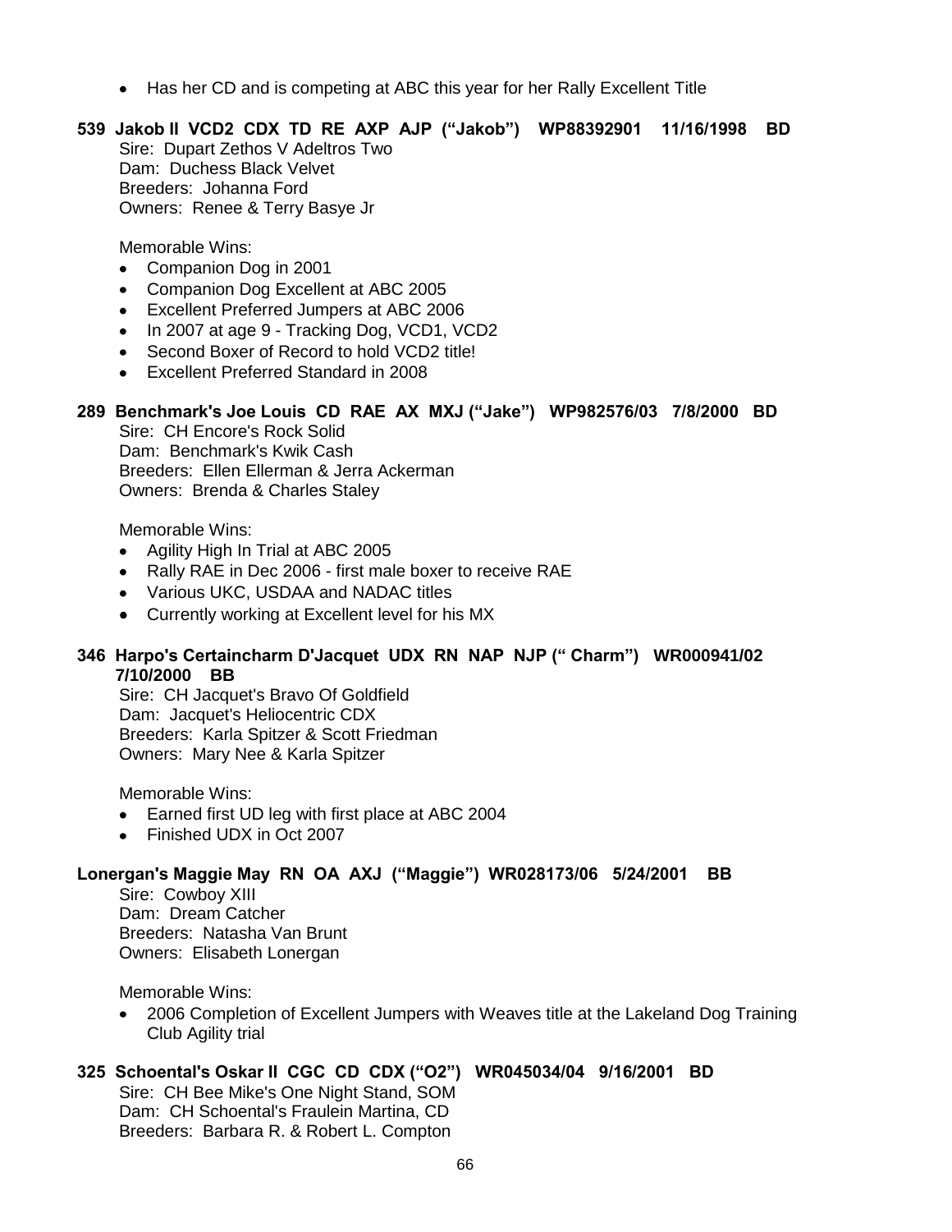- Has her CD and is competing at ABC this year for her Rally Excellent Title

**539 Jakob II VCD2 CDX TD RE AXP AJP ("Jakob") WP88392901 11/16/1998 BD**

Sire: Dupart Zethos V Adeltros Two
Dam: Duchess Black Velvet
Breeders: Johanna Ford
Owners: Renee & Terry Basye Jr

Memorable Wins:

- Companion Dog in 2001
- Companion Dog Excellent at ABC 2005
- Excellent Preferred Jumpers at ABC 2006
- In 2007 at age 9 - Tracking Dog, VCD1, VCD2
- Second Boxer of Record to hold VCD2 title!
- Excellent Preferred Standard in 2008

**289 Benchmark's Joe Louis CD RAE AX MXJ ("Jake") WP982576/03 7/8/2000 BD**

Sire: CH Encore's Rock Solid
Dam: Benchmark's Kwik Cash
Breeders: Ellen Ellerman & Jerra Ackerman
Owners: Brenda & Charles Staley

Memorable Wins:

- Agility High In Trial at ABC 2005
- Rally RAE in Dec 2006 - first male boxer to receive RAE
- Various UKC, USDAA and NADAC titles
- Currently working at Excellent level for his MX

**346 Harpo's Certaincharm D'Jacquet UDX RN NAP NJP (" Charm") WR000941/02 7/10/2000 BB**

Sire: CH Jacquet's Bravo Of Goldfield
Dam: Jacquet's Heliocentric CDX
Breeders: Karla Spitzer & Scott Friedman
Owners: Mary Nee & Karla Spitzer

Memorable Wins:

- Earned first UD leg with first place at ABC 2004
- Finished UDX in Oct 2007

**Lonergan's Maggie May RN OA AXJ ("Maggie") WR028173/06 5/24/2001 BB**

Sire: Cowboy XIII
Dam: Dream Catcher
Breeders: Natasha Van Brunt
Owners: Elisabeth Lonergan

Memorable Wins:

- 2006 Completion of Excellent Jumpers with Weaves title at the Lakeland Dog Training Club Agility trial

**325 Schoental's Oskar II CGC CD CDX ("O2") WR045034/04 9/16/2001 BD**

Sire: CH Bee Mike's One Night Stand, SOM
Dam: CH Schoental's Fraulein Martina, CD
Breeders: Barbara R. & Robert L. Compton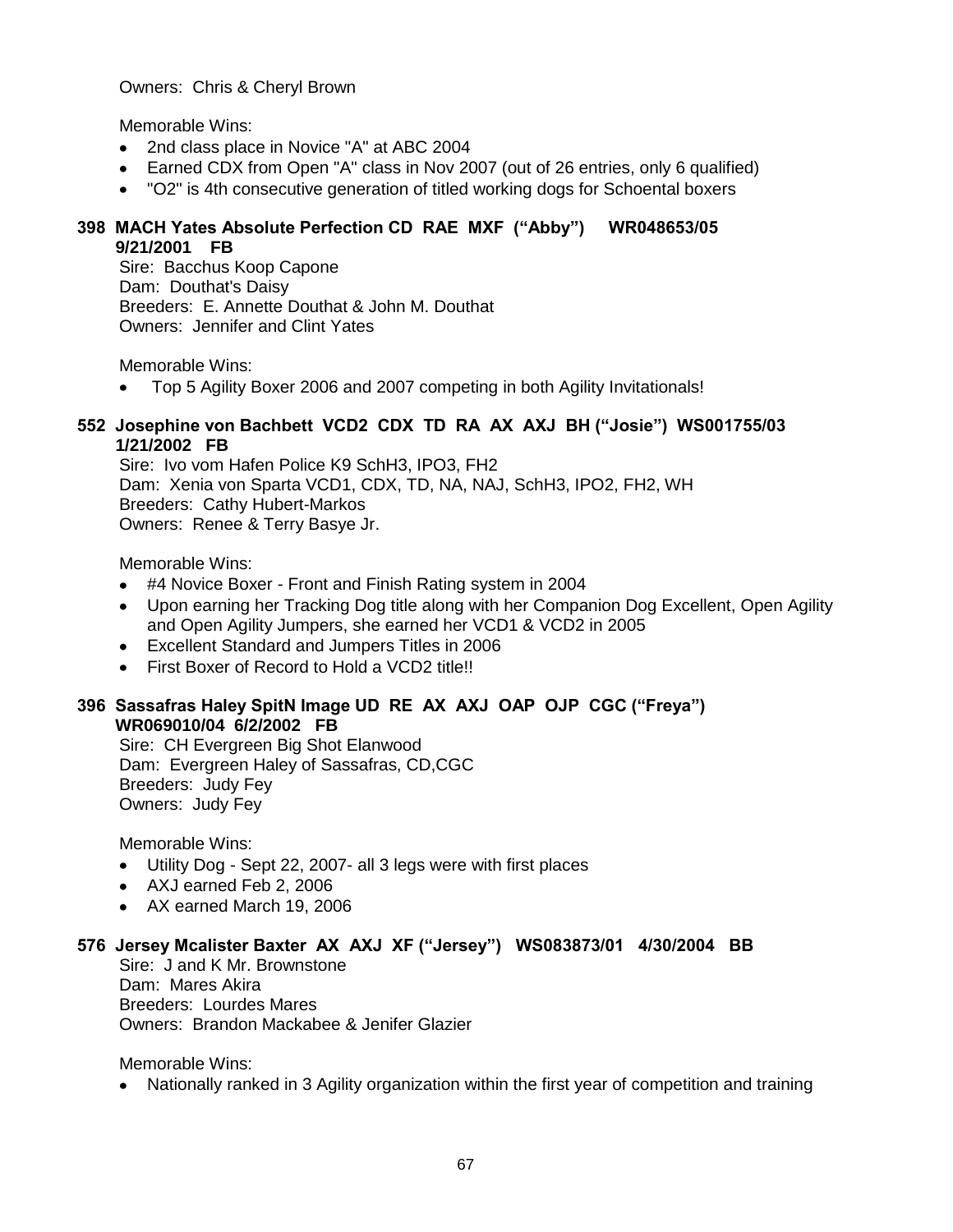Owners: Chris & Cheryl Brown

Memorable Wins:

- 2nd class place in Novice "A" at ABC 2004
- Earned CDX from Open "A" class in Nov 2007 (out of 26 entries, only 6 qualified)
- "O2" is 4th consecutive generation of titled working dogs for Schoental boxers

**398 MACH Yates Absolute Perfection CD RAE MXF ("Abby") WR048653/05 9/21/2001 FB**

Sire: Bacchus Koop Capone
Dam: Douthat's Daisy
Breeders: E. Annette Douthat & John M. Douthat
Owners: Jennifer and Clint Yates

Memorable Wins:

- Top 5 Agility Boxer 2006 and 2007 competing in both Agility Invitationals!

**552 Josephine von Bachbett VCD2 CDX TD RA AX AXJ BH ("Josie") WS001755/03 1/21/2002 FB**

Sire: Ivo vom Hafen Police K9 SchH3, IPO3, FH2
Dam: Xenia von Sparta VCD1, CDX, TD, NA, NAJ, SchH3, IPO2, FH2, WH
Breeders: Cathy Hubert-Markos
Owners: Renee & Terry Basye Jr.

Memorable Wins:

- #4 Novice Boxer - Front and Finish Rating system in 2004
- Upon earning her Tracking Dog title along with her Companion Dog Excellent, Open Agility and Open Agility Jumpers, she earned her VCD1 & VCD2 in 2005
- Excellent Standard and Jumpers Titles in 2006
- First Boxer of Record to Hold a VCD2 title!!

**396 Sassafras Haley SpitN Image UD RE AX AXJ OAP OJP CGC ("Freya") WR069010/04 6/2/2002 FB**

Sire: CH Evergreen Big Shot Elanwood
Dam: Evergreen Haley of Sassafras, CD,CGC
Breeders: Judy Fey
Owners: Judy Fey

Memorable Wins:

- Utility Dog - Sept 22, 2007- all 3 legs were with first places
- AXJ earned Feb 2, 2006
- AX earned March 19, 2006

**576 Jersey Mcalister Baxter AX AXJ XF ("Jersey") WS083873/01 4/30/2004 BB**

Sire: J and K Mr. Brownstone
Dam: Mares Akira
Breeders: Lourdes Mares
Owners: Brandon Mackabee & Jenifer Glazier

Memorable Wins:

- Nationally ranked in 3 Agility organization within the first year of competition and training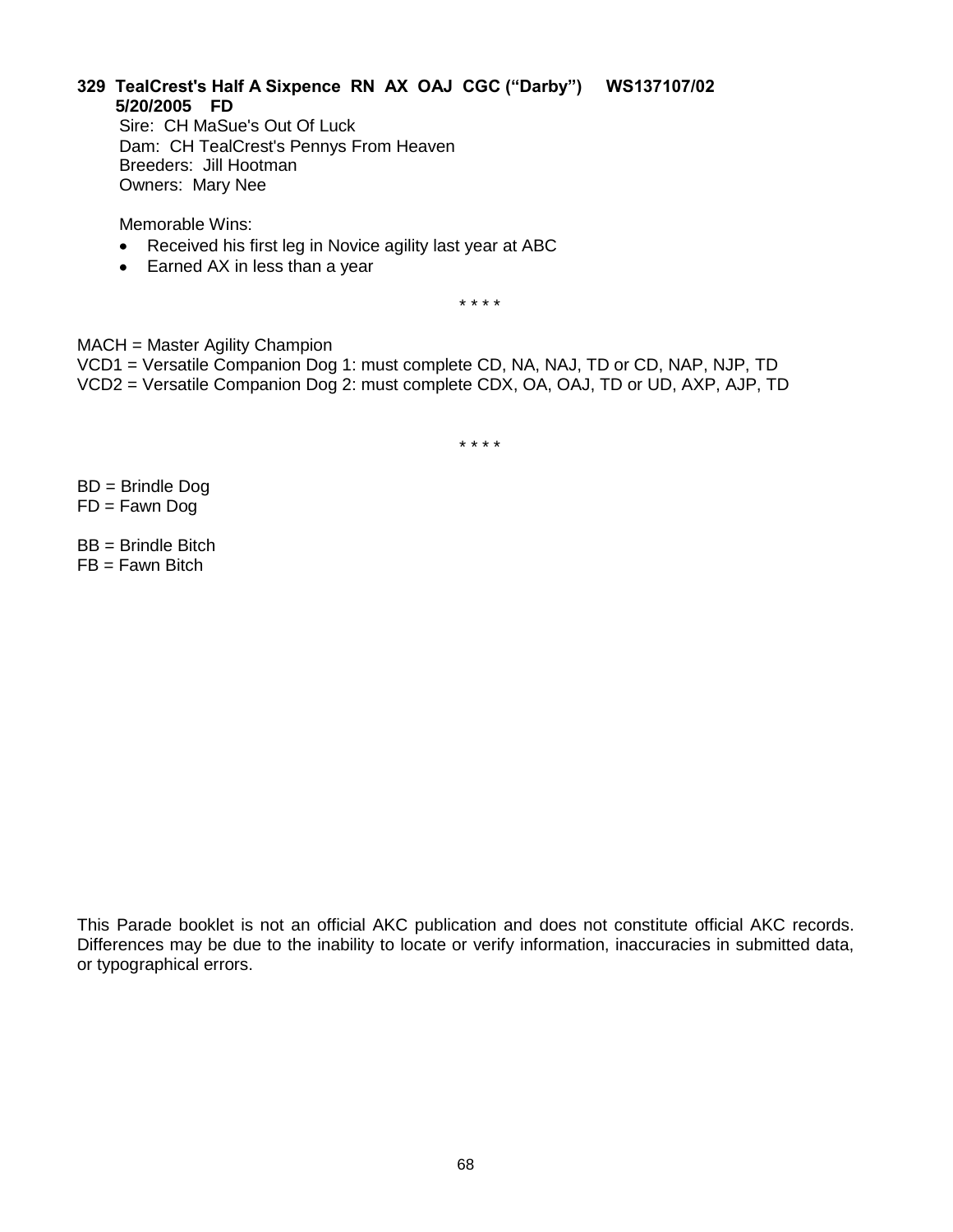**329 TealCrest's Half A Sixpence RN AX OAJ CGC ("Darby") WS137107/02**
**5/20/2005 FD**

Sire: CH MaSue's Out Of Luck
Dam: CH TealCrest's Pennys From Heaven
Breeders: Jill Hootman
Owners: Mary Nee

Memorable Wins:

- Received his first leg in Novice agility last year at ABC
- Earned AX in less than a year

\* \* \* \*

MACH = Master Agility Champion
VCD1 = Versatile Companion Dog 1: must complete CD, NA, NAJ, TD or CD, NAP, NJP, TD
VCD2 = Versatile Companion Dog 2: must complete CDX, OA, OAJ, TD or UD, AXP, AJP, TD

\* \* \* \*

BD = Brindle Dog
FD = Fawn Dog

BB = Brindle Bitch
FB = Fawn Bitch

This Parade booklet is not an official AKC publication and does not constitute official AKC records. Differences may be due to the inability to locate or verify information, inaccuracies in submitted data, or typographical errors.